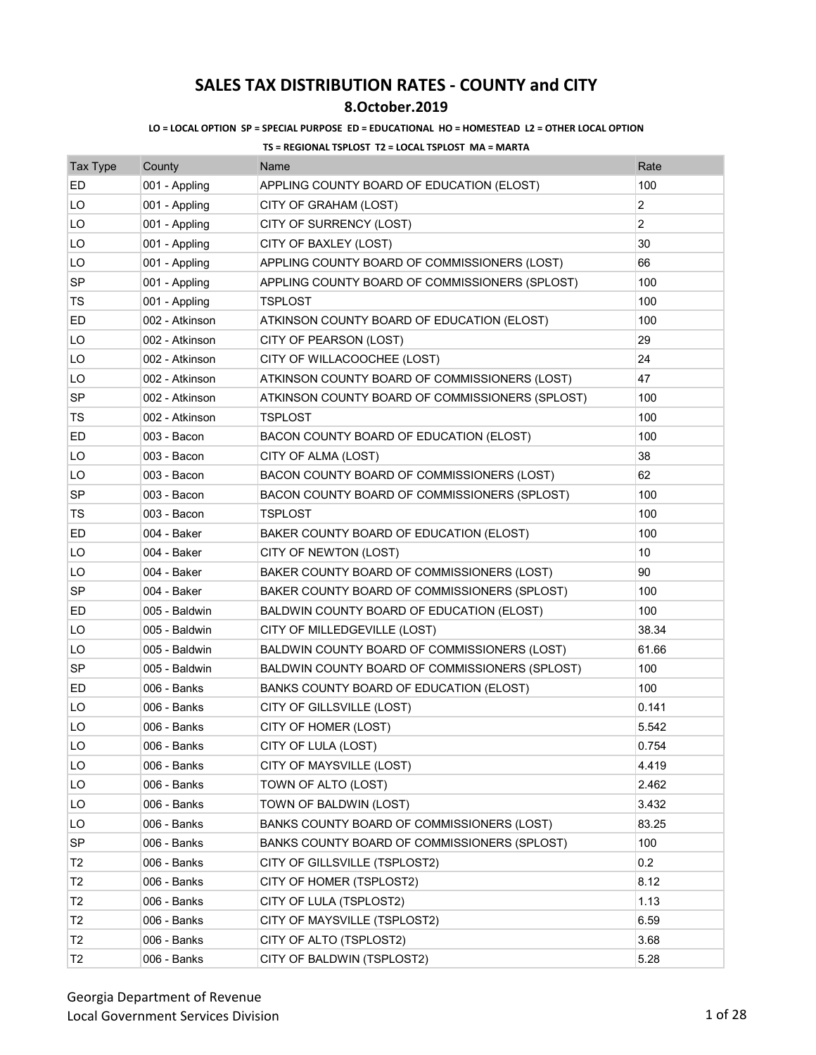# SALES TAX DISTRIBUTION RATES - COUNTY and CITY

## 8.October.2019

**LO = LOCAL OPTION SP = SPECIAL PURPOSE ED = EDUCATIONAL HO = HOMESTEAD L2 = OTHER LOCAL OPTION**

**TS = REGIONAL TSPLOST T2 = LOCAL TSPLOST MA = MARTA**

| Tax Type | County | Name | Rate |
|---|---|---|---|
| ED | 001 - Appling | APPLING COUNTY BOARD OF EDUCATION (ELOST) | 100 |
| LO | 001 - Appling | CITY OF GRAHAM (LOST) | 2 |
| LO | 001 - Appling | CITY OF SURRENCY (LOST) | 2 |
| LO | 001 - Appling | CITY OF BAXLEY (LOST) | 30 |
| LO | 001 - Appling | APPLING COUNTY BOARD OF COMMISSIONERS (LOST) | 66 |
| SP | 001 - Appling | APPLING COUNTY BOARD OF COMMISSIONERS (SPLOST) | 100 |
| TS | 001 - Appling | TSPLOST | 100 |
| ED | 002 - Atkinson | ATKINSON COUNTY BOARD OF EDUCATION (ELOST) | 100 |
| LO | 002 - Atkinson | CITY OF PEARSON (LOST) | 29 |
| LO | 002 - Atkinson | CITY OF WILLACOOCHEE (LOST) | 24 |
| LO | 002 - Atkinson | ATKINSON COUNTY BOARD OF COMMISSIONERS (LOST) | 47 |
| SP | 002 - Atkinson | ATKINSON COUNTY BOARD OF COMMISSIONERS (SPLOST) | 100 |
| TS | 002 - Atkinson | TSPLOST | 100 |
| ED | 003 - Bacon | BACON COUNTY BOARD OF EDUCATION (ELOST) | 100 |
| LO | 003 - Bacon | CITY OF ALMA (LOST) | 38 |
| LO | 003 - Bacon | BACON COUNTY BOARD OF COMMISSIONERS (LOST) | 62 |
| SP | 003 - Bacon | BACON COUNTY BOARD OF COMMISSIONERS (SPLOST) | 100 |
| TS | 003 - Bacon | TSPLOST | 100 |
| ED | 004 - Baker | BAKER COUNTY BOARD OF EDUCATION (ELOST) | 100 |
| LO | 004 - Baker | CITY OF NEWTON (LOST) | 10 |
| LO | 004 - Baker | BAKER COUNTY BOARD OF COMMISSIONERS (LOST) | 90 |
| SP | 004 - Baker | BAKER COUNTY BOARD OF COMMISSIONERS (SPLOST) | 100 |
| ED | 005 - Baldwin | BALDWIN COUNTY BOARD OF EDUCATION (ELOST) | 100 |
| LO | 005 - Baldwin | CITY OF MILLEDGEVILLE (LOST) | 38.34 |
| LO | 005 - Baldwin | BALDWIN COUNTY BOARD OF COMMISSIONERS (LOST) | 61.66 |
| SP | 005 - Baldwin | BALDWIN COUNTY BOARD OF COMMISSIONERS (SPLOST) | 100 |
| ED | 006 - Banks | BANKS COUNTY BOARD OF EDUCATION (ELOST) | 100 |
| LO | 006 - Banks | CITY OF GILLSVILLE (LOST) | 0.141 |
| LO | 006 - Banks | CITY OF HOMER (LOST) | 5.542 |
| LO | 006 - Banks | CITY OF LULA (LOST) | 0.754 |
| LO | 006 - Banks | CITY OF MAYSVILLE (LOST) | 4.419 |
| LO | 006 - Banks | TOWN OF ALTO (LOST) | 2.462 |
| LO | 006 - Banks | TOWN OF BALDWIN (LOST) | 3.432 |
| LO | 006 - Banks | BANKS COUNTY BOARD OF COMMISSIONERS (LOST) | 83.25 |
| SP | 006 - Banks | BANKS COUNTY BOARD OF COMMISSIONERS (SPLOST) | 100 |
| T2 | 006 - Banks | CITY OF GILLSVILLE (TSPLOST2) | 0.2 |
| T2 | 006 - Banks | CITY OF HOMER (TSPLOST2) | 8.12 |
| T2 | 006 - Banks | CITY OF LULA (TSPLOST2) | 1.13 |
| T2 | 006 - Banks | CITY OF MAYSVILLE (TSPLOST2) | 6.59 |
| T2 | 006 - Banks | CITY OF ALTO (TSPLOST2) | 3.68 |
| T2 | 006 - Banks | CITY OF BALDWIN (TSPLOST2) | 5.28 |

Georgia Department of Revenue
Local Government Services Division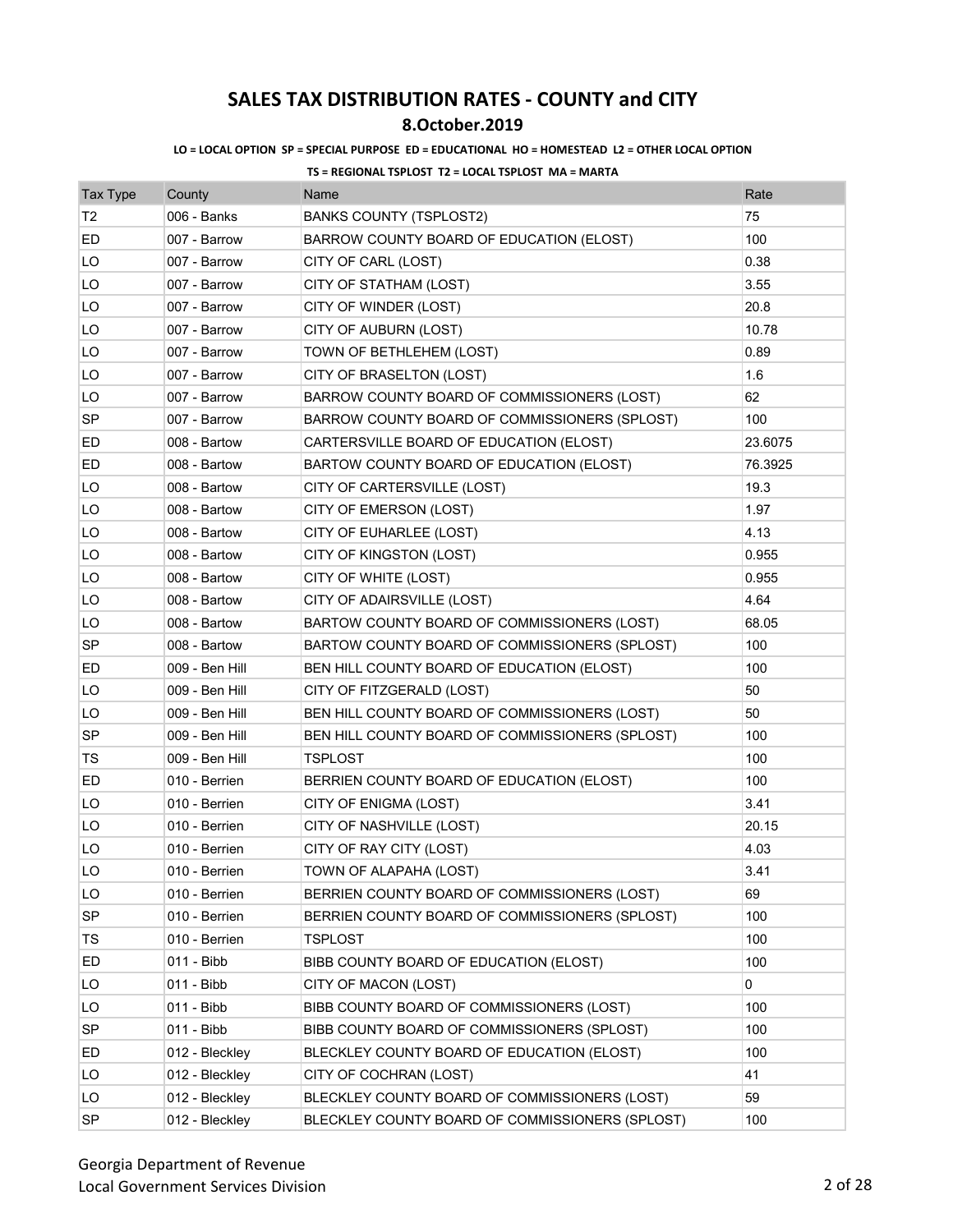# SALES TAX DISTRIBUTION RATES - COUNTY and CITY

## 8.October.2019

**LO = LOCAL OPTION SP = SPECIAL PURPOSE ED = EDUCATIONAL HO = HOMESTEAD L2 = OTHER LOCAL OPTION**

**TS = REGIONAL TSPLOST T2 = LOCAL TSPLOST MA = MARTA**

| Tax Type | County | Name | Rate |
|---|---|---|---|
| T2 | 006 - Banks | BANKS COUNTY (TSPLOST2) | 75 |
| ED | 007 - Barrow | BARROW COUNTY BOARD OF EDUCATION (ELOST) | 100 |
| LO | 007 - Barrow | CITY OF CARL (LOST) | 0.38 |
| LO | 007 - Barrow | CITY OF STATHAM (LOST) | 3.55 |
| LO | 007 - Barrow | CITY OF WINDER (LOST) | 20.8 |
| LO | 007 - Barrow | CITY OF AUBURN (LOST) | 10.78 |
| LO | 007 - Barrow | TOWN OF BETHLEHEM (LOST) | 0.89 |
| LO | 007 - Barrow | CITY OF BRASELTON (LOST) | 1.6 |
| LO | 007 - Barrow | BARROW COUNTY BOARD OF COMMISSIONERS (LOST) | 62 |
| SP | 007 - Barrow | BARROW COUNTY BOARD OF COMMISSIONERS (SPLOST) | 100 |
| ED | 008 - Bartow | CARTERSVILLE BOARD OF EDUCATION (ELOST) | 23.6075 |
| ED | 008 - Bartow | BARTOW COUNTY BOARD OF EDUCATION (ELOST) | 76.3925 |
| LO | 008 - Bartow | CITY OF CARTERSVILLE (LOST) | 19.3 |
| LO | 008 - Bartow | CITY OF EMERSON (LOST) | 1.97 |
| LO | 008 - Bartow | CITY OF EUHARLEE (LOST) | 4.13 |
| LO | 008 - Bartow | CITY OF KINGSTON (LOST) | 0.955 |
| LO | 008 - Bartow | CITY OF WHITE (LOST) | 0.955 |
| LO | 008 - Bartow | CITY OF ADAIRSVILLE (LOST) | 4.64 |
| LO | 008 - Bartow | BARTOW COUNTY BOARD OF COMMISSIONERS (LOST) | 68.05 |
| SP | 008 - Bartow | BARTOW COUNTY BOARD OF COMMISSIONERS (SPLOST) | 100 |
| ED | 009 - Ben Hill | BEN HILL COUNTY BOARD OF EDUCATION (ELOST) | 100 |
| LO | 009 - Ben Hill | CITY OF FITZGERALD (LOST) | 50 |
| LO | 009 - Ben Hill | BEN HILL COUNTY BOARD OF COMMISSIONERS (LOST) | 50 |
| SP | 009 - Ben Hill | BEN HILL COUNTY BOARD OF COMMISSIONERS (SPLOST) | 100 |
| TS | 009 - Ben Hill | TSPLOST | 100 |
| ED | 010 - Berrien | BERRIEN COUNTY BOARD OF EDUCATION (ELOST) | 100 |
| LO | 010 - Berrien | CITY OF ENIGMA (LOST) | 3.41 |
| LO | 010 - Berrien | CITY OF NASHVILLE (LOST) | 20.15 |
| LO | 010 - Berrien | CITY OF RAY CITY (LOST) | 4.03 |
| LO | 010 - Berrien | TOWN OF ALAPAHA (LOST) | 3.41 |
| LO | 010 - Berrien | BERRIEN COUNTY BOARD OF COMMISSIONERS (LOST) | 69 |
| SP | 010 - Berrien | BERRIEN COUNTY BOARD OF COMMISSIONERS (SPLOST) | 100 |
| TS | 010 - Berrien | TSPLOST | 100 |
| ED | 011 - Bibb | BIBB COUNTY BOARD OF EDUCATION (ELOST) | 100 |
| LO | 011 - Bibb | CITY OF MACON (LOST) | 0 |
| LO | 011 - Bibb | BIBB COUNTY BOARD OF COMMISSIONERS (LOST) | 100 |
| SP | 011 - Bibb | BIBB COUNTY BOARD OF COMMISSIONERS (SPLOST) | 100 |
| ED | 012 - Bleckley | BLECKLEY COUNTY BOARD OF EDUCATION (ELOST) | 100 |
| LO | 012 - Bleckley | CITY OF COCHRAN (LOST) | 41 |
| LO | 012 - Bleckley | BLECKLEY COUNTY BOARD OF COMMISSIONERS (LOST) | 59 |
| SP | 012 - Bleckley | BLECKLEY COUNTY BOARD OF COMMISSIONERS (SPLOST) | 100 |

Georgia Department of Revenue
Local Government Services Division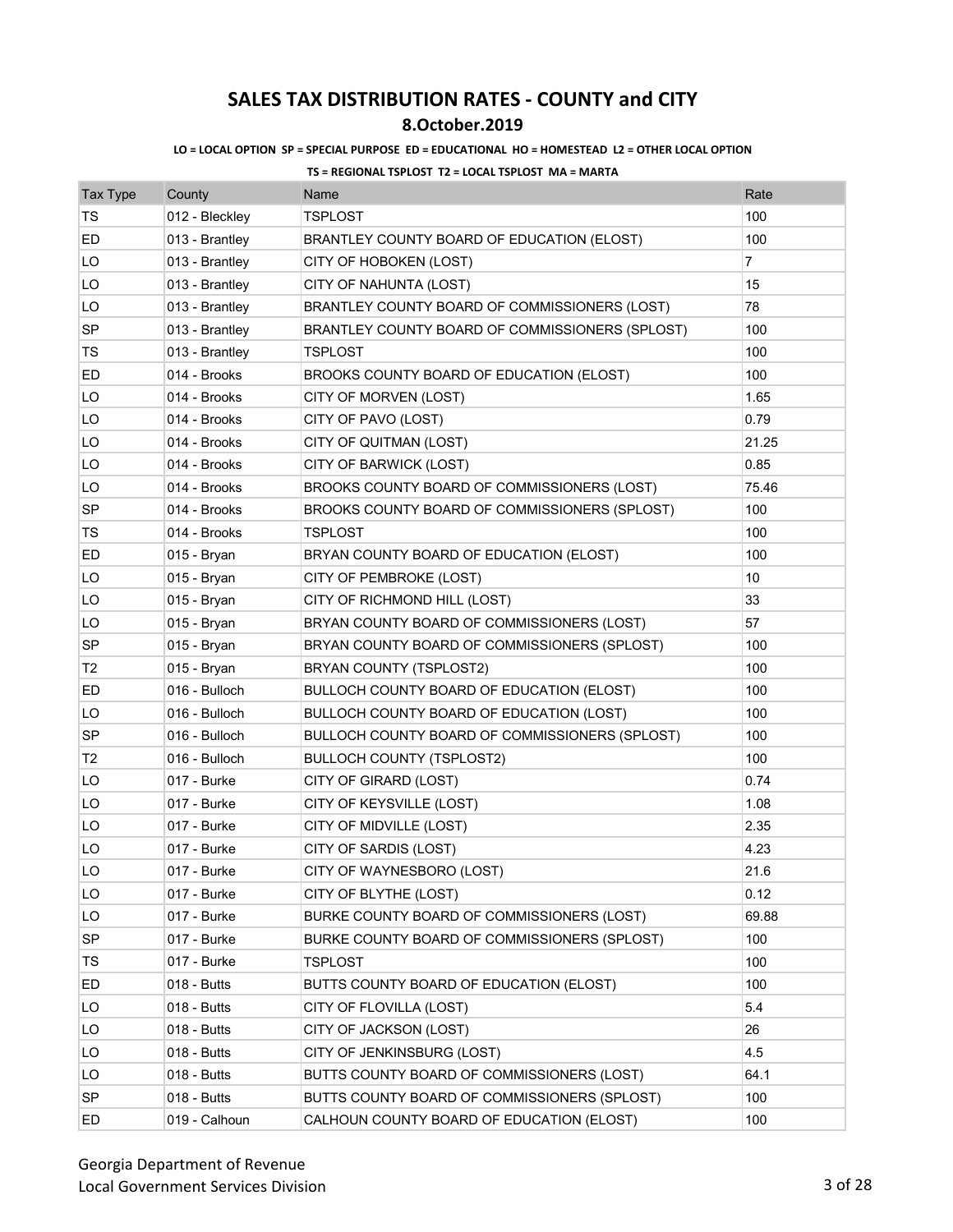# SALES TAX DISTRIBUTION RATES - COUNTY and CITY

## 8.October.2019

**LO = LOCAL OPTION SP = SPECIAL PURPOSE ED = EDUCATIONAL HO = HOMESTEAD L2 = OTHER LOCAL OPTION**

**TS = REGIONAL TSPLOST T2 = LOCAL TSPLOST MA = MARTA**

| Tax Type | County | Name | Rate |
|---|---|---|---|
| TS | 012 - Bleckley | TSPLOST | 100 |
| ED | 013 - Brantley | BRANTLEY COUNTY BOARD OF EDUCATION (ELOST) | 100 |
| LO | 013 - Brantley | CITY OF HOBOKEN (LOST) | 7 |
| LO | 013 - Brantley | CITY OF NAHUNTA (LOST) | 15 |
| LO | 013 - Brantley | BRANTLEY COUNTY BOARD OF COMMISSIONERS (LOST) | 78 |
| SP | 013 - Brantley | BRANTLEY COUNTY BOARD OF COMMISSIONERS (SPLOST) | 100 |
| TS | 013 - Brantley | TSPLOST | 100 |
| ED | 014 - Brooks | BROOKS COUNTY BOARD OF EDUCATION (ELOST) | 100 |
| LO | 014 - Brooks | CITY OF MORVEN (LOST) | 1.65 |
| LO | 014 - Brooks | CITY OF PAVO (LOST) | 0.79 |
| LO | 014 - Brooks | CITY OF QUITMAN (LOST) | 21.25 |
| LO | 014 - Brooks | CITY OF BARWICK (LOST) | 0.85 |
| LO | 014 - Brooks | BROOKS COUNTY BOARD OF COMMISSIONERS (LOST) | 75.46 |
| SP | 014 - Brooks | BROOKS COUNTY BOARD OF COMMISSIONERS (SPLOST) | 100 |
| TS | 014 - Brooks | TSPLOST | 100 |
| ED | 015 - Bryan | BRYAN COUNTY BOARD OF EDUCATION (ELOST) | 100 |
| LO | 015 - Bryan | CITY OF PEMBROKE (LOST) | 10 |
| LO | 015 - Bryan | CITY OF RICHMOND HILL (LOST) | 33 |
| LO | 015 - Bryan | BRYAN COUNTY BOARD OF COMMISSIONERS (LOST) | 57 |
| SP | 015 - Bryan | BRYAN COUNTY BOARD OF COMMISSIONERS (SPLOST) | 100 |
| T2 | 015 - Bryan | BRYAN COUNTY (TSPLOST2) | 100 |
| ED | 016 - Bulloch | BULLOCH COUNTY BOARD OF EDUCATION (ELOST) | 100 |
| LO | 016 - Bulloch | BULLOCH COUNTY BOARD OF EDUCATION (LOST) | 100 |
| SP | 016 - Bulloch | BULLOCH COUNTY BOARD OF COMMISSIONERS (SPLOST) | 100 |
| T2 | 016 - Bulloch | BULLOCH COUNTY (TSPLOST2) | 100 |
| LO | 017 - Burke | CITY OF GIRARD (LOST) | 0.74 |
| LO | 017 - Burke | CITY OF KEYSVILLE (LOST) | 1.08 |
| LO | 017 - Burke | CITY OF MIDVILLE (LOST) | 2.35 |
| LO | 017 - Burke | CITY OF SARDIS (LOST) | 4.23 |
| LO | 017 - Burke | CITY OF WAYNESBORO (LOST) | 21.6 |
| LO | 017 - Burke | CITY OF BLYTHE (LOST) | 0.12 |
| LO | 017 - Burke | BURKE COUNTY BOARD OF COMMISSIONERS (LOST) | 69.88 |
| SP | 017 - Burke | BURKE COUNTY BOARD OF COMMISSIONERS (SPLOST) | 100 |
| TS | 017 - Burke | TSPLOST | 100 |
| ED | 018 - Butts | BUTTS COUNTY BOARD OF EDUCATION (ELOST) | 100 |
| LO | 018 - Butts | CITY OF FLOVILLA (LOST) | 5.4 |
| LO | 018 - Butts | CITY OF JACKSON (LOST) | 26 |
| LO | 018 - Butts | CITY OF JENKINSBURG (LOST) | 4.5 |
| LO | 018 - Butts | BUTTS COUNTY BOARD OF COMMISSIONERS (LOST) | 64.1 |
| SP | 018 - Butts | BUTTS COUNTY BOARD OF COMMISSIONERS (SPLOST) | 100 |
| ED | 019 - Calhoun | CALHOUN COUNTY BOARD OF EDUCATION (ELOST) | 100 |

Georgia Department of Revenue
Local Government Services Division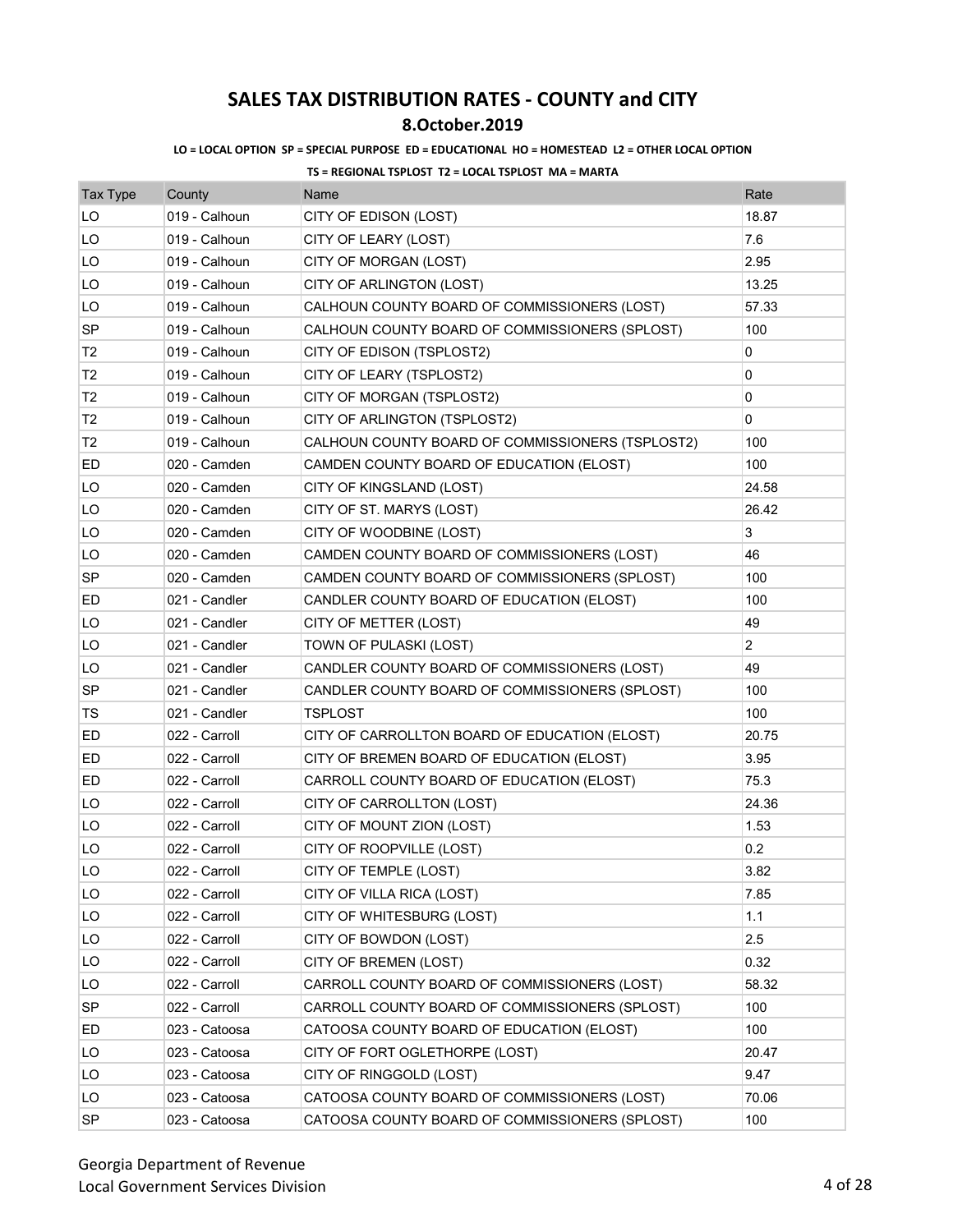# SALES TAX DISTRIBUTION RATES - COUNTY and CITY

## 8.October.2019

**LO = LOCAL OPTION SP = SPECIAL PURPOSE ED = EDUCATIONAL HO = HOMESTEAD L2 = OTHER LOCAL OPTION**

**TS = REGIONAL TSPLOST T2 = LOCAL TSPLOST MA = MARTA**

| Tax Type | County | Name | Rate |
|---|---|---|---|
| LO | 019 - Calhoun | CITY OF EDISON (LOST) | 18.87 |
| LO | 019 - Calhoun | CITY OF LEARY (LOST) | 7.6 |
| LO | 019 - Calhoun | CITY OF MORGAN (LOST) | 2.95 |
| LO | 019 - Calhoun | CITY OF ARLINGTON (LOST) | 13.25 |
| LO | 019 - Calhoun | CALHOUN COUNTY BOARD OF COMMISSIONERS (LOST) | 57.33 |
| SP | 019 - Calhoun | CALHOUN COUNTY BOARD OF COMMISSIONERS (SPLOST) | 100 |
| T2 | 019 - Calhoun | CITY OF EDISON (TSPLOST2) | 0 |
| T2 | 019 - Calhoun | CITY OF LEARY (TSPLOST2) | 0 |
| T2 | 019 - Calhoun | CITY OF MORGAN (TSPLOST2) | 0 |
| T2 | 019 - Calhoun | CITY OF ARLINGTON (TSPLOST2) | 0 |
| T2 | 019 - Calhoun | CALHOUN COUNTY BOARD OF COMMISSIONERS (TSPLOST2) | 100 |
| ED | 020 - Camden | CAMDEN COUNTY BOARD OF EDUCATION (ELOST) | 100 |
| LO | 020 - Camden | CITY OF KINGSLAND (LOST) | 24.58 |
| LO | 020 - Camden | CITY OF ST. MARYS (LOST) | 26.42 |
| LO | 020 - Camden | CITY OF WOODBINE (LOST) | 3 |
| LO | 020 - Camden | CAMDEN COUNTY BOARD OF COMMISSIONERS (LOST) | 46 |
| SP | 020 - Camden | CAMDEN COUNTY BOARD OF COMMISSIONERS (SPLOST) | 100 |
| ED | 021 - Candler | CANDLER COUNTY BOARD OF EDUCATION (ELOST) | 100 |
| LO | 021 - Candler | CITY OF METTER (LOST) | 49 |
| LO | 021 - Candler | TOWN OF PULASKI (LOST) | 2 |
| LO | 021 - Candler | CANDLER COUNTY BOARD OF COMMISSIONERS (LOST) | 49 |
| SP | 021 - Candler | CANDLER COUNTY BOARD OF COMMISSIONERS (SPLOST) | 100 |
| TS | 021 - Candler | TSPLOST | 100 |
| ED | 022 - Carroll | CITY OF CARROLLTON BOARD OF EDUCATION (ELOST) | 20.75 |
| ED | 022 - Carroll | CITY OF BREMEN BOARD OF EDUCATION (ELOST) | 3.95 |
| ED | 022 - Carroll | CARROLL COUNTY BOARD OF EDUCATION (ELOST) | 75.3 |
| LO | 022 - Carroll | CITY OF CARROLLTON (LOST) | 24.36 |
| LO | 022 - Carroll | CITY OF MOUNT ZION (LOST) | 1.53 |
| LO | 022 - Carroll | CITY OF ROOPVILLE (LOST) | 0.2 |
| LO | 022 - Carroll | CITY OF TEMPLE (LOST) | 3.82 |
| LO | 022 - Carroll | CITY OF VILLA RICA (LOST) | 7.85 |
| LO | 022 - Carroll | CITY OF WHITESBURG (LOST) | 1.1 |
| LO | 022 - Carroll | CITY OF BOWDON (LOST) | 2.5 |
| LO | 022 - Carroll | CITY OF BREMEN (LOST) | 0.32 |
| LO | 022 - Carroll | CARROLL COUNTY BOARD OF COMMISSIONERS (LOST) | 58.32 |
| SP | 022 - Carroll | CARROLL COUNTY BOARD OF COMMISSIONERS (SPLOST) | 100 |
| ED | 023 - Catoosa | CATOOSA COUNTY BOARD OF EDUCATION (ELOST) | 100 |
| LO | 023 - Catoosa | CITY OF FORT OGLETHORPE (LOST) | 20.47 |
| LO | 023 - Catoosa | CITY OF RINGGOLD (LOST) | 9.47 |
| LO | 023 - Catoosa | CATOOSA COUNTY BOARD OF COMMISSIONERS (LOST) | 70.06 |
| SP | 023 - Catoosa | CATOOSA COUNTY BOARD OF COMMISSIONERS (SPLOST) | 100 |

Georgia Department of Revenue
Local Government Services Division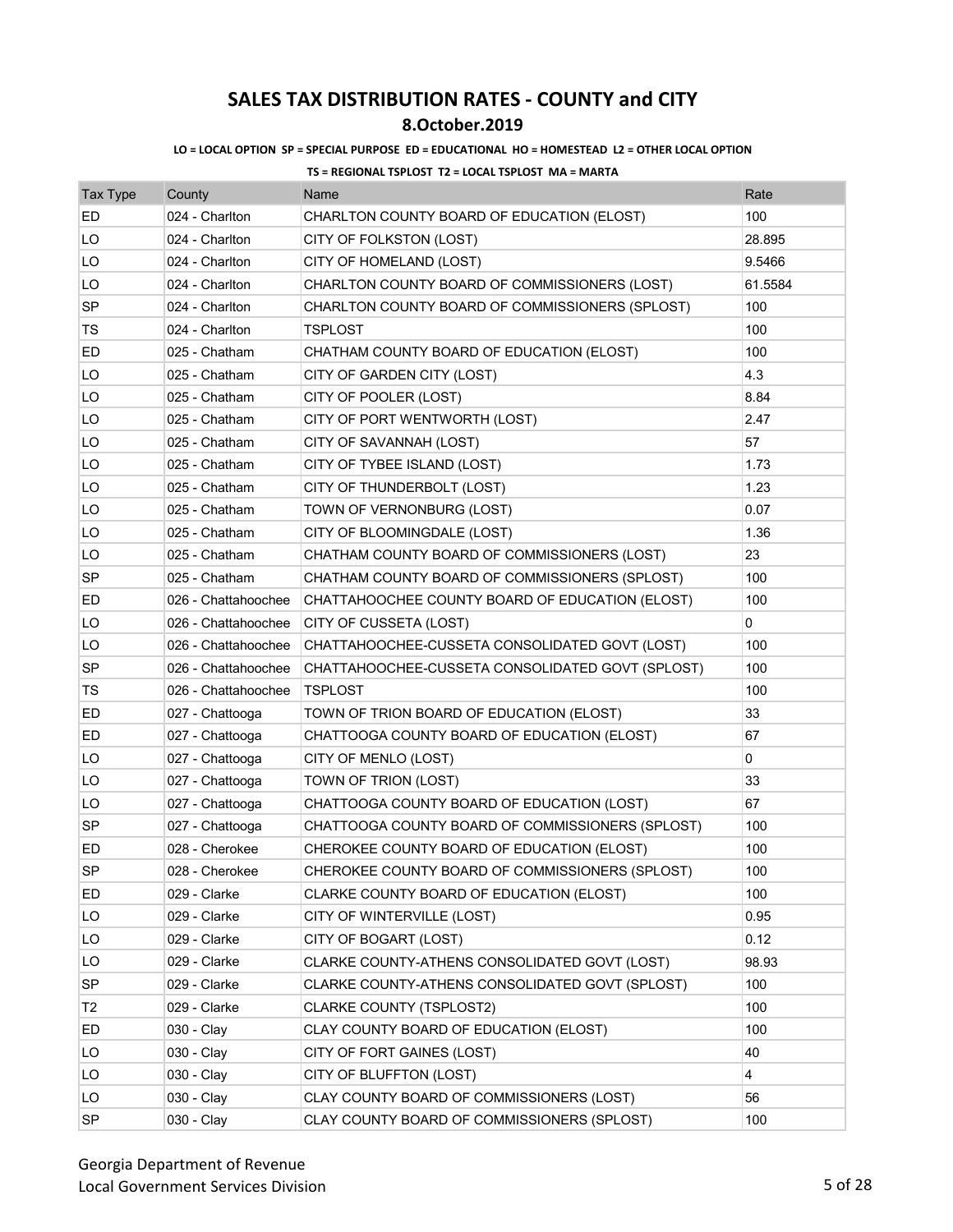# SALES TAX DISTRIBUTION RATES - COUNTY and CITY

## 8.October.2019

**LO = LOCAL OPTION SP = SPECIAL PURPOSE ED = EDUCATIONAL HO = HOMESTEAD L2 = OTHER LOCAL OPTION**

**TS = REGIONAL TSPLOST T2 = LOCAL TSPLOST MA = MARTA**

| Tax Type | County | Name | Rate |
|---|---|---|---|
| ED | 024 - Charlton | CHARLTON COUNTY BOARD OF EDUCATION (ELOST) | 100 |
| LO | 024 - Charlton | CITY OF FOLKSTON (LOST) | 28.895 |
| LO | 024 - Charlton | CITY OF HOMELAND (LOST) | 9.5466 |
| LO | 024 - Charlton | CHARLTON COUNTY BOARD OF COMMISSIONERS (LOST) | 61.5584 |
| SP | 024 - Charlton | CHARLTON COUNTY BOARD OF COMMISSIONERS (SPLOST) | 100 |
| TS | 024 - Charlton | TSPLOST | 100 |
| ED | 025 - Chatham | CHATHAM COUNTY BOARD OF EDUCATION (ELOST) | 100 |
| LO | 025 - Chatham | CITY OF GARDEN CITY (LOST) | 4.3 |
| LO | 025 - Chatham | CITY OF POOLER (LOST) | 8.84 |
| LO | 025 - Chatham | CITY OF PORT WENTWORTH (LOST) | 2.47 |
| LO | 025 - Chatham | CITY OF SAVANNAH (LOST) | 57 |
| LO | 025 - Chatham | CITY OF TYBEE ISLAND (LOST) | 1.73 |
| LO | 025 - Chatham | CITY OF THUNDERBOLT (LOST) | 1.23 |
| LO | 025 - Chatham | TOWN OF VERNONBURG (LOST) | 0.07 |
| LO | 025 - Chatham | CITY OF BLOOMINGDALE (LOST) | 1.36 |
| LO | 025 - Chatham | CHATHAM COUNTY BOARD OF COMMISSIONERS (LOST) | 23 |
| SP | 025 - Chatham | CHATHAM COUNTY BOARD OF COMMISSIONERS (SPLOST) | 100 |
| ED | 026 - Chattahoochee | CHATTAHOOCHEE COUNTY BOARD OF EDUCATION (ELOST) | 100 |
| LO | 026 - Chattahoochee | CITY OF CUSSETA (LOST) | 0 |
| LO | 026 - Chattahoochee | CHATTAHOOCHEE-CUSSETA CONSOLIDATED GOVT (LOST) | 100 |
| SP | 026 - Chattahoochee | CHATTAHOOCHEE-CUSSETA CONSOLIDATED GOVT (SPLOST) | 100 |
| TS | 026 - Chattahoochee | TSPLOST | 100 |
| ED | 027 - Chattooga | TOWN OF TRION BOARD OF EDUCATION (ELOST) | 33 |
| ED | 027 - Chattooga | CHATTOOGA COUNTY BOARD OF EDUCATION (ELOST) | 67 |
| LO | 027 - Chattooga | CITY OF MENLO (LOST) | 0 |
| LO | 027 - Chattooga | TOWN OF TRION (LOST) | 33 |
| LO | 027 - Chattooga | CHATTOOGA COUNTY BOARD OF EDUCATION (LOST) | 67 |
| SP | 027 - Chattooga | CHATTOOGA COUNTY BOARD OF COMMISSIONERS (SPLOST) | 100 |
| ED | 028 - Cherokee | CHEROKEE COUNTY BOARD OF EDUCATION (ELOST) | 100 |
| SP | 028 - Cherokee | CHEROKEE COUNTY BOARD OF COMMISSIONERS (SPLOST) | 100 |
| ED | 029 - Clarke | CLARKE COUNTY BOARD OF EDUCATION (ELOST) | 100 |
| LO | 029 - Clarke | CITY OF WINTERVILLE (LOST) | 0.95 |
| LO | 029 - Clarke | CITY OF BOGART (LOST) | 0.12 |
| LO | 029 - Clarke | CLARKE COUNTY-ATHENS CONSOLIDATED GOVT (LOST) | 98.93 |
| SP | 029 - Clarke | CLARKE COUNTY-ATHENS CONSOLIDATED GOVT (SPLOST) | 100 |
| T2 | 029 - Clarke | CLARKE COUNTY (TSPLOST2) | 100 |
| ED | 030 - Clay | CLAY COUNTY BOARD OF EDUCATION (ELOST) | 100 |
| LO | 030 - Clay | CITY OF FORT GAINES (LOST) | 40 |
| LO | 030 - Clay | CITY OF BLUFFTON (LOST) | 4 |
| LO | 030 - Clay | CLAY COUNTY BOARD OF COMMISSIONERS (LOST) | 56 |
| SP | 030 - Clay | CLAY COUNTY BOARD OF COMMISSIONERS (SPLOST) | 100 |

Georgia Department of Revenue
Local Government Services Division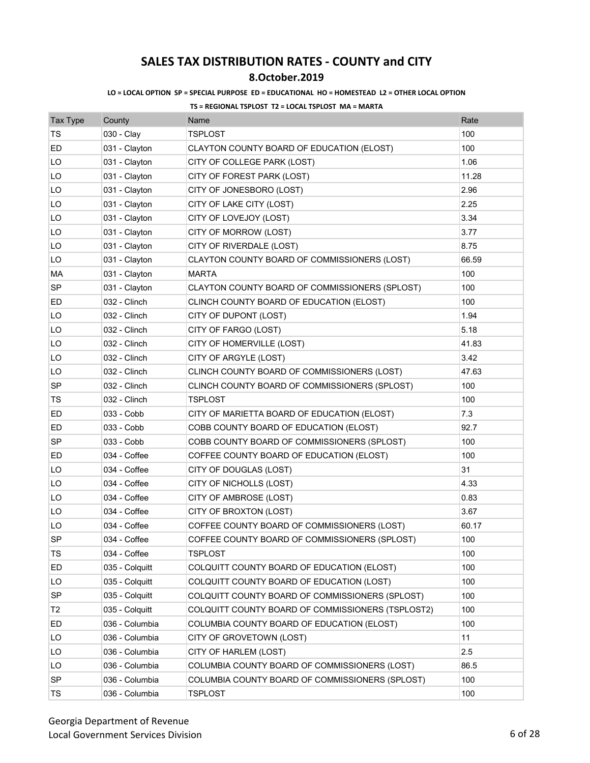# SALES TAX DISTRIBUTION RATES - COUNTY and CITY

## 8.October.2019

**LO = LOCAL OPTION SP = SPECIAL PURPOSE ED = EDUCATIONAL HO = HOMESTEAD L2 = OTHER LOCAL OPTION**

**TS = REGIONAL TSPLOST T2 = LOCAL TSPLOST MA = MARTA**

| Tax Type | County | Name | Rate |
|---|---|---|---|
| TS | 030 - Clay | TSPLOST | 100 |
| ED | 031 - Clayton | CLAYTON COUNTY BOARD OF EDUCATION (ELOST) | 100 |
| LO | 031 - Clayton | CITY OF COLLEGE PARK (LOST) | 1.06 |
| LO | 031 - Clayton | CITY OF FOREST PARK (LOST) | 11.28 |
| LO | 031 - Clayton | CITY OF JONESBORO (LOST) | 2.96 |
| LO | 031 - Clayton | CITY OF LAKE CITY (LOST) | 2.25 |
| LO | 031 - Clayton | CITY OF LOVEJOY (LOST) | 3.34 |
| LO | 031 - Clayton | CITY OF MORROW (LOST) | 3.77 |
| LO | 031 - Clayton | CITY OF RIVERDALE (LOST) | 8.75 |
| LO | 031 - Clayton | CLAYTON COUNTY BOARD OF COMMISSIONERS (LOST) | 66.59 |
| MA | 031 - Clayton | MARTA | 100 |
| SP | 031 - Clayton | CLAYTON COUNTY BOARD OF COMMISSIONERS (SPLOST) | 100 |
| ED | 032 - Clinch | CLINCH COUNTY BOARD OF EDUCATION (ELOST) | 100 |
| LO | 032 - Clinch | CITY OF DUPONT (LOST) | 1.94 |
| LO | 032 - Clinch | CITY OF FARGO (LOST) | 5.18 |
| LO | 032 - Clinch | CITY OF HOMERVILLE (LOST) | 41.83 |
| LO | 032 - Clinch | CITY OF ARGYLE (LOST) | 3.42 |
| LO | 032 - Clinch | CLINCH COUNTY BOARD OF COMMISSIONERS (LOST) | 47.63 |
| SP | 032 - Clinch | CLINCH COUNTY BOARD OF COMMISSIONERS (SPLOST) | 100 |
| TS | 032 - Clinch | TSPLOST | 100 |
| ED | 033 - Cobb | CITY OF MARIETTA BOARD OF EDUCATION (ELOST) | 7.3 |
| ED | 033 - Cobb | COBB COUNTY BOARD OF EDUCATION (ELOST) | 92.7 |
| SP | 033 - Cobb | COBB COUNTY BOARD OF COMMISSIONERS (SPLOST) | 100 |
| ED | 034 - Coffee | COFFEE COUNTY BOARD OF EDUCATION (ELOST) | 100 |
| LO | 034 - Coffee | CITY OF DOUGLAS (LOST) | 31 |
| LO | 034 - Coffee | CITY OF NICHOLLS (LOST) | 4.33 |
| LO | 034 - Coffee | CITY OF AMBROSE (LOST) | 0.83 |
| LO | 034 - Coffee | CITY OF BROXTON (LOST) | 3.67 |
| LO | 034 - Coffee | COFFEE COUNTY BOARD OF COMMISSIONERS (LOST) | 60.17 |
| SP | 034 - Coffee | COFFEE COUNTY BOARD OF COMMISSIONERS (SPLOST) | 100 |
| TS | 034 - Coffee | TSPLOST | 100 |
| ED | 035 - Colquitt | COLQUITT COUNTY BOARD OF EDUCATION (ELOST) | 100 |
| LO | 035 - Colquitt | COLQUITT COUNTY BOARD OF EDUCATION (LOST) | 100 |
| SP | 035 - Colquitt | COLQUITT COUNTY BOARD OF COMMISSIONERS (SPLOST) | 100 |
| T2 | 035 - Colquitt | COLQUITT COUNTY BOARD OF COMMISSIONERS (TSPLOST2) | 100 |
| ED | 036 - Columbia | COLUMBIA COUNTY BOARD OF EDUCATION (ELOST) | 100 |
| LO | 036 - Columbia | CITY OF GROVETOWN (LOST) | 11 |
| LO | 036 - Columbia | CITY OF HARLEM (LOST) | 2.5 |
| LO | 036 - Columbia | COLUMBIA COUNTY BOARD OF COMMISSIONERS (LOST) | 86.5 |
| SP | 036 - Columbia | COLUMBIA COUNTY BOARD OF COMMISSIONERS (SPLOST) | 100 |
| TS | 036 - Columbia | TSPLOST | 100 |

Georgia Department of Revenue
Local Government Services Division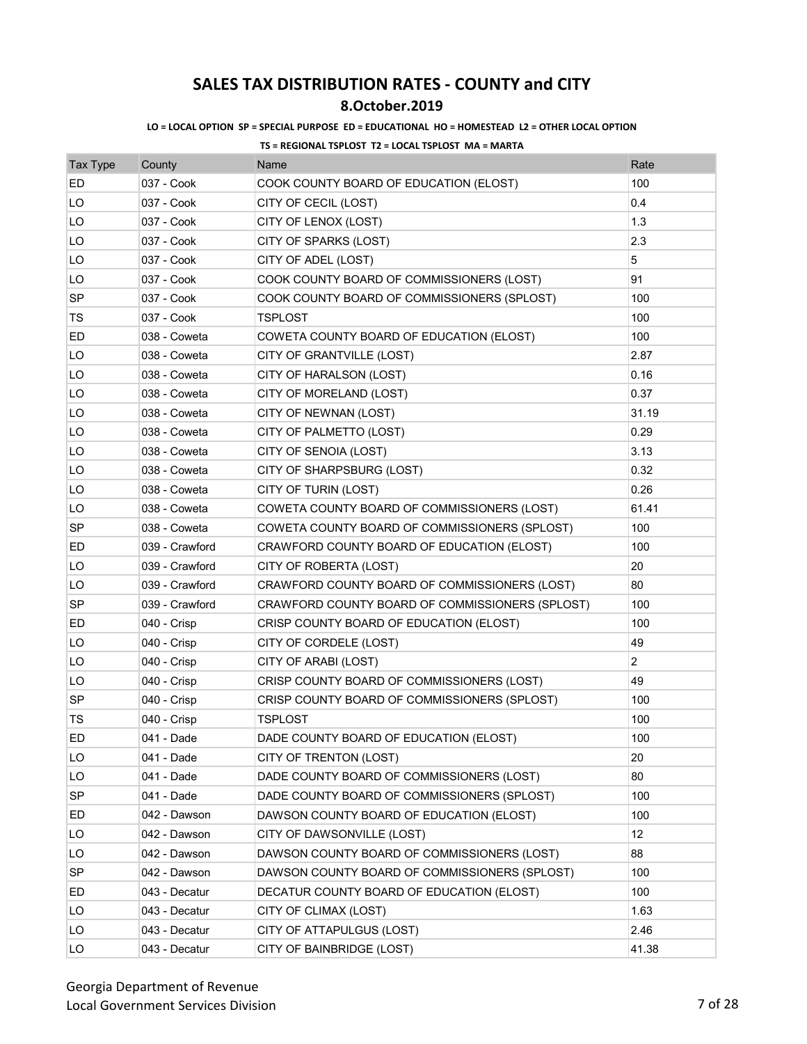# SALES TAX DISTRIBUTION RATES - COUNTY and CITY

**8.October.2019**

**LO = LOCAL OPTION SP = SPECIAL PURPOSE ED = EDUCATIONAL HO = HOMESTEAD L2 = OTHER LOCAL OPTION**

**TS = REGIONAL TSPLOST T2 = LOCAL TSPLOST MA = MARTA**

| Tax Type | County | Name | Rate |
|---|---|---|---|
| ED | 037 - Cook | COOK COUNTY BOARD OF EDUCATION (ELOST) | 100 |
| LO | 037 - Cook | CITY OF CECIL (LOST) | 0.4 |
| LO | 037 - Cook | CITY OF LENOX (LOST) | 1.3 |
| LO | 037 - Cook | CITY OF SPARKS (LOST) | 2.3 |
| LO | 037 - Cook | CITY OF ADEL (LOST) | 5 |
| LO | 037 - Cook | COOK COUNTY BOARD OF COMMISSIONERS (LOST) | 91 |
| SP | 037 - Cook | COOK COUNTY BOARD OF COMMISSIONERS (SPLOST) | 100 |
| TS | 037 - Cook | TSPLOST | 100 |
| ED | 038 - Coweta | COWETA COUNTY BOARD OF EDUCATION (ELOST) | 100 |
| LO | 038 - Coweta | CITY OF GRANTVILLE (LOST) | 2.87 |
| LO | 038 - Coweta | CITY OF HARALSON (LOST) | 0.16 |
| LO | 038 - Coweta | CITY OF MORELAND (LOST) | 0.37 |
| LO | 038 - Coweta | CITY OF NEWNAN (LOST) | 31.19 |
| LO | 038 - Coweta | CITY OF PALMETTO (LOST) | 0.29 |
| LO | 038 - Coweta | CITY OF SENOIA (LOST) | 3.13 |
| LO | 038 - Coweta | CITY OF SHARPSBURG (LOST) | 0.32 |
| LO | 038 - Coweta | CITY OF TURIN (LOST) | 0.26 |
| LO | 038 - Coweta | COWETA COUNTY BOARD OF COMMISSIONERS (LOST) | 61.41 |
| SP | 038 - Coweta | COWETA COUNTY BOARD OF COMMISSIONERS (SPLOST) | 100 |
| ED | 039 - Crawford | CRAWFORD COUNTY BOARD OF EDUCATION (ELOST) | 100 |
| LO | 039 - Crawford | CITY OF ROBERTA (LOST) | 20 |
| LO | 039 - Crawford | CRAWFORD COUNTY BOARD OF COMMISSIONERS (LOST) | 80 |
| SP | 039 - Crawford | CRAWFORD COUNTY BOARD OF COMMISSIONERS (SPLOST) | 100 |
| ED | 040 - Crisp | CRISP COUNTY BOARD OF EDUCATION (ELOST) | 100 |
| LO | 040 - Crisp | CITY OF CORDELE (LOST) | 49 |
| LO | 040 - Crisp | CITY OF ARABI (LOST) | 2 |
| LO | 040 - Crisp | CRISP COUNTY BOARD OF COMMISSIONERS (LOST) | 49 |
| SP | 040 - Crisp | CRISP COUNTY BOARD OF COMMISSIONERS (SPLOST) | 100 |
| TS | 040 - Crisp | TSPLOST | 100 |
| ED | 041 - Dade | DADE COUNTY BOARD OF EDUCATION (ELOST) | 100 |
| LO | 041 - Dade | CITY OF TRENTON (LOST) | 20 |
| LO | 041 - Dade | DADE COUNTY BOARD OF COMMISSIONERS (LOST) | 80 |
| SP | 041 - Dade | DADE COUNTY BOARD OF COMMISSIONERS (SPLOST) | 100 |
| ED | 042 - Dawson | DAWSON COUNTY BOARD OF EDUCATION (ELOST) | 100 |
| LO | 042 - Dawson | CITY OF DAWSONVILLE (LOST) | 12 |
| LO | 042 - Dawson | DAWSON COUNTY BOARD OF COMMISSIONERS (LOST) | 88 |
| SP | 042 - Dawson | DAWSON COUNTY BOARD OF COMMISSIONERS (SPLOST) | 100 |
| ED | 043 - Decatur | DECATUR COUNTY BOARD OF EDUCATION (ELOST) | 100 |
| LO | 043 - Decatur | CITY OF CLIMAX (LOST) | 1.63 |
| LO | 043 - Decatur | CITY OF ATTAPULGUS (LOST) | 2.46 |
| LO | 043 - Decatur | CITY OF BAINBRIDGE (LOST) | 41.38 |

Georgia Department of Revenue
Local Government Services Division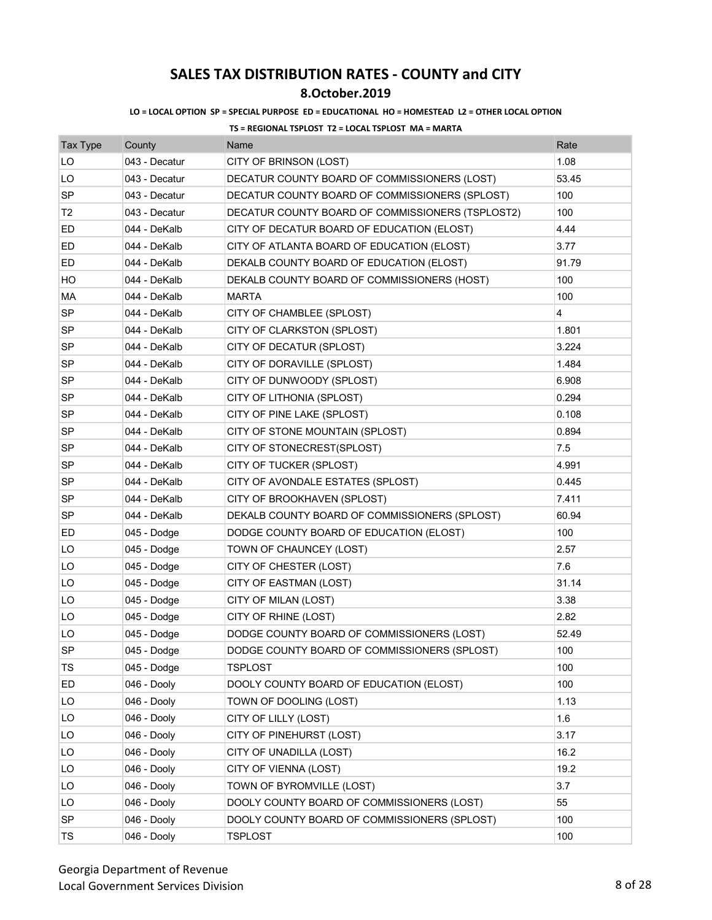# SALES TAX DISTRIBUTION RATES - COUNTY and CITY

## 8.October.2019

**LO = LOCAL OPTION SP = SPECIAL PURPOSE ED = EDUCATIONAL HO = HOMESTEAD L2 = OTHER LOCAL OPTION**

**TS = REGIONAL TSPLOST T2 = LOCAL TSPLOST MA = MARTA**

| Tax Type | County | Name | Rate |
|---|---|---|---|
| LO | 043 - Decatur | CITY OF BRINSON (LOST) | 1.08 |
| LO | 043 - Decatur | DECATUR COUNTY BOARD OF COMMISSIONERS (LOST) | 53.45 |
| SP | 043 - Decatur | DECATUR COUNTY BOARD OF COMMISSIONERS (SPLOST) | 100 |
| T2 | 043 - Decatur | DECATUR COUNTY BOARD OF COMMISSIONERS (TSPLOST2) | 100 |
| ED | 044 - DeKalb | CITY OF DECATUR BOARD OF EDUCATION (ELOST) | 4.44 |
| ED | 044 - DeKalb | CITY OF ATLANTA BOARD OF EDUCATION (ELOST) | 3.77 |
| ED | 044 - DeKalb | DEKALB COUNTY BOARD OF EDUCATION (ELOST) | 91.79 |
| HO | 044 - DeKalb | DEKALB COUNTY BOARD OF COMMISSIONERS (HOST) | 100 |
| MA | 044 - DeKalb | MARTA | 100 |
| SP | 044 - DeKalb | CITY OF CHAMBLEE (SPLOST) | 4 |
| SP | 044 - DeKalb | CITY OF CLARKSTON (SPLOST) | 1.801 |
| SP | 044 - DeKalb | CITY OF DECATUR (SPLOST) | 3.224 |
| SP | 044 - DeKalb | CITY OF DORAVILLE (SPLOST) | 1.484 |
| SP | 044 - DeKalb | CITY OF DUNWOODY (SPLOST) | 6.908 |
| SP | 044 - DeKalb | CITY OF LITHONIA (SPLOST) | 0.294 |
| SP | 044 - DeKalb | CITY OF PINE LAKE (SPLOST) | 0.108 |
| SP | 044 - DeKalb | CITY OF STONE MOUNTAIN (SPLOST) | 0.894 |
| SP | 044 - DeKalb | CITY OF STONECREST(SPLOST) | 7.5 |
| SP | 044 - DeKalb | CITY OF TUCKER (SPLOST) | 4.991 |
| SP | 044 - DeKalb | CITY OF AVONDALE ESTATES (SPLOST) | 0.445 |
| SP | 044 - DeKalb | CITY OF BROOKHAVEN (SPLOST) | 7.411 |
| SP | 044 - DeKalb | DEKALB COUNTY BOARD OF COMMISSIONERS (SPLOST) | 60.94 |
| ED | 045 - Dodge | DODGE COUNTY BOARD OF EDUCATION (ELOST) | 100 |
| LO | 045 - Dodge | TOWN OF CHAUNCEY (LOST) | 2.57 |
| LO | 045 - Dodge | CITY OF CHESTER (LOST) | 7.6 |
| LO | 045 - Dodge | CITY OF EASTMAN (LOST) | 31.14 |
| LO | 045 - Dodge | CITY OF MILAN (LOST) | 3.38 |
| LO | 045 - Dodge | CITY OF RHINE (LOST) | 2.82 |
| LO | 045 - Dodge | DODGE COUNTY BOARD OF COMMISSIONERS (LOST) | 52.49 |
| SP | 045 - Dodge | DODGE COUNTY BOARD OF COMMISSIONERS (SPLOST) | 100 |
| TS | 045 - Dodge | TSPLOST | 100 |
| ED | 046 - Dooly | DOOLY COUNTY BOARD OF EDUCATION (ELOST) | 100 |
| LO | 046 - Dooly | TOWN OF DOOLING (LOST) | 1.13 |
| LO | 046 - Dooly | CITY OF LILLY (LOST) | 1.6 |
| LO | 046 - Dooly | CITY OF PINEHURST (LOST) | 3.17 |
| LO | 046 - Dooly | CITY OF UNADILLA (LOST) | 16.2 |
| LO | 046 - Dooly | CITY OF VIENNA (LOST) | 19.2 |
| LO | 046 - Dooly | TOWN OF BYROMVILLE (LOST) | 3.7 |
| LO | 046 - Dooly | DOOLY COUNTY BOARD OF COMMISSIONERS (LOST) | 55 |
| SP | 046 - Dooly | DOOLY COUNTY BOARD OF COMMISSIONERS (SPLOST) | 100 |
| TS | 046 - Dooly | TSPLOST | 100 |

Georgia Department of Revenue
Local Government Services Division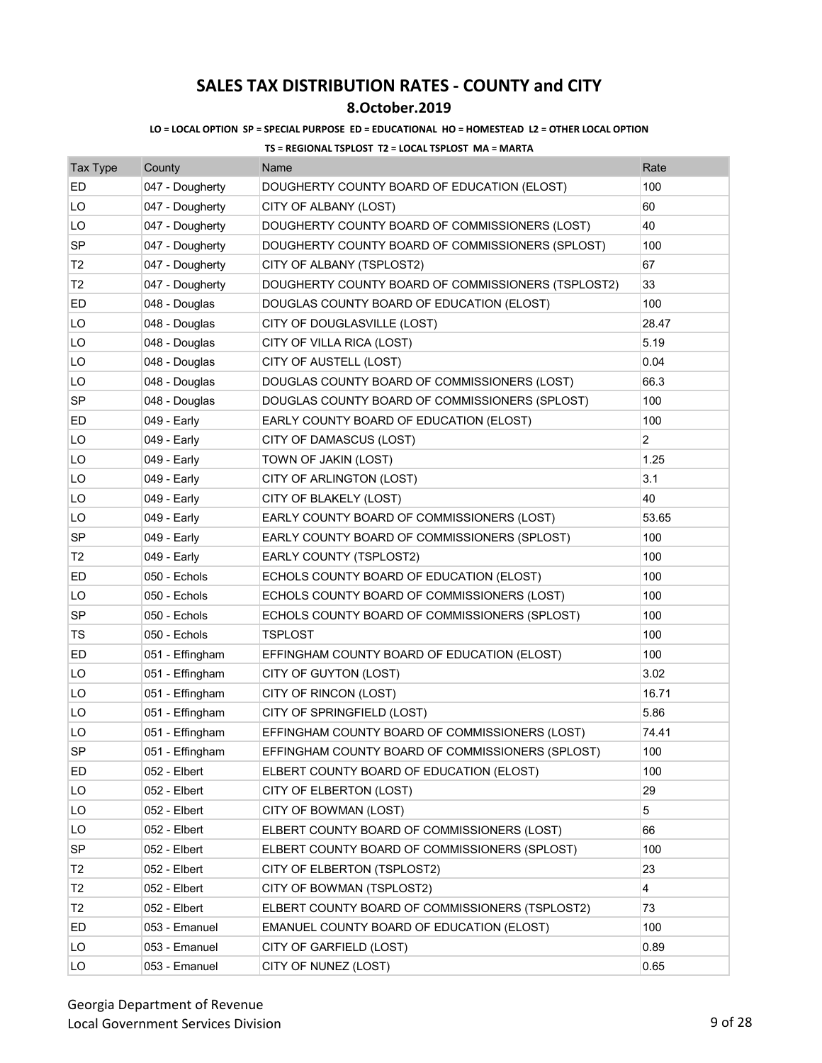# SALES TAX DISTRIBUTION RATES - COUNTY and CITY

## 8.October.2019

**LO = LOCAL OPTION SP = SPECIAL PURPOSE ED = EDUCATIONAL HO = HOMESTEAD L2 = OTHER LOCAL OPTION**

**TS = REGIONAL TSPLOST T2 = LOCAL TSPLOST MA = MARTA**

| Tax Type | County | Name | Rate |
|---|---|---|---|
| ED | 047 - Dougherty | DOUGHERTY COUNTY BOARD OF EDUCATION (ELOST) | 100 |
| LO | 047 - Dougherty | CITY OF ALBANY (LOST) | 60 |
| LO | 047 - Dougherty | DOUGHERTY COUNTY BOARD OF COMMISSIONERS (LOST) | 40 |
| SP | 047 - Dougherty | DOUGHERTY COUNTY BOARD OF COMMISSIONERS (SPLOST) | 100 |
| T2 | 047 - Dougherty | CITY OF ALBANY (TSPLOST2) | 67 |
| T2 | 047 - Dougherty | DOUGHERTY COUNTY BOARD OF COMMISSIONERS (TSPLOST2) | 33 |
| ED | 048 - Douglas | DOUGLAS COUNTY BOARD OF EDUCATION (ELOST) | 100 |
| LO | 048 - Douglas | CITY OF DOUGLASVILLE (LOST) | 28.47 |
| LO | 048 - Douglas | CITY OF VILLA RICA (LOST) | 5.19 |
| LO | 048 - Douglas | CITY OF AUSTELL (LOST) | 0.04 |
| LO | 048 - Douglas | DOUGLAS COUNTY BOARD OF COMMISSIONERS (LOST) | 66.3 |
| SP | 048 - Douglas | DOUGLAS COUNTY BOARD OF COMMISSIONERS (SPLOST) | 100 |
| ED | 049 - Early | EARLY COUNTY BOARD OF EDUCATION (ELOST) | 100 |
| LO | 049 - Early | CITY OF DAMASCUS (LOST) | 2 |
| LO | 049 - Early | TOWN OF JAKIN (LOST) | 1.25 |
| LO | 049 - Early | CITY OF ARLINGTON (LOST) | 3.1 |
| LO | 049 - Early | CITY OF BLAKELY (LOST) | 40 |
| LO | 049 - Early | EARLY COUNTY BOARD OF COMMISSIONERS (LOST) | 53.65 |
| SP | 049 - Early | EARLY COUNTY BOARD OF COMMISSIONERS (SPLOST) | 100 |
| T2 | 049 - Early | EARLY COUNTY (TSPLOST2) | 100 |
| ED | 050 - Echols | ECHOLS COUNTY BOARD OF EDUCATION (ELOST) | 100 |
| LO | 050 - Echols | ECHOLS COUNTY BOARD OF COMMISSIONERS (LOST) | 100 |
| SP | 050 - Echols | ECHOLS COUNTY BOARD OF COMMISSIONERS (SPLOST) | 100 |
| TS | 050 - Echols | TSPLOST | 100 |
| ED | 051 - Effingham | EFFINGHAM COUNTY BOARD OF EDUCATION (ELOST) | 100 |
| LO | 051 - Effingham | CITY OF GUYTON (LOST) | 3.02 |
| LO | 051 - Effingham | CITY OF RINCON (LOST) | 16.71 |
| LO | 051 - Effingham | CITY OF SPRINGFIELD (LOST) | 5.86 |
| LO | 051 - Effingham | EFFINGHAM COUNTY BOARD OF COMMISSIONERS (LOST) | 74.41 |
| SP | 051 - Effingham | EFFINGHAM COUNTY BOARD OF COMMISSIONERS (SPLOST) | 100 |
| ED | 052 - Elbert | ELBERT COUNTY BOARD OF EDUCATION (ELOST) | 100 |
| LO | 052 - Elbert | CITY OF ELBERTON (LOST) | 29 |
| LO | 052 - Elbert | CITY OF BOWMAN (LOST) | 5 |
| LO | 052 - Elbert | ELBERT COUNTY BOARD OF COMMISSIONERS (LOST) | 66 |
| SP | 052 - Elbert | ELBERT COUNTY BOARD OF COMMISSIONERS (SPLOST) | 100 |
| T2 | 052 - Elbert | CITY OF ELBERTON (TSPLOST2) | 23 |
| T2 | 052 - Elbert | CITY OF BOWMAN (TSPLOST2) | 4 |
| T2 | 052 - Elbert | ELBERT COUNTY BOARD OF COMMISSIONERS (TSPLOST2) | 73 |
| ED | 053 - Emanuel | EMANUEL COUNTY BOARD OF EDUCATION (ELOST) | 100 |
| LO | 053 - Emanuel | CITY OF GARFIELD (LOST) | 0.89 |
| LO | 053 - Emanuel | CITY OF NUNEZ (LOST) | 0.65 |

Georgia Department of Revenue
Local Government Services Division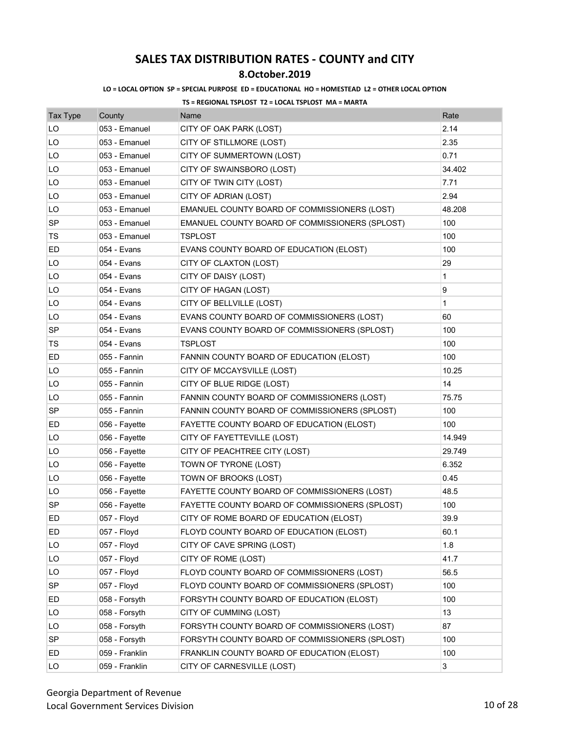# SALES TAX DISTRIBUTION RATES - COUNTY and CITY

## 8.October.2019

**LO = LOCAL OPTION SP = SPECIAL PURPOSE ED = EDUCATIONAL HO = HOMESTEAD L2 = OTHER LOCAL OPTION**

**TS = REGIONAL TSPLOST T2 = LOCAL TSPLOST MA = MARTA**

| Tax Type | County | Name | Rate |
|---|---|---|---|
| LO | 053 - Emanuel | CITY OF OAK PARK (LOST) | 2.14 |
| LO | 053 - Emanuel | CITY OF STILLMORE (LOST) | 2.35 |
| LO | 053 - Emanuel | CITY OF SUMMERTOWN (LOST) | 0.71 |
| LO | 053 - Emanuel | CITY OF SWAINSBORO (LOST) | 34.402 |
| LO | 053 - Emanuel | CITY OF TWIN CITY (LOST) | 7.71 |
| LO | 053 - Emanuel | CITY OF ADRIAN (LOST) | 2.94 |
| LO | 053 - Emanuel | EMANUEL COUNTY BOARD OF COMMISSIONERS (LOST) | 48.208 |
| SP | 053 - Emanuel | EMANUEL COUNTY BOARD OF COMMISSIONERS (SPLOST) | 100 |
| TS | 053 - Emanuel | TSPLOST | 100 |
| ED | 054 - Evans | EVANS COUNTY BOARD OF EDUCATION (ELOST) | 100 |
| LO | 054 - Evans | CITY OF CLAXTON (LOST) | 29 |
| LO | 054 - Evans | CITY OF DAISY (LOST) | 1 |
| LO | 054 - Evans | CITY OF HAGAN (LOST) | 9 |
| LO | 054 - Evans | CITY OF BELLVILLE (LOST) | 1 |
| LO | 054 - Evans | EVANS COUNTY BOARD OF COMMISSIONERS (LOST) | 60 |
| SP | 054 - Evans | EVANS COUNTY BOARD OF COMMISSIONERS (SPLOST) | 100 |
| TS | 054 - Evans | TSPLOST | 100 |
| ED | 055 - Fannin | FANNIN COUNTY BOARD OF EDUCATION (ELOST) | 100 |
| LO | 055 - Fannin | CITY OF MCCAYSVILLE (LOST) | 10.25 |
| LO | 055 - Fannin | CITY OF BLUE RIDGE (LOST) | 14 |
| LO | 055 - Fannin | FANNIN COUNTY BOARD OF COMMISSIONERS (LOST) | 75.75 |
| SP | 055 - Fannin | FANNIN COUNTY BOARD OF COMMISSIONERS (SPLOST) | 100 |
| ED | 056 - Fayette | FAYETTE COUNTY BOARD OF EDUCATION (ELOST) | 100 |
| LO | 056 - Fayette | CITY OF FAYETTEVILLE (LOST) | 14.949 |
| LO | 056 - Fayette | CITY OF PEACHTREE CITY (LOST) | 29.749 |
| LO | 056 - Fayette | TOWN OF TYRONE (LOST) | 6.352 |
| LO | 056 - Fayette | TOWN OF BROOKS (LOST) | 0.45 |
| LO | 056 - Fayette | FAYETTE COUNTY BOARD OF COMMISSIONERS (LOST) | 48.5 |
| SP | 056 - Fayette | FAYETTE COUNTY BOARD OF COMMISSIONERS (SPLOST) | 100 |
| ED | 057 - Floyd | CITY OF ROME BOARD OF EDUCATION (ELOST) | 39.9 |
| ED | 057 - Floyd | FLOYD COUNTY BOARD OF EDUCATION (ELOST) | 60.1 |
| LO | 057 - Floyd | CITY OF CAVE SPRING (LOST) | 1.8 |
| LO | 057 - Floyd | CITY OF ROME (LOST) | 41.7 |
| LO | 057 - Floyd | FLOYD COUNTY BOARD OF COMMISSIONERS (LOST) | 56.5 |
| SP | 057 - Floyd | FLOYD COUNTY BOARD OF COMMISSIONERS (SPLOST) | 100 |
| ED | 058 - Forsyth | FORSYTH COUNTY BOARD OF EDUCATION (ELOST) | 100 |
| LO | 058 - Forsyth | CITY OF CUMMING (LOST) | 13 |
| LO | 058 - Forsyth | FORSYTH COUNTY BOARD OF COMMISSIONERS (LOST) | 87 |
| SP | 058 - Forsyth | FORSYTH COUNTY BOARD OF COMMISSIONERS (SPLOST) | 100 |
| ED | 059 - Franklin | FRANKLIN COUNTY BOARD OF EDUCATION (ELOST) | 100 |
| LO | 059 - Franklin | CITY OF CARNESVILLE (LOST) | 3 |

Georgia Department of Revenue
Local Government Services Division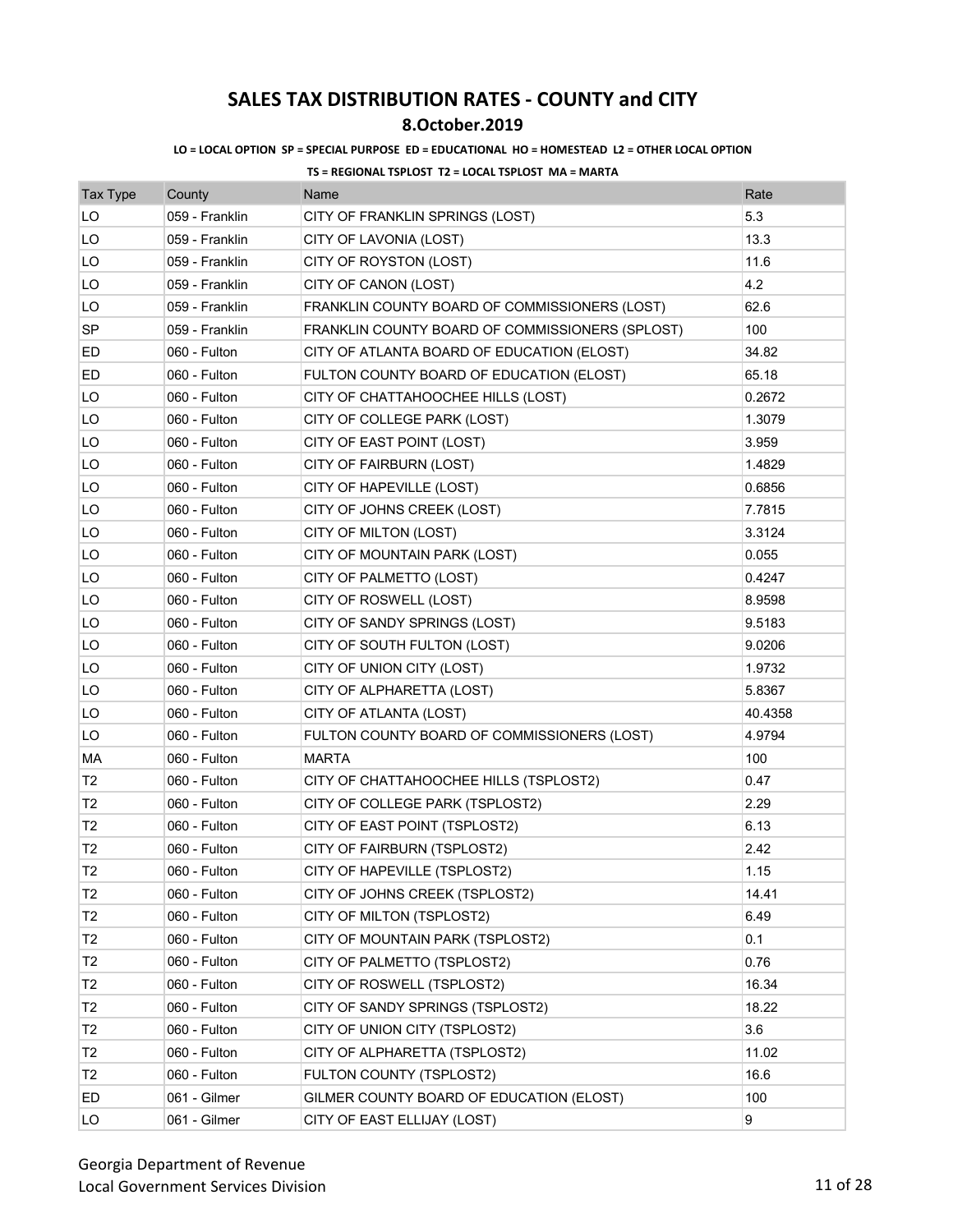# SALES TAX DISTRIBUTION RATES - COUNTY and CITY

## 8.October.2019

**LO = LOCAL OPTION SP = SPECIAL PURPOSE ED = EDUCATIONAL HO = HOMESTEAD L2 = OTHER LOCAL OPTION**

**TS = REGIONAL TSPLOST T2 = LOCAL TSPLOST MA = MARTA**

| Tax Type | County | Name | Rate |
|---|---|---|---|
| LO | 059 - Franklin | CITY OF FRANKLIN SPRINGS (LOST) | 5.3 |
| LO | 059 - Franklin | CITY OF LAVONIA (LOST) | 13.3 |
| LO | 059 - Franklin | CITY OF ROYSTON (LOST) | 11.6 |
| LO | 059 - Franklin | CITY OF CANON (LOST) | 4.2 |
| LO | 059 - Franklin | FRANKLIN COUNTY BOARD OF COMMISSIONERS (LOST) | 62.6 |
| SP | 059 - Franklin | FRANKLIN COUNTY BOARD OF COMMISSIONERS (SPLOST) | 100 |
| ED | 060 - Fulton | CITY OF ATLANTA BOARD OF EDUCATION (ELOST) | 34.82 |
| ED | 060 - Fulton | FULTON COUNTY BOARD OF EDUCATION (ELOST) | 65.18 |
| LO | 060 - Fulton | CITY OF CHATTAHOOCHEE HILLS (LOST) | 0.2672 |
| LO | 060 - Fulton | CITY OF COLLEGE PARK (LOST) | 1.3079 |
| LO | 060 - Fulton | CITY OF EAST POINT (LOST) | 3.959 |
| LO | 060 - Fulton | CITY OF FAIRBURN (LOST) | 1.4829 |
| LO | 060 - Fulton | CITY OF HAPEVILLE (LOST) | 0.6856 |
| LO | 060 - Fulton | CITY OF JOHNS CREEK (LOST) | 7.7815 |
| LO | 060 - Fulton | CITY OF MILTON (LOST) | 3.3124 |
| LO | 060 - Fulton | CITY OF MOUNTAIN PARK (LOST) | 0.055 |
| LO | 060 - Fulton | CITY OF PALMETTO (LOST) | 0.4247 |
| LO | 060 - Fulton | CITY OF ROSWELL (LOST) | 8.9598 |
| LO | 060 - Fulton | CITY OF SANDY SPRINGS (LOST) | 9.5183 |
| LO | 060 - Fulton | CITY OF SOUTH FULTON (LOST) | 9.0206 |
| LO | 060 - Fulton | CITY OF UNION CITY (LOST) | 1.9732 |
| LO | 060 - Fulton | CITY OF ALPHARETTA (LOST) | 5.8367 |
| LO | 060 - Fulton | CITY OF ATLANTA (LOST) | 40.4358 |
| LO | 060 - Fulton | FULTON COUNTY BOARD OF COMMISSIONERS (LOST) | 4.9794 |
| MA | 060 - Fulton | MARTA | 100 |
| T2 | 060 - Fulton | CITY OF CHATTAHOOCHEE HILLS (TSPLOST2) | 0.47 |
| T2 | 060 - Fulton | CITY OF COLLEGE PARK (TSPLOST2) | 2.29 |
| T2 | 060 - Fulton | CITY OF EAST POINT (TSPLOST2) | 6.13 |
| T2 | 060 - Fulton | CITY OF FAIRBURN (TSPLOST2) | 2.42 |
| T2 | 060 - Fulton | CITY OF HAPEVILLE (TSPLOST2) | 1.15 |
| T2 | 060 - Fulton | CITY OF JOHNS CREEK (TSPLOST2) | 14.41 |
| T2 | 060 - Fulton | CITY OF MILTON (TSPLOST2) | 6.49 |
| T2 | 060 - Fulton | CITY OF MOUNTAIN PARK (TSPLOST2) | 0.1 |
| T2 | 060 - Fulton | CITY OF PALMETTO (TSPLOST2) | 0.76 |
| T2 | 060 - Fulton | CITY OF ROSWELL (TSPLOST2) | 16.34 |
| T2 | 060 - Fulton | CITY OF SANDY SPRINGS (TSPLOST2) | 18.22 |
| T2 | 060 - Fulton | CITY OF UNION CITY (TSPLOST2) | 3.6 |
| T2 | 060 - Fulton | CITY OF ALPHARETTA (TSPLOST2) | 11.02 |
| T2 | 060 - Fulton | FULTON COUNTY (TSPLOST2) | 16.6 |
| ED | 061 - Gilmer | GILMER COUNTY BOARD OF EDUCATION (ELOST) | 100 |
| LO | 061 - Gilmer | CITY OF EAST ELLIJAY (LOST) | 9 |

Georgia Department of Revenue
Local Government Services Division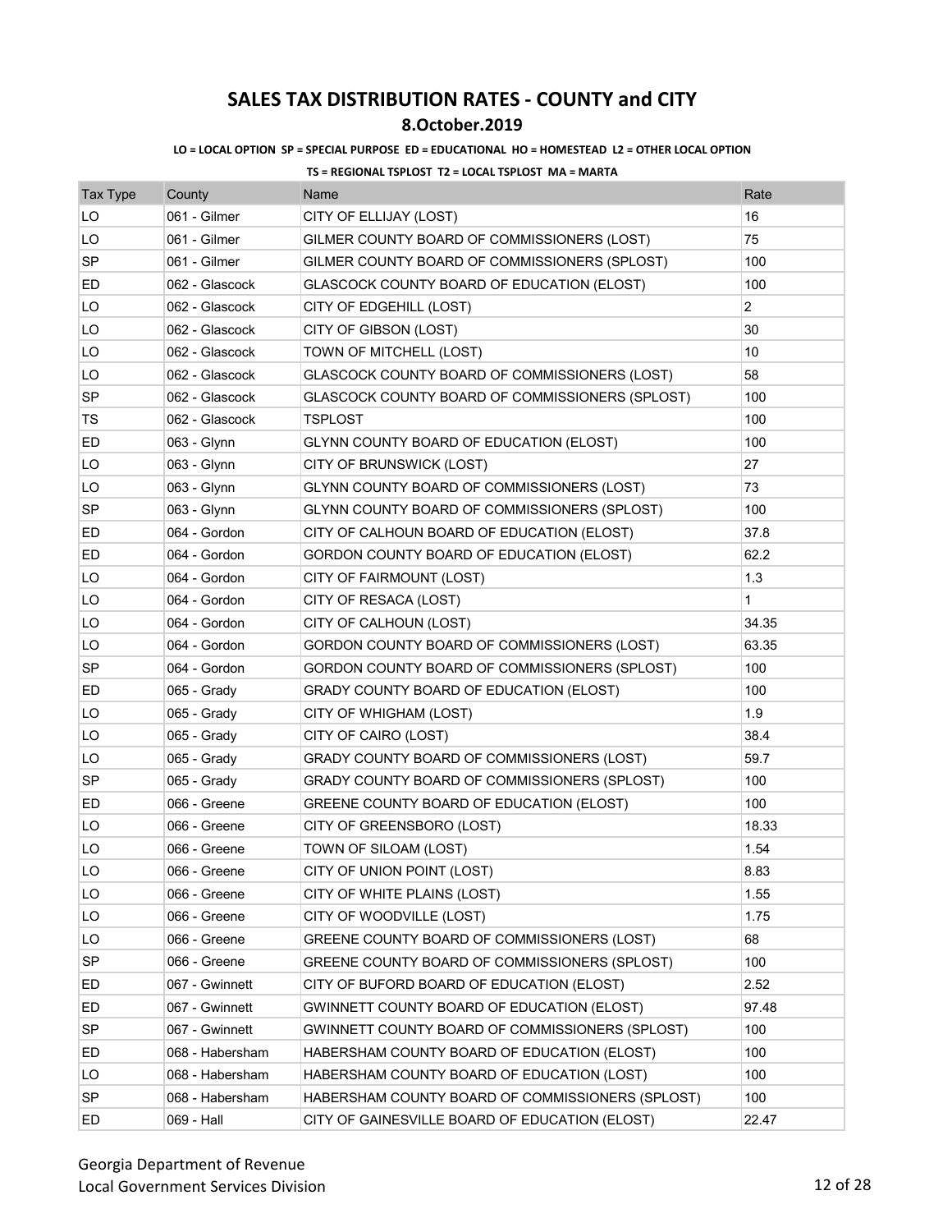# SALES TAX DISTRIBUTION RATES - COUNTY and CITY

## 8.October.2019

**LO = LOCAL OPTION SP = SPECIAL PURPOSE ED = EDUCATIONAL HO = HOMESTEAD L2 = OTHER LOCAL OPTION**

**TS = REGIONAL TSPLOST T2 = LOCAL TSPLOST MA = MARTA**

| Tax Type | County | Name | Rate |
|---|---|---|---|
| LO | 061 - Gilmer | CITY OF ELLIJAY (LOST) | 16 |
| LO | 061 - Gilmer | GILMER COUNTY BOARD OF COMMISSIONERS (LOST) | 75 |
| SP | 061 - Gilmer | GILMER COUNTY BOARD OF COMMISSIONERS (SPLOST) | 100 |
| ED | 062 - Glascock | GLASCOCK COUNTY BOARD OF EDUCATION (ELOST) | 100 |
| LO | 062 - Glascock | CITY OF EDGEHILL (LOST) | 2 |
| LO | 062 - Glascock | CITY OF GIBSON (LOST) | 30 |
| LO | 062 - Glascock | TOWN OF MITCHELL (LOST) | 10 |
| LO | 062 - Glascock | GLASCOCK COUNTY BOARD OF COMMISSIONERS (LOST) | 58 |
| SP | 062 - Glascock | GLASCOCK COUNTY BOARD OF COMMISSIONERS (SPLOST) | 100 |
| TS | 062 - Glascock | TSPLOST | 100 |
| ED | 063 - Glynn | GLYNN COUNTY BOARD OF EDUCATION (ELOST) | 100 |
| LO | 063 - Glynn | CITY OF BRUNSWICK (LOST) | 27 |
| LO | 063 - Glynn | GLYNN COUNTY BOARD OF COMMISSIONERS (LOST) | 73 |
| SP | 063 - Glynn | GLYNN COUNTY BOARD OF COMMISSIONERS (SPLOST) | 100 |
| ED | 064 - Gordon | CITY OF CALHOUN BOARD OF EDUCATION (ELOST) | 37.8 |
| ED | 064 - Gordon | GORDON COUNTY BOARD OF EDUCATION (ELOST) | 62.2 |
| LO | 064 - Gordon | CITY OF FAIRMOUNT (LOST) | 1.3 |
| LO | 064 - Gordon | CITY OF RESACA (LOST) | 1 |
| LO | 064 - Gordon | CITY OF CALHOUN (LOST) | 34.35 |
| LO | 064 - Gordon | GORDON COUNTY BOARD OF COMMISSIONERS (LOST) | 63.35 |
| SP | 064 - Gordon | GORDON COUNTY BOARD OF COMMISSIONERS (SPLOST) | 100 |
| ED | 065 - Grady | GRADY COUNTY BOARD OF EDUCATION (ELOST) | 100 |
| LO | 065 - Grady | CITY OF WHIGHAM (LOST) | 1.9 |
| LO | 065 - Grady | CITY OF CAIRO (LOST) | 38.4 |
| LO | 065 - Grady | GRADY COUNTY BOARD OF COMMISSIONERS (LOST) | 59.7 |
| SP | 065 - Grady | GRADY COUNTY BOARD OF COMMISSIONERS (SPLOST) | 100 |
| ED | 066 - Greene | GREENE COUNTY BOARD OF EDUCATION (ELOST) | 100 |
| LO | 066 - Greene | CITY OF GREENSBORO (LOST) | 18.33 |
| LO | 066 - Greene | TOWN OF SILOAM (LOST) | 1.54 |
| LO | 066 - Greene | CITY OF UNION POINT (LOST) | 8.83 |
| LO | 066 - Greene | CITY OF WHITE PLAINS (LOST) | 1.55 |
| LO | 066 - Greene | CITY OF WOODVILLE (LOST) | 1.75 |
| LO | 066 - Greene | GREENE COUNTY BOARD OF COMMISSIONERS (LOST) | 68 |
| SP | 066 - Greene | GREENE COUNTY BOARD OF COMMISSIONERS (SPLOST) | 100 |
| ED | 067 - Gwinnett | CITY OF BUFORD BOARD OF EDUCATION (ELOST) | 2.52 |
| ED | 067 - Gwinnett | GWINNETT COUNTY BOARD OF EDUCATION (ELOST) | 97.48 |
| SP | 067 - Gwinnett | GWINNETT COUNTY BOARD OF COMMISSIONERS (SPLOST) | 100 |
| ED | 068 - Habersham | HABERSHAM COUNTY BOARD OF EDUCATION (ELOST) | 100 |
| LO | 068 - Habersham | HABERSHAM COUNTY BOARD OF EDUCATION (LOST) | 100 |
| SP | 068 - Habersham | HABERSHAM COUNTY BOARD OF COMMISSIONERS (SPLOST) | 100 |
| ED | 069 - Hall | CITY OF GAINESVILLE BOARD OF EDUCATION (ELOST) | 22.47 |

Georgia Department of Revenue
Local Government Services Division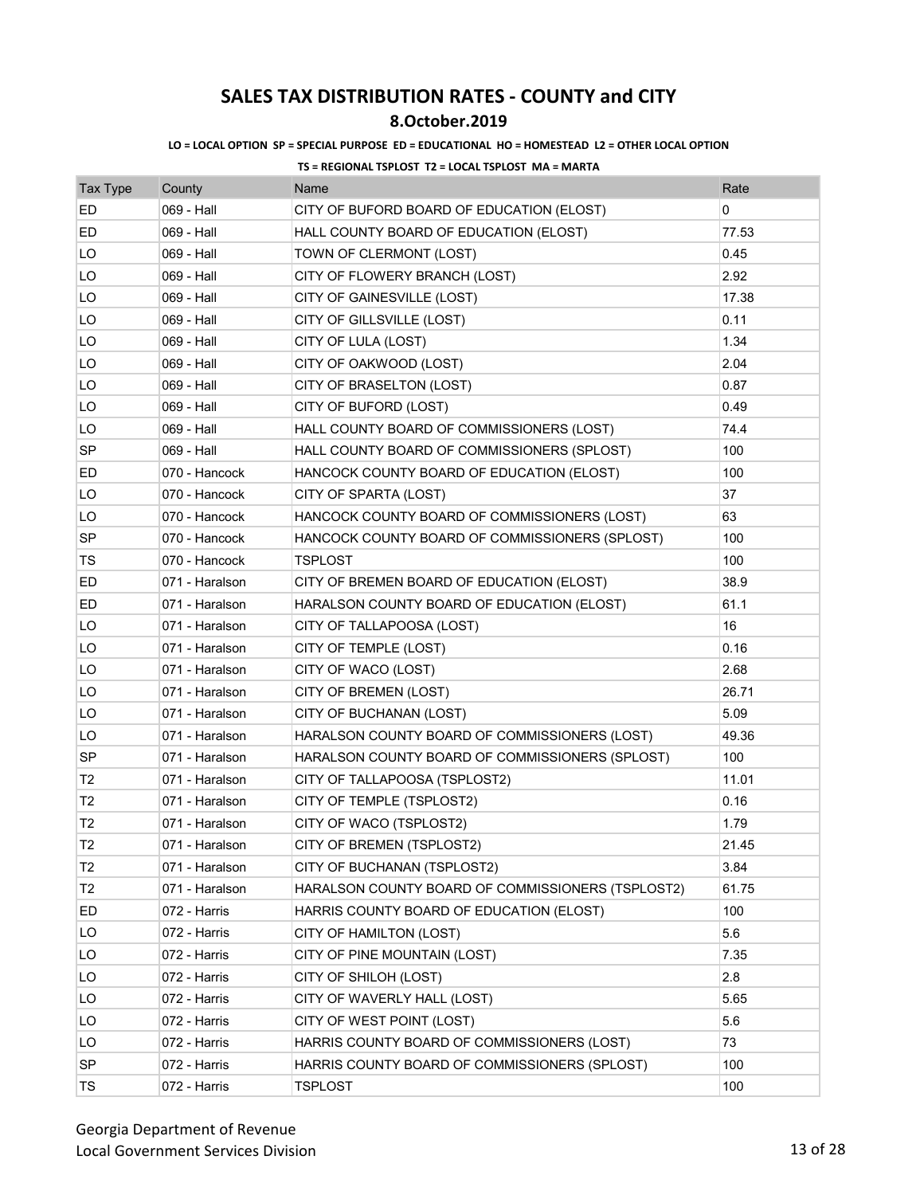# SALES TAX DISTRIBUTION RATES - COUNTY and CITY

## 8.October.2019

**LO = LOCAL OPTION SP = SPECIAL PURPOSE ED = EDUCATIONAL HO = HOMESTEAD L2 = OTHER LOCAL OPTION**

**TS = REGIONAL TSPLOST T2 = LOCAL TSPLOST MA = MARTA**

| Tax Type | County | Name | Rate |
|---|---|---|---|
| ED | 069 - Hall | CITY OF BUFORD BOARD OF EDUCATION (ELOST) | 0 |
| ED | 069 - Hall | HALL COUNTY BOARD OF EDUCATION (ELOST) | 77.53 |
| LO | 069 - Hall | TOWN OF CLERMONT (LOST) | 0.45 |
| LO | 069 - Hall | CITY OF FLOWERY BRANCH (LOST) | 2.92 |
| LO | 069 - Hall | CITY OF GAINESVILLE (LOST) | 17.38 |
| LO | 069 - Hall | CITY OF GILLSVILLE (LOST) | 0.11 |
| LO | 069 - Hall | CITY OF LULA (LOST) | 1.34 |
| LO | 069 - Hall | CITY OF OAKWOOD (LOST) | 2.04 |
| LO | 069 - Hall | CITY OF BRASELTON (LOST) | 0.87 |
| LO | 069 - Hall | CITY OF BUFORD (LOST) | 0.49 |
| LO | 069 - Hall | HALL COUNTY BOARD OF COMMISSIONERS (LOST) | 74.4 |
| SP | 069 - Hall | HALL COUNTY BOARD OF COMMISSIONERS (SPLOST) | 100 |
| ED | 070 - Hancock | HANCOCK COUNTY BOARD OF EDUCATION (ELOST) | 100 |
| LO | 070 - Hancock | CITY OF SPARTA (LOST) | 37 |
| LO | 070 - Hancock | HANCOCK COUNTY BOARD OF COMMISSIONERS (LOST) | 63 |
| SP | 070 - Hancock | HANCOCK COUNTY BOARD OF COMMISSIONERS (SPLOST) | 100 |
| TS | 070 - Hancock | TSPLOST | 100 |
| ED | 071 - Haralson | CITY OF BREMEN BOARD OF EDUCATION (ELOST) | 38.9 |
| ED | 071 - Haralson | HARALSON COUNTY BOARD OF EDUCATION (ELOST) | 61.1 |
| LO | 071 - Haralson | CITY OF TALLAPOOSA (LOST) | 16 |
| LO | 071 - Haralson | CITY OF TEMPLE (LOST) | 0.16 |
| LO | 071 - Haralson | CITY OF WACO (LOST) | 2.68 |
| LO | 071 - Haralson | CITY OF BREMEN (LOST) | 26.71 |
| LO | 071 - Haralson | CITY OF BUCHANAN (LOST) | 5.09 |
| LO | 071 - Haralson | HARALSON COUNTY BOARD OF COMMISSIONERS (LOST) | 49.36 |
| SP | 071 - Haralson | HARALSON COUNTY BOARD OF COMMISSIONERS (SPLOST) | 100 |
| T2 | 071 - Haralson | CITY OF TALLAPOOSA (TSPLOST2) | 11.01 |
| T2 | 071 - Haralson | CITY OF TEMPLE (TSPLOST2) | 0.16 |
| T2 | 071 - Haralson | CITY OF WACO (TSPLOST2) | 1.79 |
| T2 | 071 - Haralson | CITY OF BREMEN (TSPLOST2) | 21.45 |
| T2 | 071 - Haralson | CITY OF BUCHANAN (TSPLOST2) | 3.84 |
| T2 | 071 - Haralson | HARALSON COUNTY BOARD OF COMMISSIONERS (TSPLOST2) | 61.75 |
| ED | 072 - Harris | HARRIS COUNTY BOARD OF EDUCATION (ELOST) | 100 |
| LO | 072 - Harris | CITY OF HAMILTON (LOST) | 5.6 |
| LO | 072 - Harris | CITY OF PINE MOUNTAIN (LOST) | 7.35 |
| LO | 072 - Harris | CITY OF SHILOH (LOST) | 2.8 |
| LO | 072 - Harris | CITY OF WAVERLY HALL (LOST) | 5.65 |
| LO | 072 - Harris | CITY OF WEST POINT (LOST) | 5.6 |
| LO | 072 - Harris | HARRIS COUNTY BOARD OF COMMISSIONERS (LOST) | 73 |
| SP | 072 - Harris | HARRIS COUNTY BOARD OF COMMISSIONERS (SPLOST) | 100 |
| TS | 072 - Harris | TSPLOST | 100 |

Georgia Department of Revenue
Local Government Services Division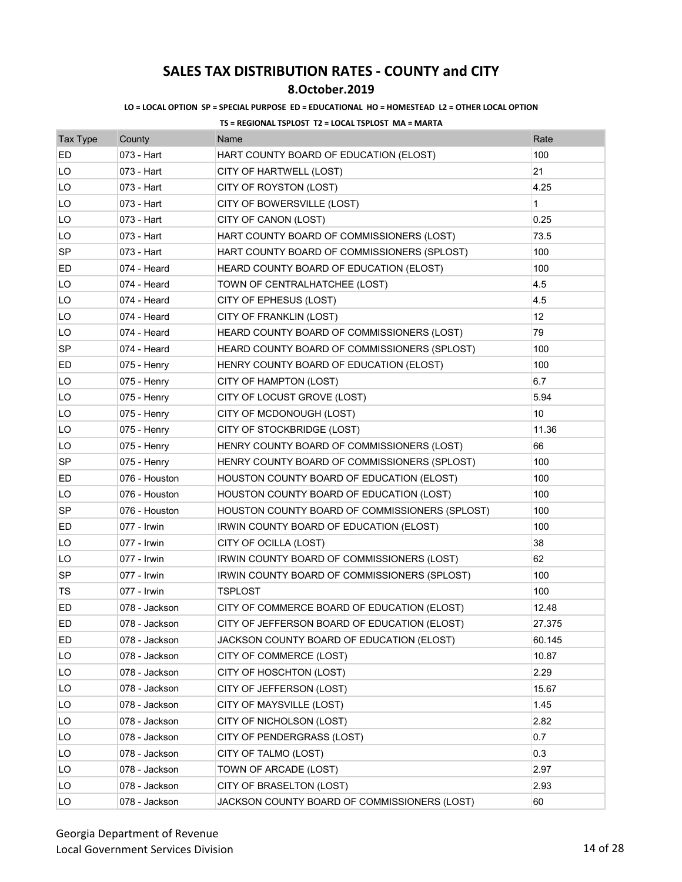# SALES TAX DISTRIBUTION RATES - COUNTY and CITY

## 8.October.2019

**LO = LOCAL OPTION SP = SPECIAL PURPOSE ED = EDUCATIONAL HO = HOMESTEAD L2 = OTHER LOCAL OPTION**

**TS = REGIONAL TSPLOST T2 = LOCAL TSPLOST MA = MARTA**

| Tax Type | County | Name | Rate |
|---|---|---|---|
| ED | 073 - Hart | HART COUNTY BOARD OF EDUCATION (ELOST) | 100 |
| LO | 073 - Hart | CITY OF HARTWELL (LOST) | 21 |
| LO | 073 - Hart | CITY OF ROYSTON (LOST) | 4.25 |
| LO | 073 - Hart | CITY OF BOWERSVILLE (LOST) | 1 |
| LO | 073 - Hart | CITY OF CANON (LOST) | 0.25 |
| LO | 073 - Hart | HART COUNTY BOARD OF COMMISSIONERS (LOST) | 73.5 |
| SP | 073 - Hart | HART COUNTY BOARD OF COMMISSIONERS (SPLOST) | 100 |
| ED | 074 - Heard | HEARD COUNTY BOARD OF EDUCATION (ELOST) | 100 |
| LO | 074 - Heard | TOWN OF CENTRALHATCHEE (LOST) | 4.5 |
| LO | 074 - Heard | CITY OF EPHESUS (LOST) | 4.5 |
| LO | 074 - Heard | CITY OF FRANKLIN (LOST) | 12 |
| LO | 074 - Heard | HEARD COUNTY BOARD OF COMMISSIONERS (LOST) | 79 |
| SP | 074 - Heard | HEARD COUNTY BOARD OF COMMISSIONERS (SPLOST) | 100 |
| ED | 075 - Henry | HENRY COUNTY BOARD OF EDUCATION (ELOST) | 100 |
| LO | 075 - Henry | CITY OF HAMPTON (LOST) | 6.7 |
| LO | 075 - Henry | CITY OF LOCUST GROVE (LOST) | 5.94 |
| LO | 075 - Henry | CITY OF MCDONOUGH (LOST) | 10 |
| LO | 075 - Henry | CITY OF STOCKBRIDGE (LOST) | 11.36 |
| LO | 075 - Henry | HENRY COUNTY BOARD OF COMMISSIONERS (LOST) | 66 |
| SP | 075 - Henry | HENRY COUNTY BOARD OF COMMISSIONERS (SPLOST) | 100 |
| ED | 076 - Houston | HOUSTON COUNTY BOARD OF EDUCATION (ELOST) | 100 |
| LO | 076 - Houston | HOUSTON COUNTY BOARD OF EDUCATION (LOST) | 100 |
| SP | 076 - Houston | HOUSTON COUNTY BOARD OF COMMISSIONERS (SPLOST) | 100 |
| ED | 077 - Irwin | IRWIN COUNTY BOARD OF EDUCATION (ELOST) | 100 |
| LO | 077 - Irwin | CITY OF OCILLA (LOST) | 38 |
| LO | 077 - Irwin | IRWIN COUNTY BOARD OF COMMISSIONERS (LOST) | 62 |
| SP | 077 - Irwin | IRWIN COUNTY BOARD OF COMMISSIONERS (SPLOST) | 100 |
| TS | 077 - Irwin | TSPLOST | 100 |
| ED | 078 - Jackson | CITY OF COMMERCE BOARD OF EDUCATION (ELOST) | 12.48 |
| ED | 078 - Jackson | CITY OF JEFFERSON BOARD OF EDUCATION (ELOST) | 27.375 |
| ED | 078 - Jackson | JACKSON COUNTY BOARD OF EDUCATION (ELOST) | 60.145 |
| LO | 078 - Jackson | CITY OF COMMERCE (LOST) | 10.87 |
| LO | 078 - Jackson | CITY OF HOSCHTON (LOST) | 2.29 |
| LO | 078 - Jackson | CITY OF JEFFERSON (LOST) | 15.67 |
| LO | 078 - Jackson | CITY OF MAYSVILLE (LOST) | 1.45 |
| LO | 078 - Jackson | CITY OF NICHOLSON (LOST) | 2.82 |
| LO | 078 - Jackson | CITY OF PENDERGRASS (LOST) | 0.7 |
| LO | 078 - Jackson | CITY OF TALMO (LOST) | 0.3 |
| LO | 078 - Jackson | TOWN OF ARCADE (LOST) | 2.97 |
| LO | 078 - Jackson | CITY OF BRASELTON (LOST) | 2.93 |
| LO | 078 - Jackson | JACKSON COUNTY BOARD OF COMMISSIONERS (LOST) | 60 |

Georgia Department of Revenue
Local Government Services Division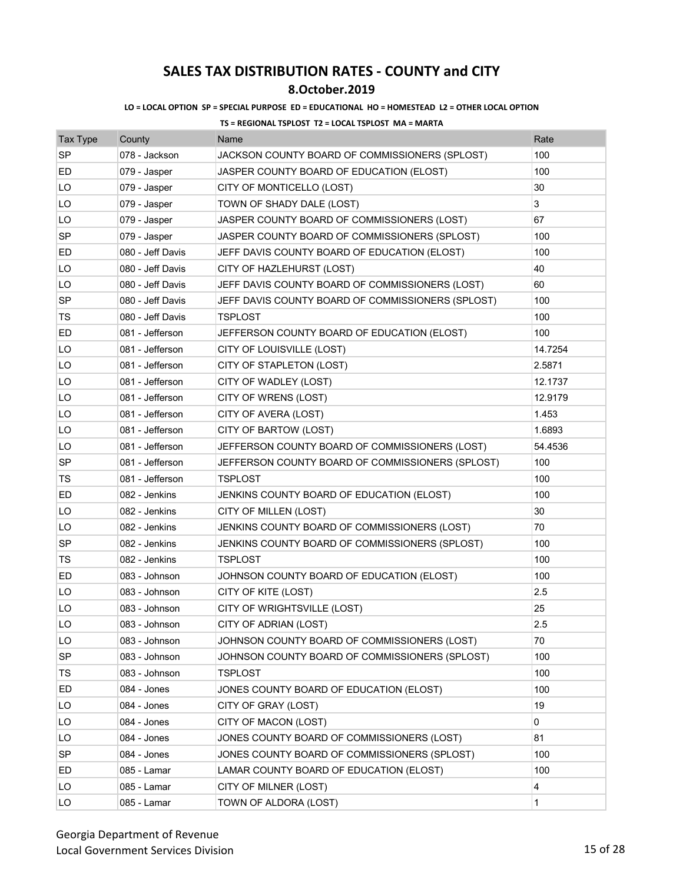# SALES TAX DISTRIBUTION RATES - COUNTY and CITY

## 8.October.2019

**LO = LOCAL OPTION SP = SPECIAL PURPOSE ED = EDUCATIONAL HO = HOMESTEAD L2 = OTHER LOCAL OPTION**

**TS = REGIONAL TSPLOST T2 = LOCAL TSPLOST MA = MARTA**

| Tax Type | County | Name | Rate |
|---|---|---|---|
| SP | 078 - Jackson | JACKSON COUNTY BOARD OF COMMISSIONERS (SPLOST) | 100 |
| ED | 079 - Jasper | JASPER COUNTY BOARD OF EDUCATION (ELOST) | 100 |
| LO | 079 - Jasper | CITY OF MONTICELLO (LOST) | 30 |
| LO | 079 - Jasper | TOWN OF SHADY DALE (LOST) | 3 |
| LO | 079 - Jasper | JASPER COUNTY BOARD OF COMMISSIONERS (LOST) | 67 |
| SP | 079 - Jasper | JASPER COUNTY BOARD OF COMMISSIONERS (SPLOST) | 100 |
| ED | 080 - Jeff Davis | JEFF DAVIS COUNTY BOARD OF EDUCATION (ELOST) | 100 |
| LO | 080 - Jeff Davis | CITY OF HAZLEHURST (LOST) | 40 |
| LO | 080 - Jeff Davis | JEFF DAVIS COUNTY BOARD OF COMMISSIONERS (LOST) | 60 |
| SP | 080 - Jeff Davis | JEFF DAVIS COUNTY BOARD OF COMMISSIONERS (SPLOST) | 100 |
| TS | 080 - Jeff Davis | TSPLOST | 100 |
| ED | 081 - Jefferson | JEFFERSON COUNTY BOARD OF EDUCATION (ELOST) | 100 |
| LO | 081 - Jefferson | CITY OF LOUISVILLE (LOST) | 14.7254 |
| LO | 081 - Jefferson | CITY OF STAPLETON (LOST) | 2.5871 |
| LO | 081 - Jefferson | CITY OF WADLEY (LOST) | 12.1737 |
| LO | 081 - Jefferson | CITY OF WRENS (LOST) | 12.9179 |
| LO | 081 - Jefferson | CITY OF AVERA (LOST) | 1.453 |
| LO | 081 - Jefferson | CITY OF BARTOW (LOST) | 1.6893 |
| LO | 081 - Jefferson | JEFFERSON COUNTY BOARD OF COMMISSIONERS (LOST) | 54.4536 |
| SP | 081 - Jefferson | JEFFERSON COUNTY BOARD OF COMMISSIONERS (SPLOST) | 100 |
| TS | 081 - Jefferson | TSPLOST | 100 |
| ED | 082 - Jenkins | JENKINS COUNTY BOARD OF EDUCATION (ELOST) | 100 |
| LO | 082 - Jenkins | CITY OF MILLEN (LOST) | 30 |
| LO | 082 - Jenkins | JENKINS COUNTY BOARD OF COMMISSIONERS (LOST) | 70 |
| SP | 082 - Jenkins | JENKINS COUNTY BOARD OF COMMISSIONERS (SPLOST) | 100 |
| TS | 082 - Jenkins | TSPLOST | 100 |
| ED | 083 - Johnson | JOHNSON COUNTY BOARD OF EDUCATION (ELOST) | 100 |
| LO | 083 - Johnson | CITY OF KITE (LOST) | 2.5 |
| LO | 083 - Johnson | CITY OF WRIGHTSVILLE (LOST) | 25 |
| LO | 083 - Johnson | CITY OF ADRIAN (LOST) | 2.5 |
| LO | 083 - Johnson | JOHNSON COUNTY BOARD OF COMMISSIONERS (LOST) | 70 |
| SP | 083 - Johnson | JOHNSON COUNTY BOARD OF COMMISSIONERS (SPLOST) | 100 |
| TS | 083 - Johnson | TSPLOST | 100 |
| ED | 084 - Jones | JONES COUNTY BOARD OF EDUCATION (ELOST) | 100 |
| LO | 084 - Jones | CITY OF GRAY (LOST) | 19 |
| LO | 084 - Jones | CITY OF MACON (LOST) | 0 |
| LO | 084 - Jones | JONES COUNTY BOARD OF COMMISSIONERS (LOST) | 81 |
| SP | 084 - Jones | JONES COUNTY BOARD OF COMMISSIONERS (SPLOST) | 100 |
| ED | 085 - Lamar | LAMAR COUNTY BOARD OF EDUCATION (ELOST) | 100 |
| LO | 085 - Lamar | CITY OF MILNER (LOST) | 4 |
| LO | 085 - Lamar | TOWN OF ALDORA (LOST) | 1 |

Georgia Department of Revenue
Local Government Services Division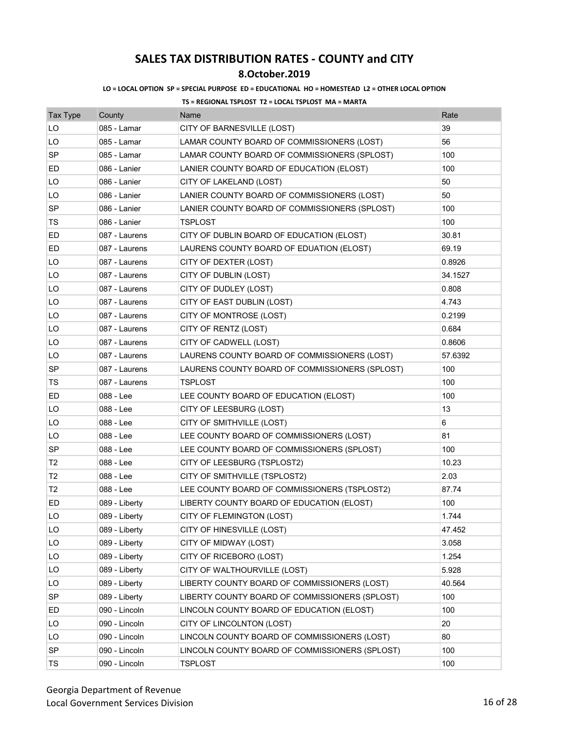# SALES TAX DISTRIBUTION RATES - COUNTY and CITY

## 8.October.2019

**LO = LOCAL OPTION SP = SPECIAL PURPOSE ED = EDUCATIONAL HO = HOMESTEAD L2 = OTHER LOCAL OPTION**

**TS = REGIONAL TSPLOST T2 = LOCAL TSPLOST MA = MARTA**

| Tax Type | County | Name | Rate |
|---|---|---|---|
| LO | 085 - Lamar | CITY OF BARNESVILLE (LOST) | 39 |
| LO | 085 - Lamar | LAMAR COUNTY BOARD OF COMMISSIONERS (LOST) | 56 |
| SP | 085 - Lamar | LAMAR COUNTY BOARD OF COMMISSIONERS (SPLOST) | 100 |
| ED | 086 - Lanier | LANIER COUNTY BOARD OF EDUCATION (ELOST) | 100 |
| LO | 086 - Lanier | CITY OF LAKELAND (LOST) | 50 |
| LO | 086 - Lanier | LANIER COUNTY BOARD OF COMMISSIONERS (LOST) | 50 |
| SP | 086 - Lanier | LANIER COUNTY BOARD OF COMMISSIONERS (SPLOST) | 100 |
| TS | 086 - Lanier | TSPLOST | 100 |
| ED | 087 - Laurens | CITY OF DUBLIN BOARD OF EDUCATION (ELOST) | 30.81 |
| ED | 087 - Laurens | LAURENS COUNTY BOARD OF EDUATION (ELOST) | 69.19 |
| LO | 087 - Laurens | CITY OF DEXTER (LOST) | 0.8926 |
| LO | 087 - Laurens | CITY OF DUBLIN (LOST) | 34.1527 |
| LO | 087 - Laurens | CITY OF DUDLEY (LOST) | 0.808 |
| LO | 087 - Laurens | CITY OF EAST DUBLIN (LOST) | 4.743 |
| LO | 087 - Laurens | CITY OF MONTROSE (LOST) | 0.2199 |
| LO | 087 - Laurens | CITY OF RENTZ (LOST) | 0.684 |
| LO | 087 - Laurens | CITY OF CADWELL (LOST) | 0.8606 |
| LO | 087 - Laurens | LAURENS COUNTY BOARD OF COMMISSIONERS (LOST) | 57.6392 |
| SP | 087 - Laurens | LAURENS COUNTY BOARD OF COMMISSIONERS (SPLOST) | 100 |
| TS | 087 - Laurens | TSPLOST | 100 |
| ED | 088 - Lee | LEE COUNTY BOARD OF EDUCATION (ELOST) | 100 |
| LO | 088 - Lee | CITY OF LEESBURG (LOST) | 13 |
| LO | 088 - Lee | CITY OF SMITHVILLE (LOST) | 6 |
| LO | 088 - Lee | LEE COUNTY BOARD OF COMMISSIONERS (LOST) | 81 |
| SP | 088 - Lee | LEE COUNTY BOARD OF COMMISSIONERS (SPLOST) | 100 |
| T2 | 088 - Lee | CITY OF LEESBURG (TSPLOST2) | 10.23 |
| T2 | 088 - Lee | CITY OF SMITHVILLE (TSPLOST2) | 2.03 |
| T2 | 088 - Lee | LEE COUNTY BOARD OF COMMISSIONERS (TSPLOST2) | 87.74 |
| ED | 089 - Liberty | LIBERTY COUNTY BOARD OF EDUCATION (ELOST) | 100 |
| LO | 089 - Liberty | CITY OF FLEMINGTON (LOST) | 1.744 |
| LO | 089 - Liberty | CITY OF HINESVILLE (LOST) | 47.452 |
| LO | 089 - Liberty | CITY OF MIDWAY (LOST) | 3.058 |
| LO | 089 - Liberty | CITY OF RICEBORO (LOST) | 1.254 |
| LO | 089 - Liberty | CITY OF WALTHOURVILLE (LOST) | 5.928 |
| LO | 089 - Liberty | LIBERTY COUNTY BOARD OF COMMISSIONERS (LOST) | 40.564 |
| SP | 089 - Liberty | LIBERTY COUNTY BOARD OF COMMISSIONERS (SPLOST) | 100 |
| ED | 090 - Lincoln | LINCOLN COUNTY BOARD OF EDUCATION (ELOST) | 100 |
| LO | 090 - Lincoln | CITY OF LINCOLNTON (LOST) | 20 |
| LO | 090 - Lincoln | LINCOLN COUNTY BOARD OF COMMISSIONERS (LOST) | 80 |
| SP | 090 - Lincoln | LINCOLN COUNTY BOARD OF COMMISSIONERS (SPLOST) | 100 |
| TS | 090 - Lincoln | TSPLOST | 100 |

Georgia Department of Revenue
Local Government Services Division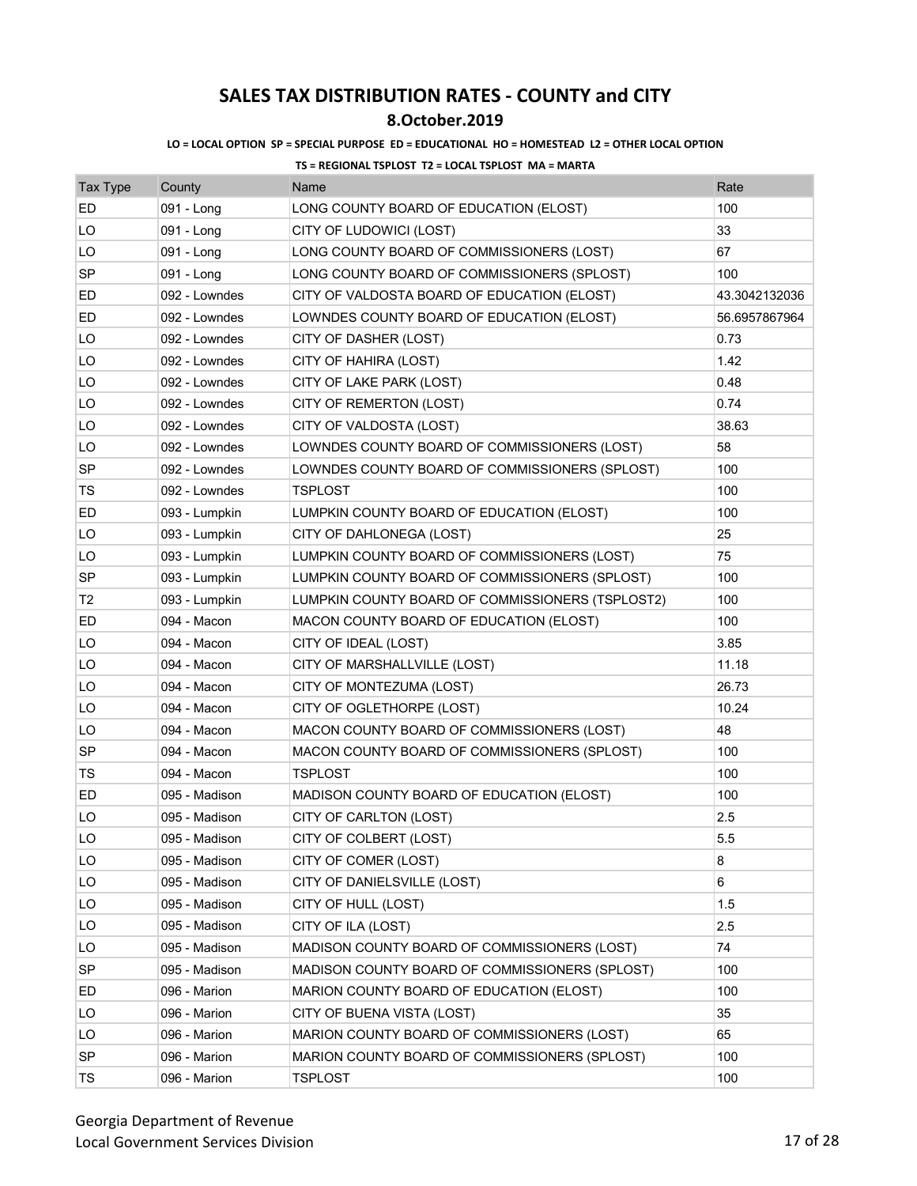# SALES TAX DISTRIBUTION RATES - COUNTY and CITY

## 8.October.2019

**LO = LOCAL OPTION SP = SPECIAL PURPOSE ED = EDUCATIONAL HO = HOMESTEAD L2 = OTHER LOCAL OPTION**

**TS = REGIONAL TSPLOST T2 = LOCAL TSPLOST MA = MARTA**

| Tax Type | County | Name | Rate |
|---|---|---|---|
| ED | 091 - Long | LONG COUNTY BOARD OF EDUCATION (ELOST) | 100 |
| LO | 091 - Long | CITY OF LUDOWICI (LOST) | 33 |
| LO | 091 - Long | LONG COUNTY BOARD OF COMMISSIONERS (LOST) | 67 |
| SP | 091 - Long | LONG COUNTY BOARD OF COMMISSIONERS (SPLOST) | 100 |
| ED | 092 - Lowndes | CITY OF VALDOSTA BOARD OF EDUCATION (ELOST) | 43.3042132036 |
| ED | 092 - Lowndes | LOWNDES COUNTY BOARD OF EDUCATION (ELOST) | 56.6957867964 |
| LO | 092 - Lowndes | CITY OF DASHER (LOST) | 0.73 |
| LO | 092 - Lowndes | CITY OF HAHIRA (LOST) | 1.42 |
| LO | 092 - Lowndes | CITY OF LAKE PARK (LOST) | 0.48 |
| LO | 092 - Lowndes | CITY OF REMERTON (LOST) | 0.74 |
| LO | 092 - Lowndes | CITY OF VALDOSTA (LOST) | 38.63 |
| LO | 092 - Lowndes | LOWNDES COUNTY BOARD OF COMMISSIONERS (LOST) | 58 |
| SP | 092 - Lowndes | LOWNDES COUNTY BOARD OF COMMISSIONERS (SPLOST) | 100 |
| TS | 092 - Lowndes | TSPLOST | 100 |
| ED | 093 - Lumpkin | LUMPKIN COUNTY BOARD OF EDUCATION (ELOST) | 100 |
| LO | 093 - Lumpkin | CITY OF DAHLONEGA (LOST) | 25 |
| LO | 093 - Lumpkin | LUMPKIN COUNTY BOARD OF COMMISSIONERS (LOST) | 75 |
| SP | 093 - Lumpkin | LUMPKIN COUNTY BOARD OF COMMISSIONERS (SPLOST) | 100 |
| T2 | 093 - Lumpkin | LUMPKIN COUNTY BOARD OF COMMISSIONERS (TSPLOST2) | 100 |
| ED | 094 - Macon | MACON COUNTY BOARD OF EDUCATION (ELOST) | 100 |
| LO | 094 - Macon | CITY OF IDEAL (LOST) | 3.85 |
| LO | 094 - Macon | CITY OF MARSHALLVILLE (LOST) | 11.18 |
| LO | 094 - Macon | CITY OF MONTEZUMA (LOST) | 26.73 |
| LO | 094 - Macon | CITY OF OGLETHORPE (LOST) | 10.24 |
| LO | 094 - Macon | MACON COUNTY BOARD OF COMMISSIONERS (LOST) | 48 |
| SP | 094 - Macon | MACON COUNTY BOARD OF COMMISSIONERS (SPLOST) | 100 |
| TS | 094 - Macon | TSPLOST | 100 |
| ED | 095 - Madison | MADISON COUNTY BOARD OF EDUCATION (ELOST) | 100 |
| LO | 095 - Madison | CITY OF CARLTON (LOST) | 2.5 |
| LO | 095 - Madison | CITY OF COLBERT (LOST) | 5.5 |
| LO | 095 - Madison | CITY OF COMER (LOST) | 8 |
| LO | 095 - Madison | CITY OF DANIELSVILLE (LOST) | 6 |
| LO | 095 - Madison | CITY OF HULL (LOST) | 1.5 |
| LO | 095 - Madison | CITY OF ILA (LOST) | 2.5 |
| LO | 095 - Madison | MADISON COUNTY BOARD OF COMMISSIONERS (LOST) | 74 |
| SP | 095 - Madison | MADISON COUNTY BOARD OF COMMISSIONERS (SPLOST) | 100 |
| ED | 096 - Marion | MARION COUNTY BOARD OF EDUCATION (ELOST) | 100 |
| LO | 096 - Marion | CITY OF BUENA VISTA (LOST) | 35 |
| LO | 096 - Marion | MARION COUNTY BOARD OF COMMISSIONERS (LOST) | 65 |
| SP | 096 - Marion | MARION COUNTY BOARD OF COMMISSIONERS (SPLOST) | 100 |
| TS | 096 - Marion | TSPLOST | 100 |

Georgia Department of Revenue
Local Government Services Division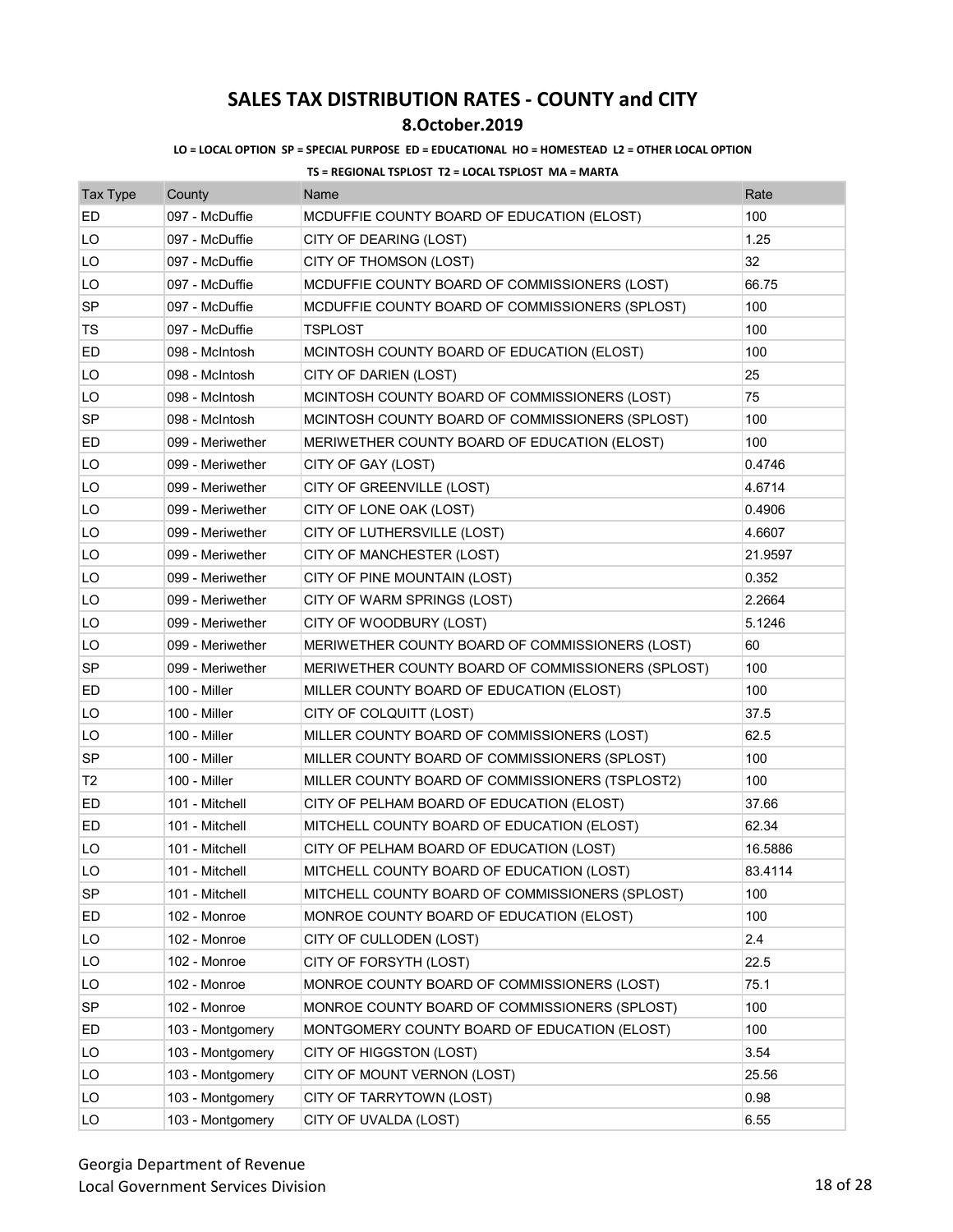# SALES TAX DISTRIBUTION RATES - COUNTY and CITY

## 8.October.2019

**LO = LOCAL OPTION SP = SPECIAL PURPOSE ED = EDUCATIONAL HO = HOMESTEAD L2 = OTHER LOCAL OPTION**

**TS = REGIONAL TSPLOST T2 = LOCAL TSPLOST MA = MARTA**

| Tax Type | County | Name | Rate |
|---|---|---|---|
| ED | 097 - McDuffie | MCDUFFIE COUNTY BOARD OF EDUCATION (ELOST) | 100 |
| LO | 097 - McDuffie | CITY OF DEARING (LOST) | 1.25 |
| LO | 097 - McDuffie | CITY OF THOMSON (LOST) | 32 |
| LO | 097 - McDuffie | MCDUFFIE COUNTY BOARD OF COMMISSIONERS (LOST) | 66.75 |
| SP | 097 - McDuffie | MCDUFFIE COUNTY BOARD OF COMMISSIONERS (SPLOST) | 100 |
| TS | 097 - McDuffie | TSPLOST | 100 |
| ED | 098 - McIntosh | MCINTOSH COUNTY BOARD OF EDUCATION (ELOST) | 100 |
| LO | 098 - McIntosh | CITY OF DARIEN (LOST) | 25 |
| LO | 098 - McIntosh | MCINTOSH COUNTY BOARD OF COMMISSIONERS (LOST) | 75 |
| SP | 098 - McIntosh | MCINTOSH COUNTY BOARD OF COMMISSIONERS (SPLOST) | 100 |
| ED | 099 - Meriwether | MERIWETHER COUNTY BOARD OF EDUCATION (ELOST) | 100 |
| LO | 099 - Meriwether | CITY OF GAY (LOST) | 0.4746 |
| LO | 099 - Meriwether | CITY OF GREENVILLE (LOST) | 4.6714 |
| LO | 099 - Meriwether | CITY OF LONE OAK (LOST) | 0.4906 |
| LO | 099 - Meriwether | CITY OF LUTHERSVILLE (LOST) | 4.6607 |
| LO | 099 - Meriwether | CITY OF MANCHESTER (LOST) | 21.9597 |
| LO | 099 - Meriwether | CITY OF PINE MOUNTAIN (LOST) | 0.352 |
| LO | 099 - Meriwether | CITY OF WARM SPRINGS (LOST) | 2.2664 |
| LO | 099 - Meriwether | CITY OF WOODBURY (LOST) | 5.1246 |
| LO | 099 - Meriwether | MERIWETHER COUNTY BOARD OF COMMISSIONERS (LOST) | 60 |
| SP | 099 - Meriwether | MERIWETHER COUNTY BOARD OF COMMISSIONERS (SPLOST) | 100 |
| ED | 100 - Miller | MILLER COUNTY BOARD OF EDUCATION (ELOST) | 100 |
| LO | 100 - Miller | CITY OF COLQUITT (LOST) | 37.5 |
| LO | 100 - Miller | MILLER COUNTY BOARD OF COMMISSIONERS (LOST) | 62.5 |
| SP | 100 - Miller | MILLER COUNTY BOARD OF COMMISSIONERS (SPLOST) | 100 |
| T2 | 100 - Miller | MILLER COUNTY BOARD OF COMMISSIONERS (TSPLOST2) | 100 |
| ED | 101 - Mitchell | CITY OF PELHAM BOARD OF EDUCATION (ELOST) | 37.66 |
| ED | 101 - Mitchell | MITCHELL COUNTY BOARD OF EDUCATION (ELOST) | 62.34 |
| LO | 101 - Mitchell | CITY OF PELHAM BOARD OF EDUCATION (LOST) | 16.5886 |
| LO | 101 - Mitchell | MITCHELL COUNTY BOARD OF EDUCATION (LOST) | 83.4114 |
| SP | 101 - Mitchell | MITCHELL COUNTY BOARD OF COMMISSIONERS (SPLOST) | 100 |
| ED | 102 - Monroe | MONROE COUNTY BOARD OF EDUCATION (ELOST) | 100 |
| LO | 102 - Monroe | CITY OF CULLODEN (LOST) | 2.4 |
| LO | 102 - Monroe | CITY OF FORSYTH (LOST) | 22.5 |
| LO | 102 - Monroe | MONROE COUNTY BOARD OF COMMISSIONERS (LOST) | 75.1 |
| SP | 102 - Monroe | MONROE COUNTY BOARD OF COMMISSIONERS (SPLOST) | 100 |
| ED | 103 - Montgomery | MONTGOMERY COUNTY BOARD OF EDUCATION (ELOST) | 100 |
| LO | 103 - Montgomery | CITY OF HIGGSTON (LOST) | 3.54 |
| LO | 103 - Montgomery | CITY OF MOUNT VERNON (LOST) | 25.56 |
| LO | 103 - Montgomery | CITY OF TARRYTOWN (LOST) | 0.98 |
| LO | 103 - Montgomery | CITY OF UVALDA (LOST) | 6.55 |

Georgia Department of Revenue
Local Government Services Division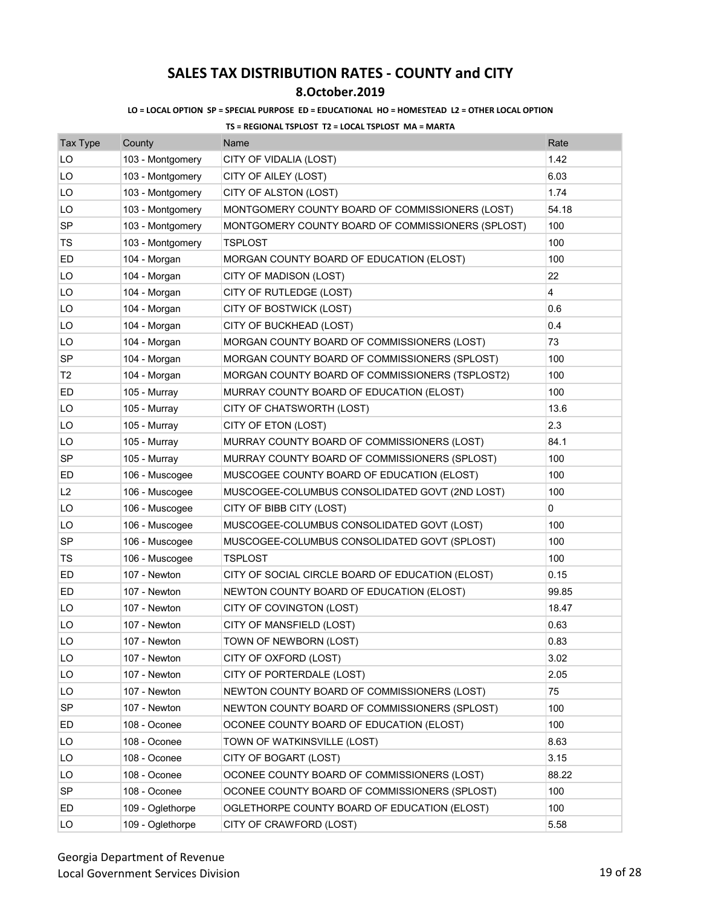# SALES TAX DISTRIBUTION RATES - COUNTY and CITY

## 8.October.2019

**LO = LOCAL OPTION SP = SPECIAL PURPOSE ED = EDUCATIONAL HO = HOMESTEAD L2 = OTHER LOCAL OPTION**

**TS = REGIONAL TSPLOST T2 = LOCAL TSPLOST MA = MARTA**

| Tax Type | County | Name | Rate |
| --- | --- | --- | --- |
| LO | 103 - Montgomery | CITY OF VIDALIA (LOST) | 1.42 |
| LO | 103 - Montgomery | CITY OF AILEY (LOST) | 6.03 |
| LO | 103 - Montgomery | CITY OF ALSTON (LOST) | 1.74 |
| LO | 103 - Montgomery | MONTGOMERY COUNTY BOARD OF COMMISSIONERS (LOST) | 54.18 |
| SP | 103 - Montgomery | MONTGOMERY COUNTY BOARD OF COMMISSIONERS (SPLOST) | 100 |
| TS | 103 - Montgomery | TSPLOST | 100 |
| ED | 104 - Morgan | MORGAN COUNTY BOARD OF EDUCATION (ELOST) | 100 |
| LO | 104 - Morgan | CITY OF MADISON (LOST) | 22 |
| LO | 104 - Morgan | CITY OF RUTLEDGE (LOST) | 4 |
| LO | 104 - Morgan | CITY OF BOSTWICK (LOST) | 0.6 |
| LO | 104 - Morgan | CITY OF BUCKHEAD (LOST) | 0.4 |
| LO | 104 - Morgan | MORGAN COUNTY BOARD OF COMMISSIONERS (LOST) | 73 |
| SP | 104 - Morgan | MORGAN COUNTY BOARD OF COMMISSIONERS (SPLOST) | 100 |
| T2 | 104 - Morgan | MORGAN COUNTY BOARD OF COMMISSIONERS (TSPLOST2) | 100 |
| ED | 105 - Murray | MURRAY COUNTY BOARD OF EDUCATION (ELOST) | 100 |
| LO | 105 - Murray | CITY OF CHATSWORTH (LOST) | 13.6 |
| LO | 105 - Murray | CITY OF ETON (LOST) | 2.3 |
| LO | 105 - Murray | MURRAY COUNTY BOARD OF COMMISSIONERS (LOST) | 84.1 |
| SP | 105 - Murray | MURRAY COUNTY BOARD OF COMMISSIONERS (SPLOST) | 100 |
| ED | 106 - Muscogee | MUSCOGEE COUNTY BOARD OF EDUCATION (ELOST) | 100 |
| L2 | 106 - Muscogee | MUSCOGEE-COLUMBUS CONSOLIDATED GOVT (2ND LOST) | 100 |
| LO | 106 - Muscogee | CITY OF BIBB CITY (LOST) | 0 |
| LO | 106 - Muscogee | MUSCOGEE-COLUMBUS CONSOLIDATED GOVT (LOST) | 100 |
| SP | 106 - Muscogee | MUSCOGEE-COLUMBUS CONSOLIDATED GOVT (SPLOST) | 100 |
| TS | 106 - Muscogee | TSPLOST | 100 |
| ED | 107 - Newton | CITY OF SOCIAL CIRCLE BOARD OF EDUCATION (ELOST) | 0.15 |
| ED | 107 - Newton | NEWTON COUNTY BOARD OF EDUCATION (ELOST) | 99.85 |
| LO | 107 - Newton | CITY OF COVINGTON (LOST) | 18.47 |
| LO | 107 - Newton | CITY OF MANSFIELD (LOST) | 0.63 |
| LO | 107 - Newton | TOWN OF NEWBORN (LOST) | 0.83 |
| LO | 107 - Newton | CITY OF OXFORD (LOST) | 3.02 |
| LO | 107 - Newton | CITY OF PORTERDALE (LOST) | 2.05 |
| LO | 107 - Newton | NEWTON COUNTY BOARD OF COMMISSIONERS (LOST) | 75 |
| SP | 107 - Newton | NEWTON COUNTY BOARD OF COMMISSIONERS (SPLOST) | 100 |
| ED | 108 - Oconee | OCONEE COUNTY BOARD OF EDUCATION (ELOST) | 100 |
| LO | 108 - Oconee | TOWN OF WATKINSVILLE (LOST) | 8.63 |
| LO | 108 - Oconee | CITY OF BOGART (LOST) | 3.15 |
| LO | 108 - Oconee | OCONEE COUNTY BOARD OF COMMISSIONERS (LOST) | 88.22 |
| SP | 108 - Oconee | OCONEE COUNTY BOARD OF COMMISSIONERS (SPLOST) | 100 |
| ED | 109 - Oglethorpe | OGLETHORPE COUNTY BOARD OF EDUCATION (ELOST) | 100 |
| LO | 109 - Oglethorpe | CITY OF CRAWFORD (LOST) | 5.58 |

Georgia Department of Revenue
Local Government Services Division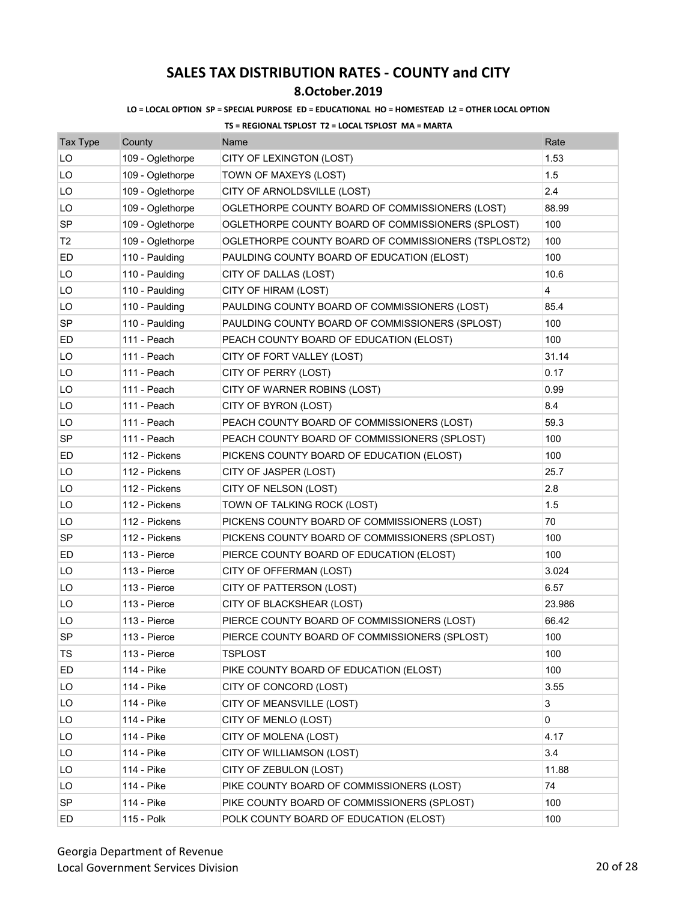# SALES TAX DISTRIBUTION RATES - COUNTY and CITY

## 8.October.2019

**LO = LOCAL OPTION SP = SPECIAL PURPOSE ED = EDUCATIONAL HO = HOMESTEAD L2 = OTHER LOCAL OPTION**

**TS = REGIONAL TSPLOST T2 = LOCAL TSPLOST MA = MARTA**

| Tax Type | County | Name | Rate |
|---|---|---|---|
| LO | 109 - Oglethorpe | CITY OF LEXINGTON (LOST) | 1.53 |
| LO | 109 - Oglethorpe | TOWN OF MAXEYS (LOST) | 1.5 |
| LO | 109 - Oglethorpe | CITY OF ARNOLDSVILLE (LOST) | 2.4 |
| LO | 109 - Oglethorpe | OGLETHORPE COUNTY BOARD OF COMMISSIONERS (LOST) | 88.99 |
| SP | 109 - Oglethorpe | OGLETHORPE COUNTY BOARD OF COMMISSIONERS (SPLOST) | 100 |
| T2 | 109 - Oglethorpe | OGLETHORPE COUNTY BOARD OF COMMISSIONERS (TSPLOST2) | 100 |
| ED | 110 - Paulding | PAULDING COUNTY BOARD OF EDUCATION (ELOST) | 100 |
| LO | 110 - Paulding | CITY OF DALLAS (LOST) | 10.6 |
| LO | 110 - Paulding | CITY OF HIRAM (LOST) | 4 |
| LO | 110 - Paulding | PAULDING COUNTY BOARD OF COMMISSIONERS (LOST) | 85.4 |
| SP | 110 - Paulding | PAULDING COUNTY BOARD OF COMMISSIONERS (SPLOST) | 100 |
| ED | 111 - Peach | PEACH COUNTY BOARD OF EDUCATION (ELOST) | 100 |
| LO | 111 - Peach | CITY OF FORT VALLEY (LOST) | 31.14 |
| LO | 111 - Peach | CITY OF PERRY (LOST) | 0.17 |
| LO | 111 - Peach | CITY OF WARNER ROBINS (LOST) | 0.99 |
| LO | 111 - Peach | CITY OF BYRON (LOST) | 8.4 |
| LO | 111 - Peach | PEACH COUNTY BOARD OF COMMISSIONERS (LOST) | 59.3 |
| SP | 111 - Peach | PEACH COUNTY BOARD OF COMMISSIONERS (SPLOST) | 100 |
| ED | 112 - Pickens | PICKENS COUNTY BOARD OF EDUCATION (ELOST) | 100 |
| LO | 112 - Pickens | CITY OF JASPER (LOST) | 25.7 |
| LO | 112 - Pickens | CITY OF NELSON (LOST) | 2.8 |
| LO | 112 - Pickens | TOWN OF TALKING ROCK (LOST) | 1.5 |
| LO | 112 - Pickens | PICKENS COUNTY BOARD OF COMMISSIONERS (LOST) | 70 |
| SP | 112 - Pickens | PICKENS COUNTY BOARD OF COMMISSIONERS (SPLOST) | 100 |
| ED | 113 - Pierce | PIERCE COUNTY BOARD OF EDUCATION (ELOST) | 100 |
| LO | 113 - Pierce | CITY OF OFFERMAN (LOST) | 3.024 |
| LO | 113 - Pierce | CITY OF PATTERSON (LOST) | 6.57 |
| LO | 113 - Pierce | CITY OF BLACKSHEAR (LOST) | 23.986 |
| LO | 113 - Pierce | PIERCE COUNTY BOARD OF COMMISSIONERS (LOST) | 66.42 |
| SP | 113 - Pierce | PIERCE COUNTY BOARD OF COMMISSIONERS (SPLOST) | 100 |
| TS | 113 - Pierce | TSPLOST | 100 |
| ED | 114 - Pike | PIKE COUNTY BOARD OF EDUCATION (ELOST) | 100 |
| LO | 114 - Pike | CITY OF CONCORD (LOST) | 3.55 |
| LO | 114 - Pike | CITY OF MEANSVILLE (LOST) | 3 |
| LO | 114 - Pike | CITY OF MENLO (LOST) | 0 |
| LO | 114 - Pike | CITY OF MOLENA (LOST) | 4.17 |
| LO | 114 - Pike | CITY OF WILLIAMSON (LOST) | 3.4 |
| LO | 114 - Pike | CITY OF ZEBULON (LOST) | 11.88 |
| LO | 114 - Pike | PIKE COUNTY BOARD OF COMMISSIONERS (LOST) | 74 |
| SP | 114 - Pike | PIKE COUNTY BOARD OF COMMISSIONERS (SPLOST) | 100 |
| ED | 115 - Polk | POLK COUNTY BOARD OF EDUCATION (ELOST) | 100 |

Georgia Department of Revenue
Local Government Services Division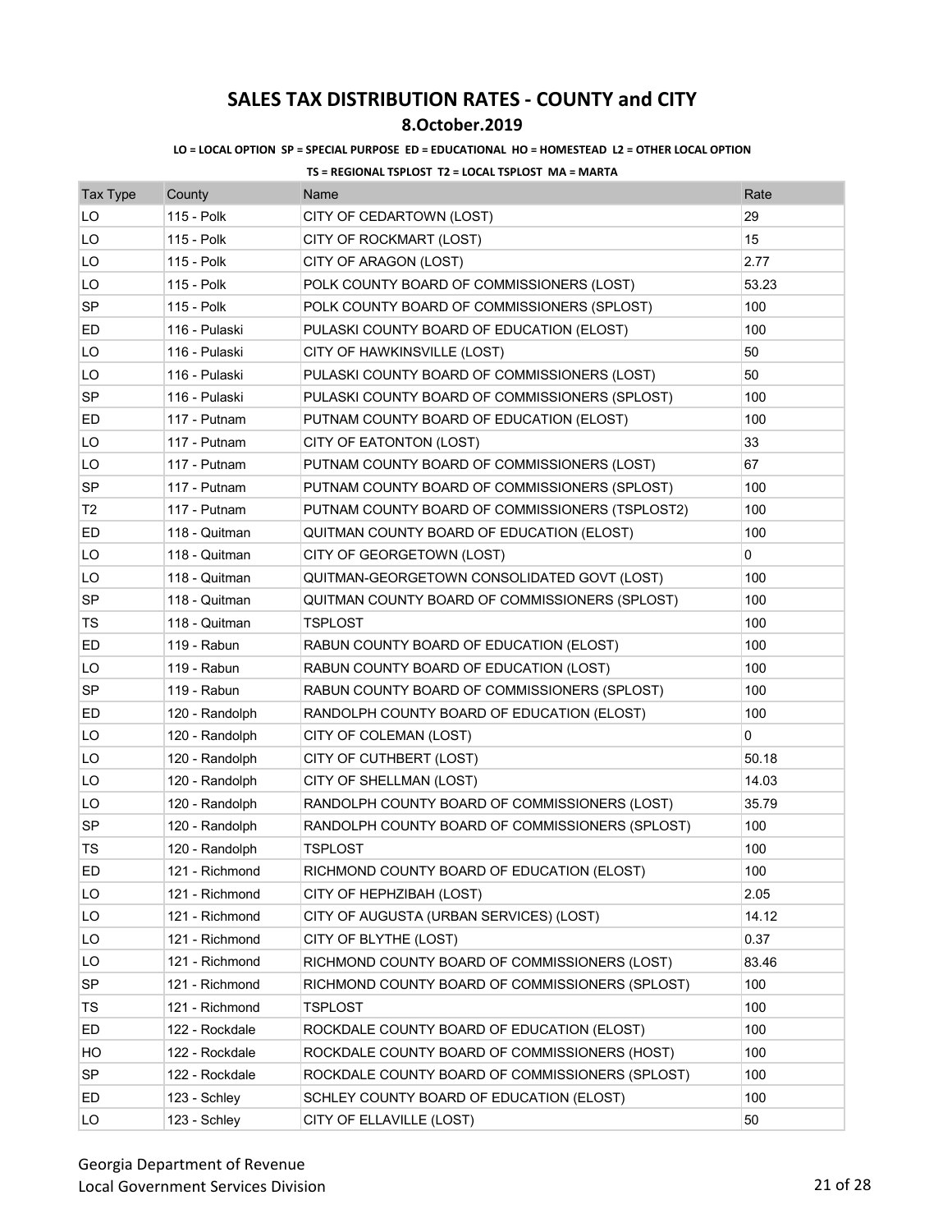# SALES TAX DISTRIBUTION RATES - COUNTY and CITY

## 8.October.2019

**LO = LOCAL OPTION SP = SPECIAL PURPOSE ED = EDUCATIONAL HO = HOMESTEAD L2 = OTHER LOCAL OPTION**

**TS = REGIONAL TSPLOST T2 = LOCAL TSPLOST MA = MARTA**

| Tax Type | County | Name | Rate |
|---|---|---|---|
| LO | 115 - Polk | CITY OF CEDARTOWN (LOST) | 29 |
| LO | 115 - Polk | CITY OF ROCKMART (LOST) | 15 |
| LO | 115 - Polk | CITY OF ARAGON (LOST) | 2.77 |
| LO | 115 - Polk | POLK COUNTY BOARD OF COMMISSIONERS (LOST) | 53.23 |
| SP | 115 - Polk | POLK COUNTY BOARD OF COMMISSIONERS (SPLOST) | 100 |
| ED | 116 - Pulaski | PULASKI COUNTY BOARD OF EDUCATION (ELOST) | 100 |
| LO | 116 - Pulaski | CITY OF HAWKINSVILLE (LOST) | 50 |
| LO | 116 - Pulaski | PULASKI COUNTY BOARD OF COMMISSIONERS (LOST) | 50 |
| SP | 116 - Pulaski | PULASKI COUNTY BOARD OF COMMISSIONERS (SPLOST) | 100 |
| ED | 117 - Putnam | PUTNAM COUNTY BOARD OF EDUCATION (ELOST) | 100 |
| LO | 117 - Putnam | CITY OF EATONTON (LOST) | 33 |
| LO | 117 - Putnam | PUTNAM COUNTY BOARD OF COMMISSIONERS (LOST) | 67 |
| SP | 117 - Putnam | PUTNAM COUNTY BOARD OF COMMISSIONERS (SPLOST) | 100 |
| T2 | 117 - Putnam | PUTNAM COUNTY BOARD OF COMMISSIONERS (TSPLOST2) | 100 |
| ED | 118 - Quitman | QUITMAN COUNTY BOARD OF EDUCATION (ELOST) | 100 |
| LO | 118 - Quitman | CITY OF GEORGETOWN (LOST) | 0 |
| LO | 118 - Quitman | QUITMAN-GEORGETOWN CONSOLIDATED GOVT (LOST) | 100 |
| SP | 118 - Quitman | QUITMAN COUNTY BOARD OF COMMISSIONERS (SPLOST) | 100 |
| TS | 118 - Quitman | TSPLOST | 100 |
| ED | 119 - Rabun | RABUN COUNTY BOARD OF EDUCATION (ELOST) | 100 |
| LO | 119 - Rabun | RABUN COUNTY BOARD OF EDUCATION (LOST) | 100 |
| SP | 119 - Rabun | RABUN COUNTY BOARD OF COMMISSIONERS (SPLOST) | 100 |
| ED | 120 - Randolph | RANDOLPH COUNTY BOARD OF EDUCATION (ELOST) | 100 |
| LO | 120 - Randolph | CITY OF COLEMAN (LOST) | 0 |
| LO | 120 - Randolph | CITY OF CUTHBERT (LOST) | 50.18 |
| LO | 120 - Randolph | CITY OF SHELLMAN (LOST) | 14.03 |
| LO | 120 - Randolph | RANDOLPH COUNTY BOARD OF COMMISSIONERS (LOST) | 35.79 |
| SP | 120 - Randolph | RANDOLPH COUNTY BOARD OF COMMISSIONERS (SPLOST) | 100 |
| TS | 120 - Randolph | TSPLOST | 100 |
| ED | 121 - Richmond | RICHMOND COUNTY BOARD OF EDUCATION (ELOST) | 100 |
| LO | 121 - Richmond | CITY OF HEPHZIBAH (LOST) | 2.05 |
| LO | 121 - Richmond | CITY OF AUGUSTA (URBAN SERVICES) (LOST) | 14.12 |
| LO | 121 - Richmond | CITY OF BLYTHE (LOST) | 0.37 |
| LO | 121 - Richmond | RICHMOND COUNTY BOARD OF COMMISSIONERS (LOST) | 83.46 |
| SP | 121 - Richmond | RICHMOND COUNTY BOARD OF COMMISSIONERS (SPLOST) | 100 |
| TS | 121 - Richmond | TSPLOST | 100 |
| ED | 122 - Rockdale | ROCKDALE COUNTY BOARD OF EDUCATION (ELOST) | 100 |
| HO | 122 - Rockdale | ROCKDALE COUNTY BOARD OF COMMISSIONERS (HOST) | 100 |
| SP | 122 - Rockdale | ROCKDALE COUNTY BOARD OF COMMISSIONERS (SPLOST) | 100 |
| ED | 123 - Schley | SCHLEY COUNTY BOARD OF EDUCATION (ELOST) | 100 |
| LO | 123 - Schley | CITY OF ELLAVILLE (LOST) | 50 |

Georgia Department of Revenue
Local Government Services Division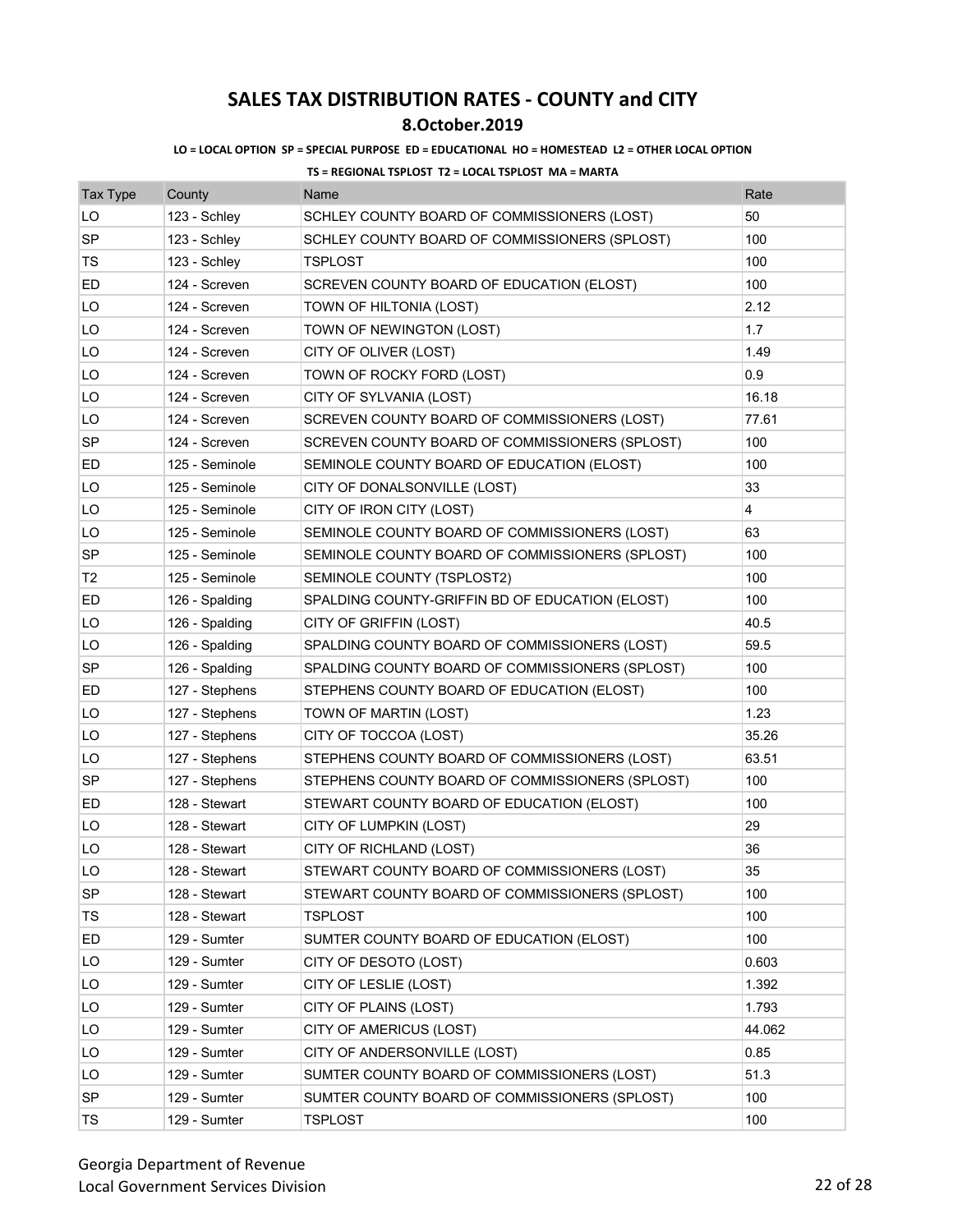# SALES TAX DISTRIBUTION RATES - COUNTY and CITY

## 8.October.2019

**LO = LOCAL OPTION SP = SPECIAL PURPOSE ED = EDUCATIONAL HO = HOMESTEAD L2 = OTHER LOCAL OPTION**

**TS = REGIONAL TSPLOST T2 = LOCAL TSPLOST MA = MARTA**

| Tax Type | County | Name | Rate |
|---|---|---|---|
| LO | 123 - Schley | SCHLEY COUNTY BOARD OF COMMISSIONERS (LOST) | 50 |
| SP | 123 - Schley | SCHLEY COUNTY BOARD OF COMMISSIONERS (SPLOST) | 100 |
| TS | 123 - Schley | TSPLOST | 100 |
| ED | 124 - Screven | SCREVEN COUNTY BOARD OF EDUCATION (ELOST) | 100 |
| LO | 124 - Screven | TOWN OF HILTONIA (LOST) | 2.12 |
| LO | 124 - Screven | TOWN OF NEWINGTON (LOST) | 1.7 |
| LO | 124 - Screven | CITY OF OLIVER (LOST) | 1.49 |
| LO | 124 - Screven | TOWN OF ROCKY FORD (LOST) | 0.9 |
| LO | 124 - Screven | CITY OF SYLVANIA (LOST) | 16.18 |
| LO | 124 - Screven | SCREVEN COUNTY BOARD OF COMMISSIONERS (LOST) | 77.61 |
| SP | 124 - Screven | SCREVEN COUNTY BOARD OF COMMISSIONERS (SPLOST) | 100 |
| ED | 125 - Seminole | SEMINOLE COUNTY BOARD OF EDUCATION (ELOST) | 100 |
| LO | 125 - Seminole | CITY OF DONALSONVILLE (LOST) | 33 |
| LO | 125 - Seminole | CITY OF IRON CITY (LOST) | 4 |
| LO | 125 - Seminole | SEMINOLE COUNTY BOARD OF COMMISSIONERS (LOST) | 63 |
| SP | 125 - Seminole | SEMINOLE COUNTY BOARD OF COMMISSIONERS (SPLOST) | 100 |
| T2 | 125 - Seminole | SEMINOLE COUNTY (TSPLOST2) | 100 |
| ED | 126 - Spalding | SPALDING COUNTY-GRIFFIN BD OF EDUCATION (ELOST) | 100 |
| LO | 126 - Spalding | CITY OF GRIFFIN (LOST) | 40.5 |
| LO | 126 - Spalding | SPALDING COUNTY BOARD OF COMMISSIONERS (LOST) | 59.5 |
| SP | 126 - Spalding | SPALDING COUNTY BOARD OF COMMISSIONERS (SPLOST) | 100 |
| ED | 127 - Stephens | STEPHENS COUNTY BOARD OF EDUCATION (ELOST) | 100 |
| LO | 127 - Stephens | TOWN OF MARTIN (LOST) | 1.23 |
| LO | 127 - Stephens | CITY OF TOCCOA (LOST) | 35.26 |
| LO | 127 - Stephens | STEPHENS COUNTY BOARD OF COMMISSIONERS (LOST) | 63.51 |
| SP | 127 - Stephens | STEPHENS COUNTY BOARD OF COMMISSIONERS (SPLOST) | 100 |
| ED | 128 - Stewart | STEWART COUNTY BOARD OF EDUCATION (ELOST) | 100 |
| LO | 128 - Stewart | CITY OF LUMPKIN (LOST) | 29 |
| LO | 128 - Stewart | CITY OF RICHLAND (LOST) | 36 |
| LO | 128 - Stewart | STEWART COUNTY BOARD OF COMMISSIONERS (LOST) | 35 |
| SP | 128 - Stewart | STEWART COUNTY BOARD OF COMMISSIONERS (SPLOST) | 100 |
| TS | 128 - Stewart | TSPLOST | 100 |
| ED | 129 - Sumter | SUMTER COUNTY BOARD OF EDUCATION (ELOST) | 100 |
| LO | 129 - Sumter | CITY OF DESOTO (LOST) | 0.603 |
| LO | 129 - Sumter | CITY OF LESLIE (LOST) | 1.392 |
| LO | 129 - Sumter | CITY OF PLAINS (LOST) | 1.793 |
| LO | 129 - Sumter | CITY OF AMERICUS (LOST) | 44.062 |
| LO | 129 - Sumter | CITY OF ANDERSONVILLE (LOST) | 0.85 |
| LO | 129 - Sumter | SUMTER COUNTY BOARD OF COMMISSIONERS (LOST) | 51.3 |
| SP | 129 - Sumter | SUMTER COUNTY BOARD OF COMMISSIONERS (SPLOST) | 100 |
| TS | 129 - Sumter | TSPLOST | 100 |

Georgia Department of Revenue
Local Government Services Division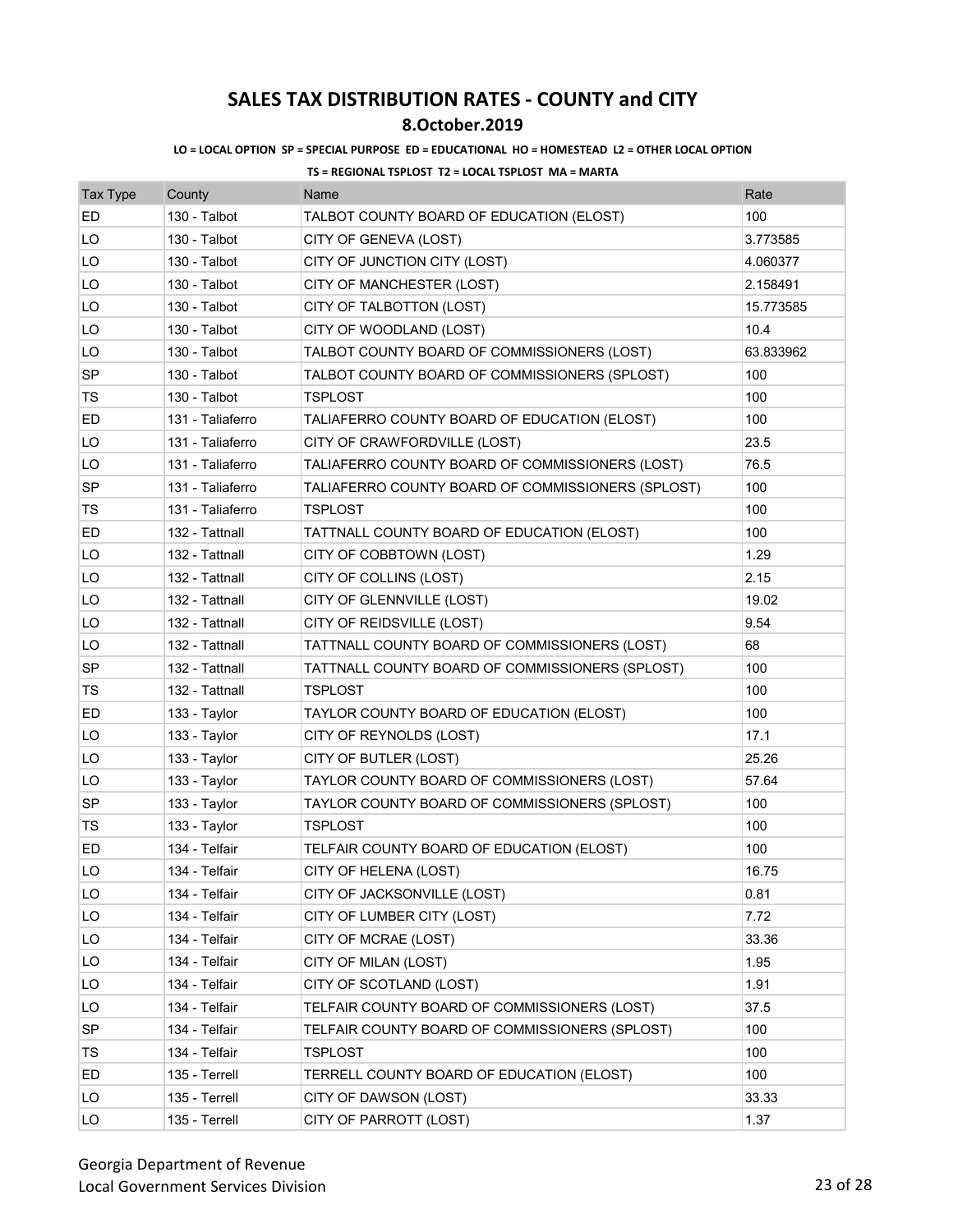# SALES TAX DISTRIBUTION RATES - COUNTY and CITY

## 8.October.2019

**LO = LOCAL OPTION SP = SPECIAL PURPOSE ED = EDUCATIONAL HO = HOMESTEAD L2 = OTHER LOCAL OPTION**

**TS = REGIONAL TSPLOST T2 = LOCAL TSPLOST MA = MARTA**

| Tax Type | County | Name | Rate |
|---|---|---|---|
| ED | 130 - Talbot | TALBOT COUNTY BOARD OF EDUCATION (ELOST) | 100 |
| LO | 130 - Talbot | CITY OF GENEVA (LOST) | 3.773585 |
| LO | 130 - Talbot | CITY OF JUNCTION CITY (LOST) | 4.060377 |
| LO | 130 - Talbot | CITY OF MANCHESTER (LOST) | 2.158491 |
| LO | 130 - Talbot | CITY OF TALBOTTON (LOST) | 15.773585 |
| LO | 130 - Talbot | CITY OF WOODLAND (LOST) | 10.4 |
| LO | 130 - Talbot | TALBOT COUNTY BOARD OF COMMISSIONERS (LOST) | 63.833962 |
| SP | 130 - Talbot | TALBOT COUNTY BOARD OF COMMISSIONERS (SPLOST) | 100 |
| TS | 130 - Talbot | TSPLOST | 100 |
| ED | 131 - Taliaferro | TALIAFERRO COUNTY BOARD OF EDUCATION (ELOST) | 100 |
| LO | 131 - Taliaferro | CITY OF CRAWFORDVILLE (LOST) | 23.5 |
| LO | 131 - Taliaferro | TALIAFERRO COUNTY BOARD OF COMMISSIONERS (LOST) | 76.5 |
| SP | 131 - Taliaferro | TALIAFERRO COUNTY BOARD OF COMMISSIONERS (SPLOST) | 100 |
| TS | 131 - Taliaferro | TSPLOST | 100 |
| ED | 132 - Tattnall | TATTNALL COUNTY BOARD OF EDUCATION (ELOST) | 100 |
| LO | 132 - Tattnall | CITY OF COBBTOWN (LOST) | 1.29 |
| LO | 132 - Tattnall | CITY OF COLLINS (LOST) | 2.15 |
| LO | 132 - Tattnall | CITY OF GLENNVILLE (LOST) | 19.02 |
| LO | 132 - Tattnall | CITY OF REIDSVILLE (LOST) | 9.54 |
| LO | 132 - Tattnall | TATTNALL COUNTY BOARD OF COMMISSIONERS (LOST) | 68 |
| SP | 132 - Tattnall | TATTNALL COUNTY BOARD OF COMMISSIONERS (SPLOST) | 100 |
| TS | 132 - Tattnall | TSPLOST | 100 |
| ED | 133 - Taylor | TAYLOR COUNTY BOARD OF EDUCATION (ELOST) | 100 |
| LO | 133 - Taylor | CITY OF REYNOLDS (LOST) | 17.1 |
| LO | 133 - Taylor | CITY OF BUTLER (LOST) | 25.26 |
| LO | 133 - Taylor | TAYLOR COUNTY BOARD OF COMMISSIONERS (LOST) | 57.64 |
| SP | 133 - Taylor | TAYLOR COUNTY BOARD OF COMMISSIONERS (SPLOST) | 100 |
| TS | 133 - Taylor | TSPLOST | 100 |
| ED | 134 - Telfair | TELFAIR COUNTY BOARD OF EDUCATION (ELOST) | 100 |
| LO | 134 - Telfair | CITY OF HELENA (LOST) | 16.75 |
| LO | 134 - Telfair | CITY OF JACKSONVILLE (LOST) | 0.81 |
| LO | 134 - Telfair | CITY OF LUMBER CITY (LOST) | 7.72 |
| LO | 134 - Telfair | CITY OF MCRAE (LOST) | 33.36 |
| LO | 134 - Telfair | CITY OF MILAN (LOST) | 1.95 |
| LO | 134 - Telfair | CITY OF SCOTLAND (LOST) | 1.91 |
| LO | 134 - Telfair | TELFAIR COUNTY BOARD OF COMMISSIONERS (LOST) | 37.5 |
| SP | 134 - Telfair | TELFAIR COUNTY BOARD OF COMMISSIONERS (SPLOST) | 100 |
| TS | 134 - Telfair | TSPLOST | 100 |
| ED | 135 - Terrell | TERRELL COUNTY BOARD OF EDUCATION (ELOST) | 100 |
| LO | 135 - Terrell | CITY OF DAWSON (LOST) | 33.33 |
| LO | 135 - Terrell | CITY OF PARROTT (LOST) | 1.37 |

Georgia Department of Revenue
Local Government Services Division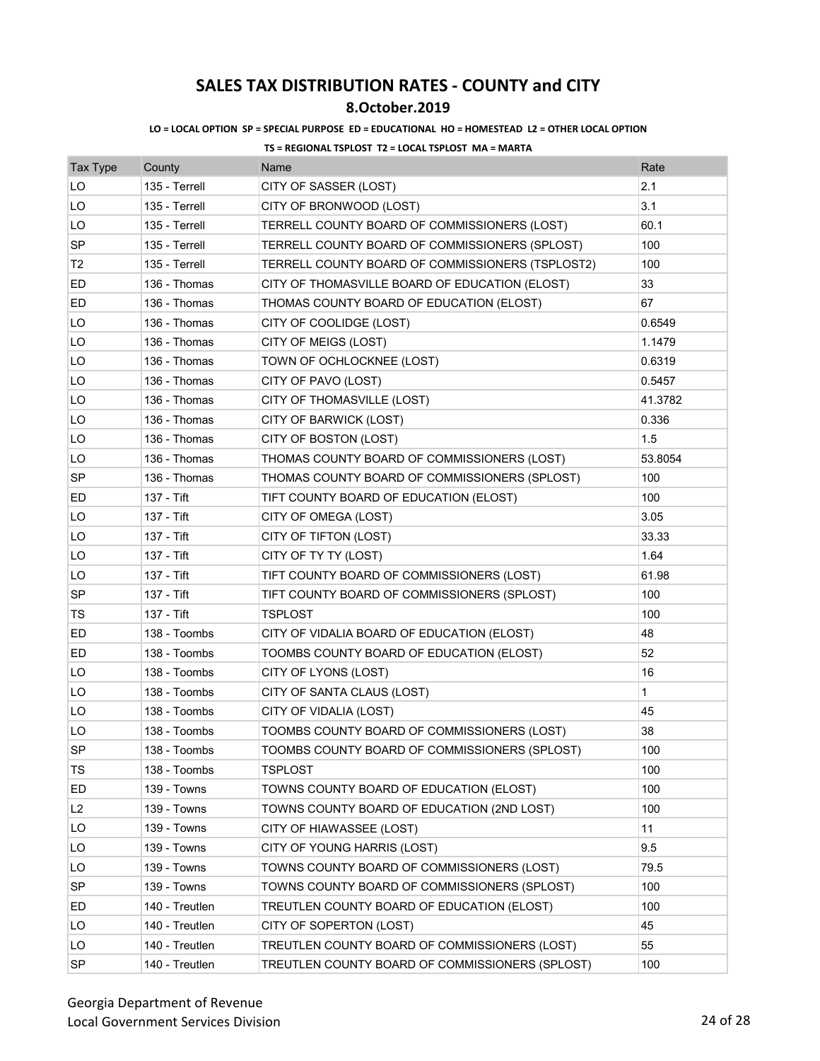# SALES TAX DISTRIBUTION RATES - COUNTY and CITY

## 8.October.2019

**LO = LOCAL OPTION SP = SPECIAL PURPOSE ED = EDUCATIONAL HO = HOMESTEAD L2 = OTHER LOCAL OPTION**

**TS = REGIONAL TSPLOST T2 = LOCAL TSPLOST MA = MARTA**

| Tax Type | County | Name | Rate |
|---|---|---|---|
| LO | 135 - Terrell | CITY OF SASSER (LOST) | 2.1 |
| LO | 135 - Terrell | CITY OF BRONWOOD (LOST) | 3.1 |
| LO | 135 - Terrell | TERRELL COUNTY BOARD OF COMMISSIONERS (LOST) | 60.1 |
| SP | 135 - Terrell | TERRELL COUNTY BOARD OF COMMISSIONERS (SPLOST) | 100 |
| T2 | 135 - Terrell | TERRELL COUNTY BOARD OF COMMISSIONERS (TSPLOST2) | 100 |
| ED | 136 - Thomas | CITY OF THOMASVILLE BOARD OF EDUCATION (ELOST) | 33 |
| ED | 136 - Thomas | THOMAS COUNTY BOARD OF EDUCATION (ELOST) | 67 |
| LO | 136 - Thomas | CITY OF COOLIDGE (LOST) | 0.6549 |
| LO | 136 - Thomas | CITY OF MEIGS (LOST) | 1.1479 |
| LO | 136 - Thomas | TOWN OF OCHLOCKNEE (LOST) | 0.6319 |
| LO | 136 - Thomas | CITY OF PAVO (LOST) | 0.5457 |
| LO | 136 - Thomas | CITY OF THOMASVILLE (LOST) | 41.3782 |
| LO | 136 - Thomas | CITY OF BARWICK (LOST) | 0.336 |
| LO | 136 - Thomas | CITY OF BOSTON (LOST) | 1.5 |
| LO | 136 - Thomas | THOMAS COUNTY BOARD OF COMMISSIONERS (LOST) | 53.8054 |
| SP | 136 - Thomas | THOMAS COUNTY BOARD OF COMMISSIONERS (SPLOST) | 100 |
| ED | 137 - Tift | TIFT COUNTY BOARD OF EDUCATION (ELOST) | 100 |
| LO | 137 - Tift | CITY OF OMEGA (LOST) | 3.05 |
| LO | 137 - Tift | CITY OF TIFTON (LOST) | 33.33 |
| LO | 137 - Tift | CITY OF TY TY (LOST) | 1.64 |
| LO | 137 - Tift | TIFT COUNTY BOARD OF COMMISSIONERS (LOST) | 61.98 |
| SP | 137 - Tift | TIFT COUNTY BOARD OF COMMISSIONERS (SPLOST) | 100 |
| TS | 137 - Tift | TSPLOST | 100 |
| ED | 138 - Toombs | CITY OF VIDALIA BOARD OF EDUCATION (ELOST) | 48 |
| ED | 138 - Toombs | TOOMBS COUNTY BOARD OF EDUCATION (ELOST) | 52 |
| LO | 138 - Toombs | CITY OF LYONS (LOST) | 16 |
| LO | 138 - Toombs | CITY OF SANTA CLAUS (LOST) | 1 |
| LO | 138 - Toombs | CITY OF VIDALIA (LOST) | 45 |
| LO | 138 - Toombs | TOOMBS COUNTY BOARD OF COMMISSIONERS (LOST) | 38 |
| SP | 138 - Toombs | TOOMBS COUNTY BOARD OF COMMISSIONERS (SPLOST) | 100 |
| TS | 138 - Toombs | TSPLOST | 100 |
| ED | 139 - Towns | TOWNS COUNTY BOARD OF EDUCATION (ELOST) | 100 |
| L2 | 139 - Towns | TOWNS COUNTY BOARD OF EDUCATION (2ND LOST) | 100 |
| LO | 139 - Towns | CITY OF HIAWASSEE (LOST) | 11 |
| LO | 139 - Towns | CITY OF YOUNG HARRIS (LOST) | 9.5 |
| LO | 139 - Towns | TOWNS COUNTY BOARD OF COMMISSIONERS (LOST) | 79.5 |
| SP | 139 - Towns | TOWNS COUNTY BOARD OF COMMISSIONERS (SPLOST) | 100 |
| ED | 140 - Treutlen | TREUTLEN COUNTY BOARD OF EDUCATION (ELOST) | 100 |
| LO | 140 - Treutlen | CITY OF SOPERTON (LOST) | 45 |
| LO | 140 - Treutlen | TREUTLEN COUNTY BOARD OF COMMISSIONERS (LOST) | 55 |
| SP | 140 - Treutlen | TREUTLEN COUNTY BOARD OF COMMISSIONERS (SPLOST) | 100 |

Georgia Department of Revenue
Local Government Services Division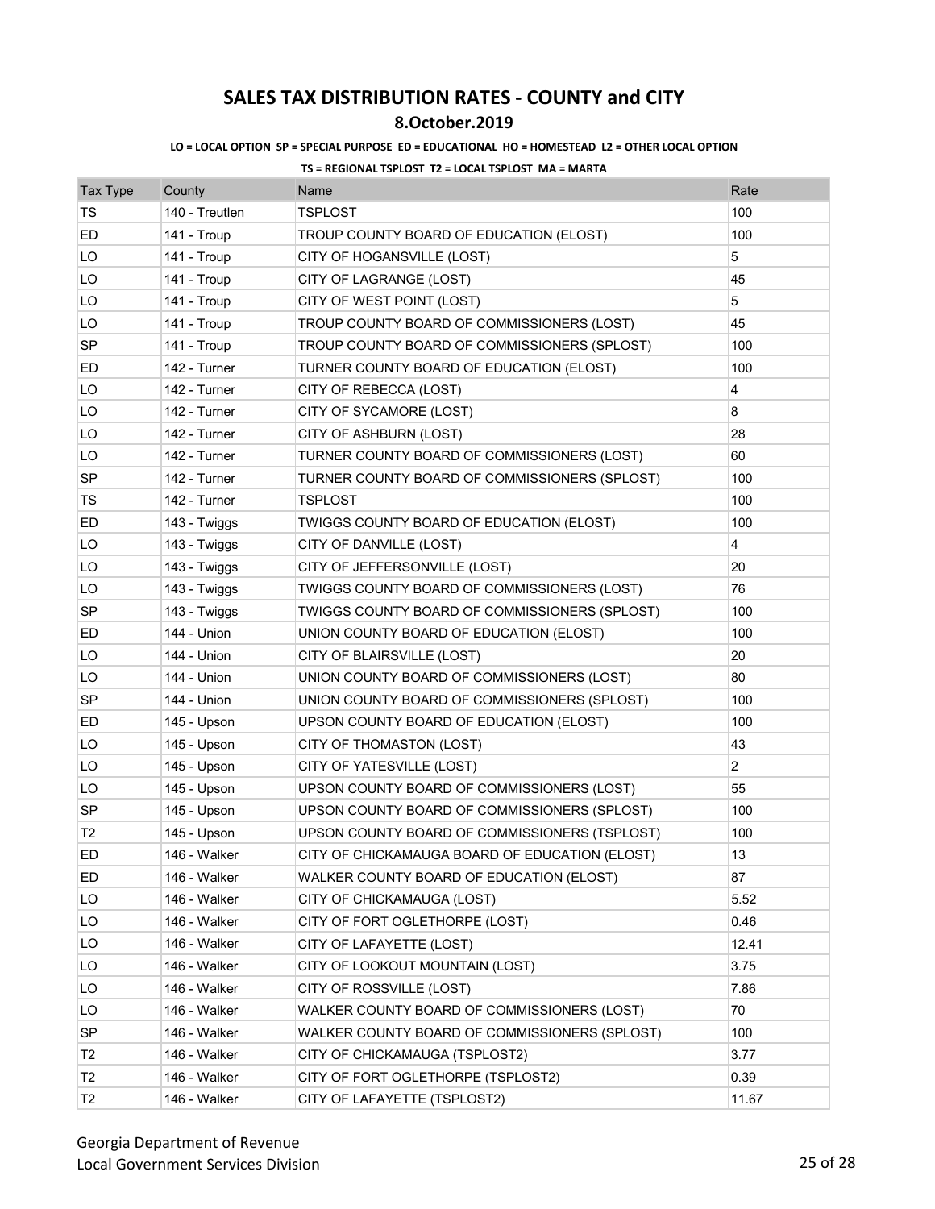# SALES TAX DISTRIBUTION RATES - COUNTY and CITY

## 8.October.2019

**LO = LOCAL OPTION SP = SPECIAL PURPOSE ED = EDUCATIONAL HO = HOMESTEAD L2 = OTHER LOCAL OPTION**

**TS = REGIONAL TSPLOST T2 = LOCAL TSPLOST MA = MARTA**

| Tax Type | County | Name | Rate |
|---|---|---|---|
| TS | 140 - Treutlen | TSPLOST | 100 |
| ED | 141 - Troup | TROUP COUNTY BOARD OF EDUCATION (ELOST) | 100 |
| LO | 141 - Troup | CITY OF HOGANSVILLE (LOST) | 5 |
| LO | 141 - Troup | CITY OF LAGRANGE (LOST) | 45 |
| LO | 141 - Troup | CITY OF WEST POINT (LOST) | 5 |
| LO | 141 - Troup | TROUP COUNTY BOARD OF COMMISSIONERS (LOST) | 45 |
| SP | 141 - Troup | TROUP COUNTY BOARD OF COMMISSIONERS (SPLOST) | 100 |
| ED | 142 - Turner | TURNER COUNTY BOARD OF EDUCATION (ELOST) | 100 |
| LO | 142 - Turner | CITY OF REBECCA (LOST) | 4 |
| LO | 142 - Turner | CITY OF SYCAMORE (LOST) | 8 |
| LO | 142 - Turner | CITY OF ASHBURN (LOST) | 28 |
| LO | 142 - Turner | TURNER COUNTY BOARD OF COMMISSIONERS (LOST) | 60 |
| SP | 142 - Turner | TURNER COUNTY BOARD OF COMMISSIONERS (SPLOST) | 100 |
| TS | 142 - Turner | TSPLOST | 100 |
| ED | 143 - Twiggs | TWIGGS COUNTY BOARD OF EDUCATION (ELOST) | 100 |
| LO | 143 - Twiggs | CITY OF DANVILLE (LOST) | 4 |
| LO | 143 - Twiggs | CITY OF JEFFERSONVILLE (LOST) | 20 |
| LO | 143 - Twiggs | TWIGGS COUNTY BOARD OF COMMISSIONERS (LOST) | 76 |
| SP | 143 - Twiggs | TWIGGS COUNTY BOARD OF COMMISSIONERS (SPLOST) | 100 |
| ED | 144 - Union | UNION COUNTY BOARD OF EDUCATION (ELOST) | 100 |
| LO | 144 - Union | CITY OF BLAIRSVILLE (LOST) | 20 |
| LO | 144 - Union | UNION COUNTY BOARD OF COMMISSIONERS (LOST) | 80 |
| SP | 144 - Union | UNION COUNTY BOARD OF COMMISSIONERS (SPLOST) | 100 |
| ED | 145 - Upson | UPSON COUNTY BOARD OF EDUCATION (ELOST) | 100 |
| LO | 145 - Upson | CITY OF THOMASTON (LOST) | 43 |
| LO | 145 - Upson | CITY OF YATESVILLE (LOST) | 2 |
| LO | 145 - Upson | UPSON COUNTY BOARD OF COMMISSIONERS (LOST) | 55 |
| SP | 145 - Upson | UPSON COUNTY BOARD OF COMMISSIONERS (SPLOST) | 100 |
| T2 | 145 - Upson | UPSON COUNTY BOARD OF COMMISSIONERS (TSPLOST) | 100 |
| ED | 146 - Walker | CITY OF CHICKAMAUGA BOARD OF EDUCATION (ELOST) | 13 |
| ED | 146 - Walker | WALKER COUNTY BOARD OF EDUCATION (ELOST) | 87 |
| LO | 146 - Walker | CITY OF CHICKAMAUGA (LOST) | 5.52 |
| LO | 146 - Walker | CITY OF FORT OGLETHORPE (LOST) | 0.46 |
| LO | 146 - Walker | CITY OF LAFAYETTE (LOST) | 12.41 |
| LO | 146 - Walker | CITY OF LOOKOUT MOUNTAIN (LOST) | 3.75 |
| LO | 146 - Walker | CITY OF ROSSVILLE (LOST) | 7.86 |
| LO | 146 - Walker | WALKER COUNTY BOARD OF COMMISSIONERS (LOST) | 70 |
| SP | 146 - Walker | WALKER COUNTY BOARD OF COMMISSIONERS (SPLOST) | 100 |
| T2 | 146 - Walker | CITY OF CHICKAMAUGA (TSPLOST2) | 3.77 |
| T2 | 146 - Walker | CITY OF FORT OGLETHORPE (TSPLOST2) | 0.39 |
| T2 | 146 - Walker | CITY OF LAFAYETTE (TSPLOST2) | 11.67 |

Georgia Department of Revenue
Local Government Services Division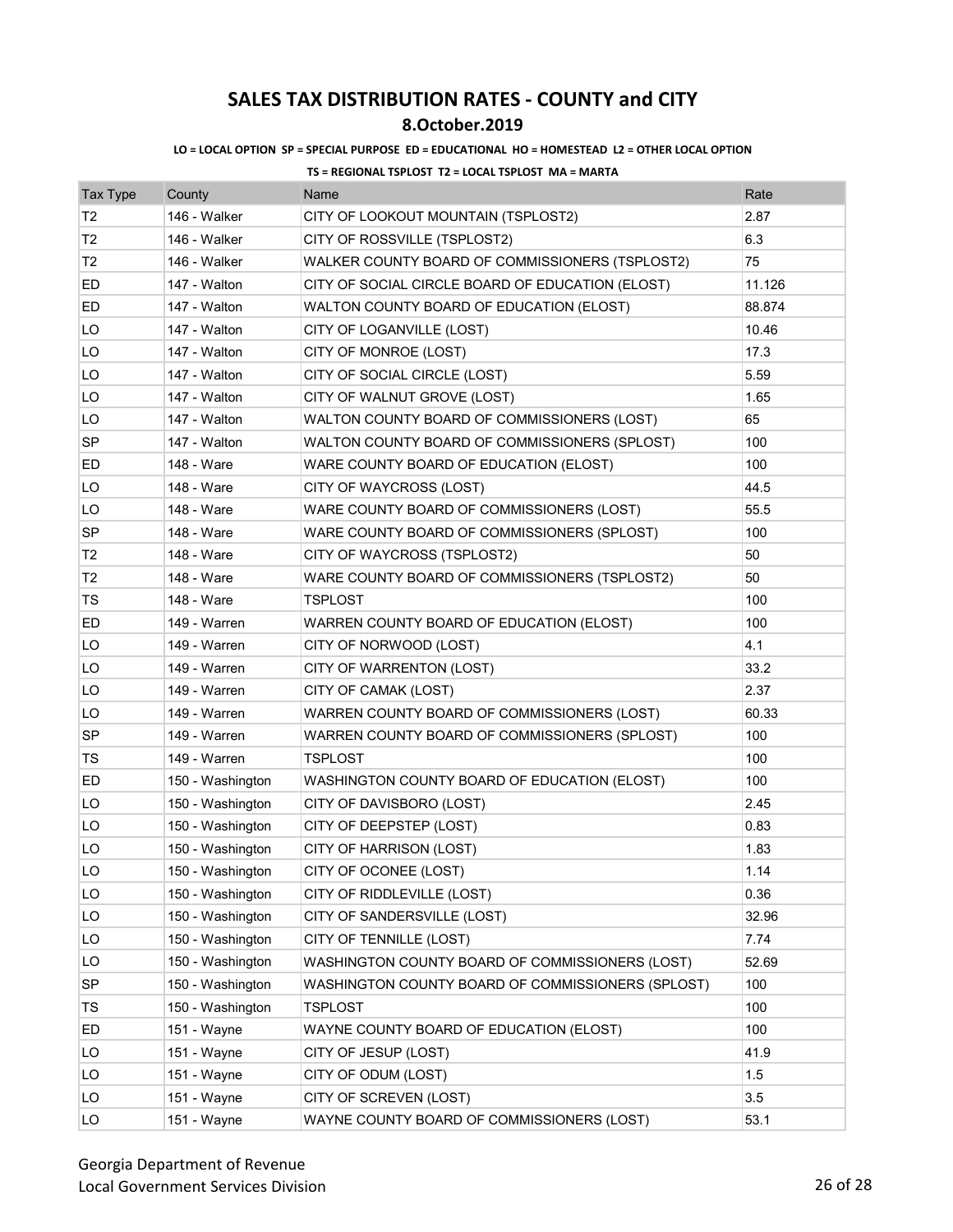# SALES TAX DISTRIBUTION RATES - COUNTY and CITY

## 8.October.2019

**LO = LOCAL OPTION SP = SPECIAL PURPOSE ED = EDUCATIONAL HO = HOMESTEAD L2 = OTHER LOCAL OPTION**

**TS = REGIONAL TSPLOST T2 = LOCAL TSPLOST MA = MARTA**

| Tax Type | County | Name | Rate |
|---|---|---|---|
| T2 | 146 - Walker | CITY OF LOOKOUT MOUNTAIN (TSPLOST2) | 2.87 |
| T2 | 146 - Walker | CITY OF ROSSVILLE (TSPLOST2) | 6.3 |
| T2 | 146 - Walker | WALKER COUNTY BOARD OF COMMISSIONERS (TSPLOST2) | 75 |
| ED | 147 - Walton | CITY OF SOCIAL CIRCLE BOARD OF EDUCATION (ELOST) | 11.126 |
| ED | 147 - Walton | WALTON COUNTY BOARD OF EDUCATION (ELOST) | 88.874 |
| LO | 147 - Walton | CITY OF LOGANVILLE (LOST) | 10.46 |
| LO | 147 - Walton | CITY OF MONROE (LOST) | 17.3 |
| LO | 147 - Walton | CITY OF SOCIAL CIRCLE (LOST) | 5.59 |
| LO | 147 - Walton | CITY OF WALNUT GROVE (LOST) | 1.65 |
| LO | 147 - Walton | WALTON COUNTY BOARD OF COMMISSIONERS (LOST) | 65 |
| SP | 147 - Walton | WALTON COUNTY BOARD OF COMMISSIONERS (SPLOST) | 100 |
| ED | 148 - Ware | WARE COUNTY BOARD OF EDUCATION (ELOST) | 100 |
| LO | 148 - Ware | CITY OF WAYCROSS (LOST) | 44.5 |
| LO | 148 - Ware | WARE COUNTY BOARD OF COMMISSIONERS (LOST) | 55.5 |
| SP | 148 - Ware | WARE COUNTY BOARD OF COMMISSIONERS (SPLOST) | 100 |
| T2 | 148 - Ware | CITY OF WAYCROSS (TSPLOST2) | 50 |
| T2 | 148 - Ware | WARE COUNTY BOARD OF COMMISSIONERS (TSPLOST2) | 50 |
| TS | 148 - Ware | TSPLOST | 100 |
| ED | 149 - Warren | WARREN COUNTY BOARD OF EDUCATION (ELOST) | 100 |
| LO | 149 - Warren | CITY OF NORWOOD (LOST) | 4.1 |
| LO | 149 - Warren | CITY OF WARRENTON (LOST) | 33.2 |
| LO | 149 - Warren | CITY OF CAMAK (LOST) | 2.37 |
| LO | 149 - Warren | WARREN COUNTY BOARD OF COMMISSIONERS (LOST) | 60.33 |
| SP | 149 - Warren | WARREN COUNTY BOARD OF COMMISSIONERS (SPLOST) | 100 |
| TS | 149 - Warren | TSPLOST | 100 |
| ED | 150 - Washington | WASHINGTON COUNTY BOARD OF EDUCATION (ELOST) | 100 |
| LO | 150 - Washington | CITY OF DAVISBORO (LOST) | 2.45 |
| LO | 150 - Washington | CITY OF DEEPSTEP (LOST) | 0.83 |
| LO | 150 - Washington | CITY OF HARRISON (LOST) | 1.83 |
| LO | 150 - Washington | CITY OF OCONEE (LOST) | 1.14 |
| LO | 150 - Washington | CITY OF RIDDLEVILLE (LOST) | 0.36 |
| LO | 150 - Washington | CITY OF SANDERSVILLE (LOST) | 32.96 |
| LO | 150 - Washington | CITY OF TENNILLE (LOST) | 7.74 |
| LO | 150 - Washington | WASHINGTON COUNTY BOARD OF COMMISSIONERS (LOST) | 52.69 |
| SP | 150 - Washington | WASHINGTON COUNTY BOARD OF COMMISSIONERS (SPLOST) | 100 |
| TS | 150 - Washington | TSPLOST | 100 |
| ED | 151 - Wayne | WAYNE COUNTY BOARD OF EDUCATION (ELOST) | 100 |
| LO | 151 - Wayne | CITY OF JESUP (LOST) | 41.9 |
| LO | 151 - Wayne | CITY OF ODUM (LOST) | 1.5 |
| LO | 151 - Wayne | CITY OF SCREVEN (LOST) | 3.5 |
| LO | 151 - Wayne | WAYNE COUNTY BOARD OF COMMISSIONERS (LOST) | 53.1 |

Georgia Department of Revenue
Local Government Services Division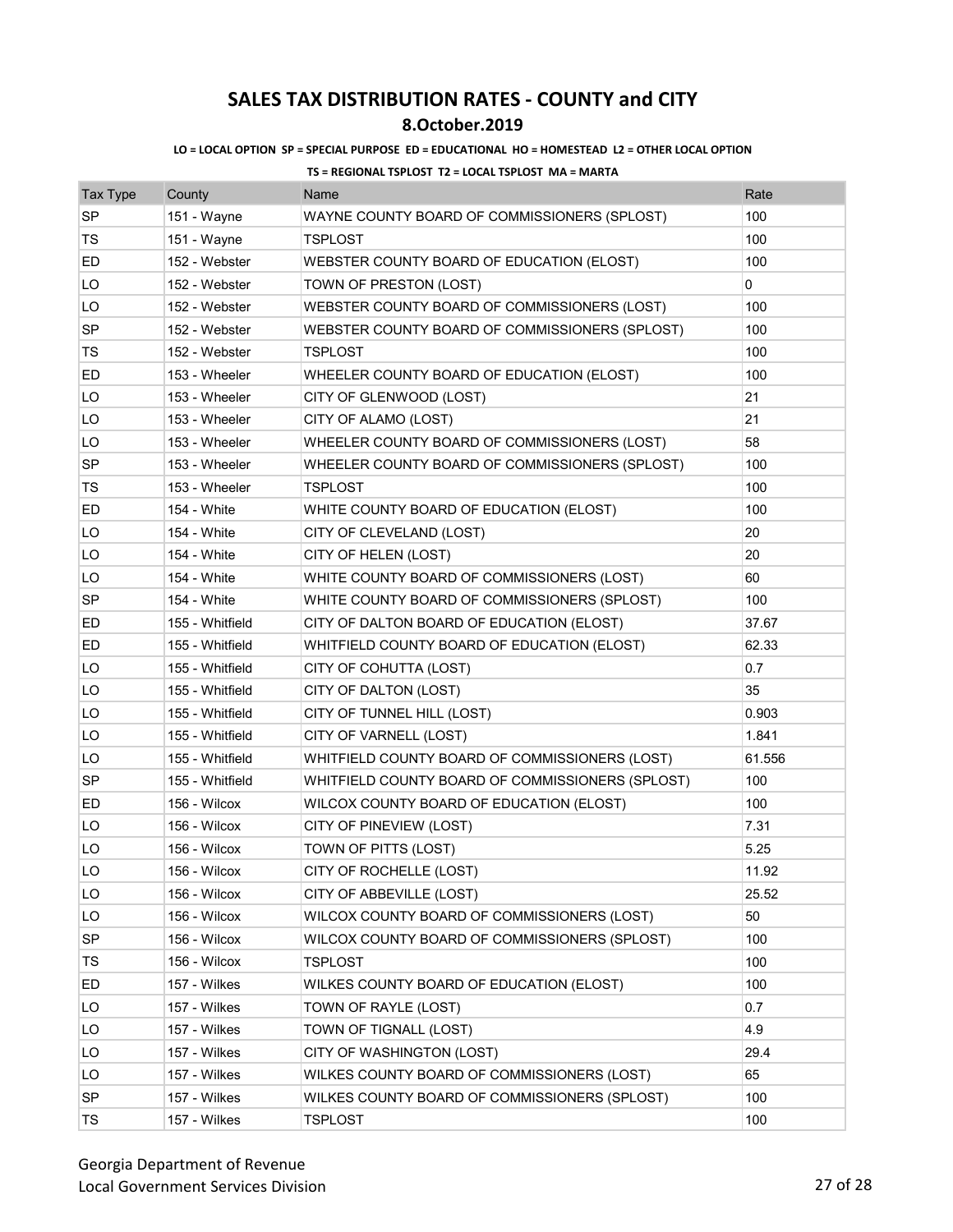# SALES TAX DISTRIBUTION RATES - COUNTY and CITY

## 8.October.2019

**LO = LOCAL OPTION SP = SPECIAL PURPOSE ED = EDUCATIONAL HO = HOMESTEAD L2 = OTHER LOCAL OPTION**

**TS = REGIONAL TSPLOST T2 = LOCAL TSPLOST MA = MARTA**

| Tax Type | County | Name | Rate |
|---|---|---|---|
| SP | 151 - Wayne | WAYNE COUNTY BOARD OF COMMISSIONERS (SPLOST) | 100 |
| TS | 151 - Wayne | TSPLOST | 100 |
| ED | 152 - Webster | WEBSTER COUNTY BOARD OF EDUCATION (ELOST) | 100 |
| LO | 152 - Webster | TOWN OF PRESTON (LOST) | 0 |
| LO | 152 - Webster | WEBSTER COUNTY BOARD OF COMMISSIONERS (LOST) | 100 |
| SP | 152 - Webster | WEBSTER COUNTY BOARD OF COMMISSIONERS (SPLOST) | 100 |
| TS | 152 - Webster | TSPLOST | 100 |
| ED | 153 - Wheeler | WHEELER COUNTY BOARD OF EDUCATION (ELOST) | 100 |
| LO | 153 - Wheeler | CITY OF GLENWOOD (LOST) | 21 |
| LO | 153 - Wheeler | CITY OF ALAMO (LOST) | 21 |
| LO | 153 - Wheeler | WHEELER COUNTY BOARD OF COMMISSIONERS (LOST) | 58 |
| SP | 153 - Wheeler | WHEELER COUNTY BOARD OF COMMISSIONERS (SPLOST) | 100 |
| TS | 153 - Wheeler | TSPLOST | 100 |
| ED | 154 - White | WHITE COUNTY BOARD OF EDUCATION (ELOST) | 100 |
| LO | 154 - White | CITY OF CLEVELAND (LOST) | 20 |
| LO | 154 - White | CITY OF HELEN (LOST) | 20 |
| LO | 154 - White | WHITE COUNTY BOARD OF COMMISSIONERS (LOST) | 60 |
| SP | 154 - White | WHITE COUNTY BOARD OF COMMISSIONERS (SPLOST) | 100 |
| ED | 155 - Whitfield | CITY OF DALTON BOARD OF EDUCATION (ELOST) | 37.67 |
| ED | 155 - Whitfield | WHITFIELD COUNTY BOARD OF EDUCATION (ELOST) | 62.33 |
| LO | 155 - Whitfield | CITY OF COHUTTA (LOST) | 0.7 |
| LO | 155 - Whitfield | CITY OF DALTON (LOST) | 35 |
| LO | 155 - Whitfield | CITY OF TUNNEL HILL (LOST) | 0.903 |
| LO | 155 - Whitfield | CITY OF VARNELL (LOST) | 1.841 |
| LO | 155 - Whitfield | WHITFIELD COUNTY BOARD OF COMMISSIONERS (LOST) | 61.556 |
| SP | 155 - Whitfield | WHITFIELD COUNTY BOARD OF COMMISSIONERS (SPLOST) | 100 |
| ED | 156 - Wilcox | WILCOX COUNTY BOARD OF EDUCATION (ELOST) | 100 |
| LO | 156 - Wilcox | CITY OF PINEVIEW (LOST) | 7.31 |
| LO | 156 - Wilcox | TOWN OF PITTS (LOST) | 5.25 |
| LO | 156 - Wilcox | CITY OF ROCHELLE (LOST) | 11.92 |
| LO | 156 - Wilcox | CITY OF ABBEVILLE (LOST) | 25.52 |
| LO | 156 - Wilcox | WILCOX COUNTY BOARD OF COMMISSIONERS (LOST) | 50 |
| SP | 156 - Wilcox | WILCOX COUNTY BOARD OF COMMISSIONERS (SPLOST) | 100 |
| TS | 156 - Wilcox | TSPLOST | 100 |
| ED | 157 - Wilkes | WILKES COUNTY BOARD OF EDUCATION (ELOST) | 100 |
| LO | 157 - Wilkes | TOWN OF RAYLE (LOST) | 0.7 |
| LO | 157 - Wilkes | TOWN OF TIGNALL (LOST) | 4.9 |
| LO | 157 - Wilkes | CITY OF WASHINGTON (LOST) | 29.4 |
| LO | 157 - Wilkes | WILKES COUNTY BOARD OF COMMISSIONERS (LOST) | 65 |
| SP | 157 - Wilkes | WILKES COUNTY BOARD OF COMMISSIONERS (SPLOST) | 100 |
| TS | 157 - Wilkes | TSPLOST | 100 |

Georgia Department of Revenue
Local Government Services Division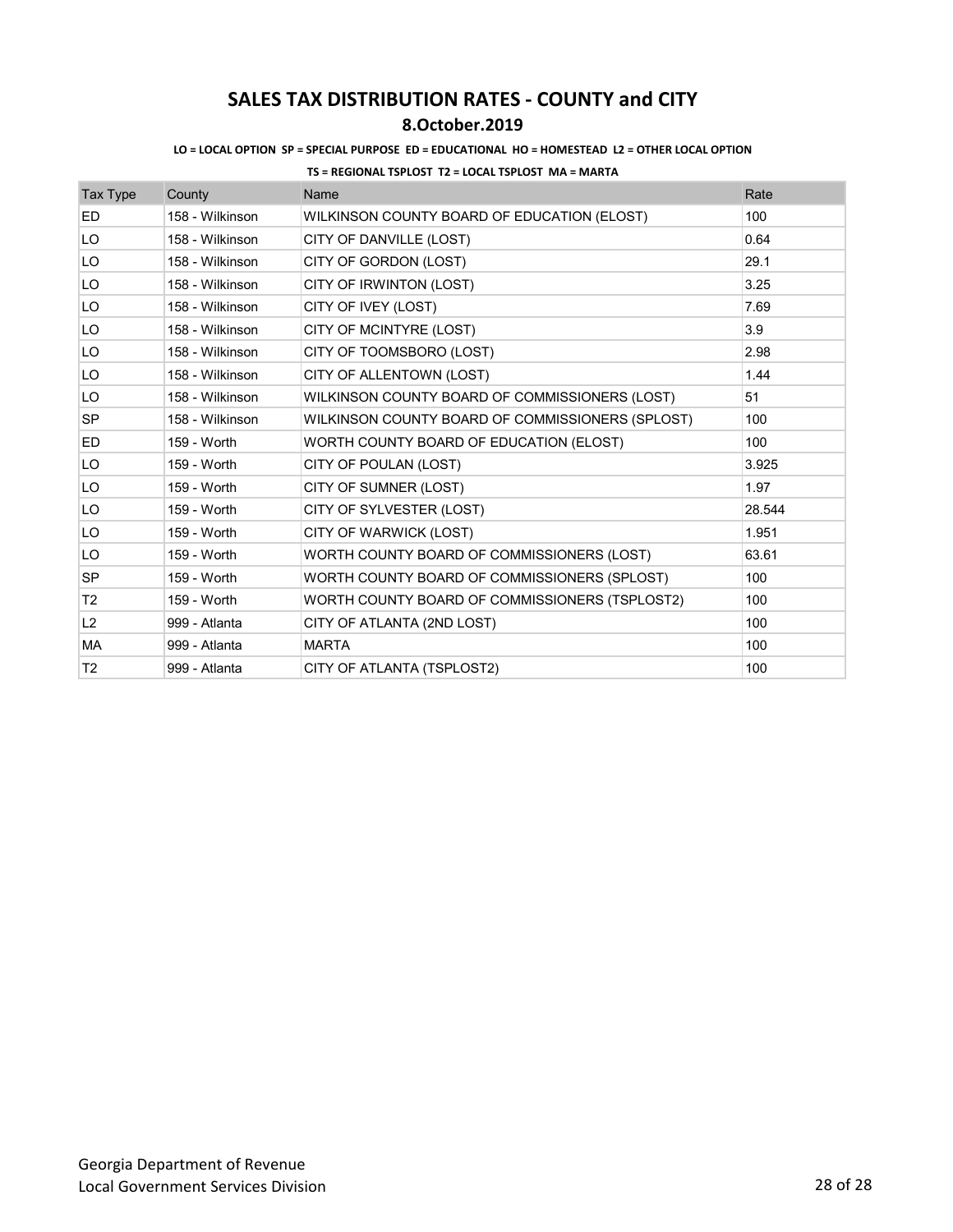# SALES TAX DISTRIBUTION RATES - COUNTY and CITY

## 8.October.2019

**LO = LOCAL OPTION SP = SPECIAL PURPOSE ED = EDUCATIONAL HO = HOMESTEAD L2 = OTHER LOCAL OPTION**

**TS = REGIONAL TSPLOST T2 = LOCAL TSPLOST MA = MARTA**

| Tax Type | County | Name | Rate |
|---|---|---|---|
| ED | 158 - Wilkinson | WILKINSON COUNTY BOARD OF EDUCATION (ELOST) | 100 |
| LO | 158 - Wilkinson | CITY OF DANVILLE (LOST) | 0.64 |
| LO | 158 - Wilkinson | CITY OF GORDON (LOST) | 29.1 |
| LO | 158 - Wilkinson | CITY OF IRWINTON (LOST) | 3.25 |
| LO | 158 - Wilkinson | CITY OF IVEY (LOST) | 7.69 |
| LO | 158 - Wilkinson | CITY OF MCINTYRE (LOST) | 3.9 |
| LO | 158 - Wilkinson | CITY OF TOOMSBORO (LOST) | 2.98 |
| LO | 158 - Wilkinson | CITY OF ALLENTOWN (LOST) | 1.44 |
| LO | 158 - Wilkinson | WILKINSON COUNTY BOARD OF COMMISSIONERS (LOST) | 51 |
| SP | 158 - Wilkinson | WILKINSON COUNTY BOARD OF COMMISSIONERS (SPLOST) | 100 |
| ED | 159 - Worth | WORTH COUNTY BOARD OF EDUCATION (ELOST) | 100 |
| LO | 159 - Worth | CITY OF POULAN (LOST) | 3.925 |
| LO | 159 - Worth | CITY OF SUMNER (LOST) | 1.97 |
| LO | 159 - Worth | CITY OF SYLVESTER (LOST) | 28.544 |
| LO | 159 - Worth | CITY OF WARWICK (LOST) | 1.951 |
| LO | 159 - Worth | WORTH COUNTY BOARD OF COMMISSIONERS (LOST) | 63.61 |
| SP | 159 - Worth | WORTH COUNTY BOARD OF COMMISSIONERS (SPLOST) | 100 |
| T2 | 159 - Worth | WORTH COUNTY BOARD OF COMMISSIONERS (TSPLOST2) | 100 |
| L2 | 999 - Atlanta | CITY OF ATLANTA (2ND LOST) | 100 |
| MA | 999 - Atlanta | MARTA | 100 |
| T2 | 999 - Atlanta | CITY OF ATLANTA (TSPLOST2) | 100 |

Georgia Department of Revenue
Local Government Services Division